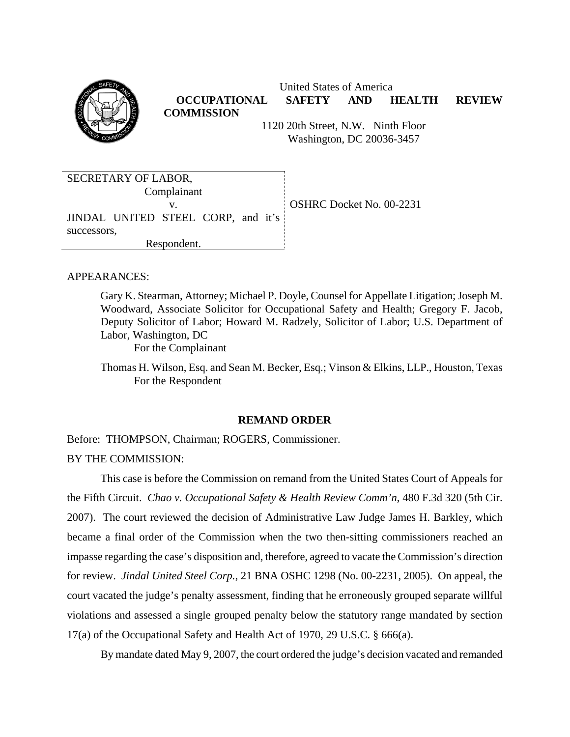United States of America

**OCCUPATIONAL SAFETY AND HEALTH REVIEW COMMISSION**

1120 20th Street, N.W. Ninth Floor
Washington, DC 20036-3457

SECRETARY OF LABOR,
Complainant

v.

JINDAL UNITED STEEL CORP, and it's successors,
Respondent.

OSHRC Docket No. 00-2231

APPEARANCES:

Gary K. Stearman, Attorney; Michael P. Doyle, Counsel for Appellate Litigation; Joseph M. Woodward, Associate Solicitor for Occupational Safety and Health; Gregory F. Jacob, Deputy Solicitor of Labor; Howard M. Radzely, Solicitor of Labor; U.S. Department of Labor, Washington, DC
For the Complainant

Thomas H. Wilson, Esq. and Sean M. Becker, Esq.; Vinson & Elkins, LLP., Houston, Texas
For the Respondent

**REMAND ORDER**

Before: THOMPSON, Chairman; ROGERS, Commissioner.

BY THE COMMISSION:

This case is before the Commission on remand from the United States Court of Appeals for the Fifth Circuit. *Chao v. Occupational Safety & Health Review Comm'n*, 480 F.3d 320 (5th Cir. 2007). The court reviewed the decision of Administrative Law Judge James H. Barkley, which became a final order of the Commission when the two then-sitting commissioners reached an impasse regarding the case's disposition and, therefore, agreed to vacate the Commission's direction for review. *Jindal United Steel Corp.*, 21 BNA OSHC 1298 (No. 00-2231, 2005). On appeal, the court vacated the judge's penalty assessment, finding that he erroneously grouped separate willful violations and assessed a single grouped penalty below the statutory range mandated by section 17(a) of the Occupational Safety and Health Act of 1970, 29 U.S.C. § 666(a).

By mandate dated May 9, 2007, the court ordered the judge's decision vacated and remanded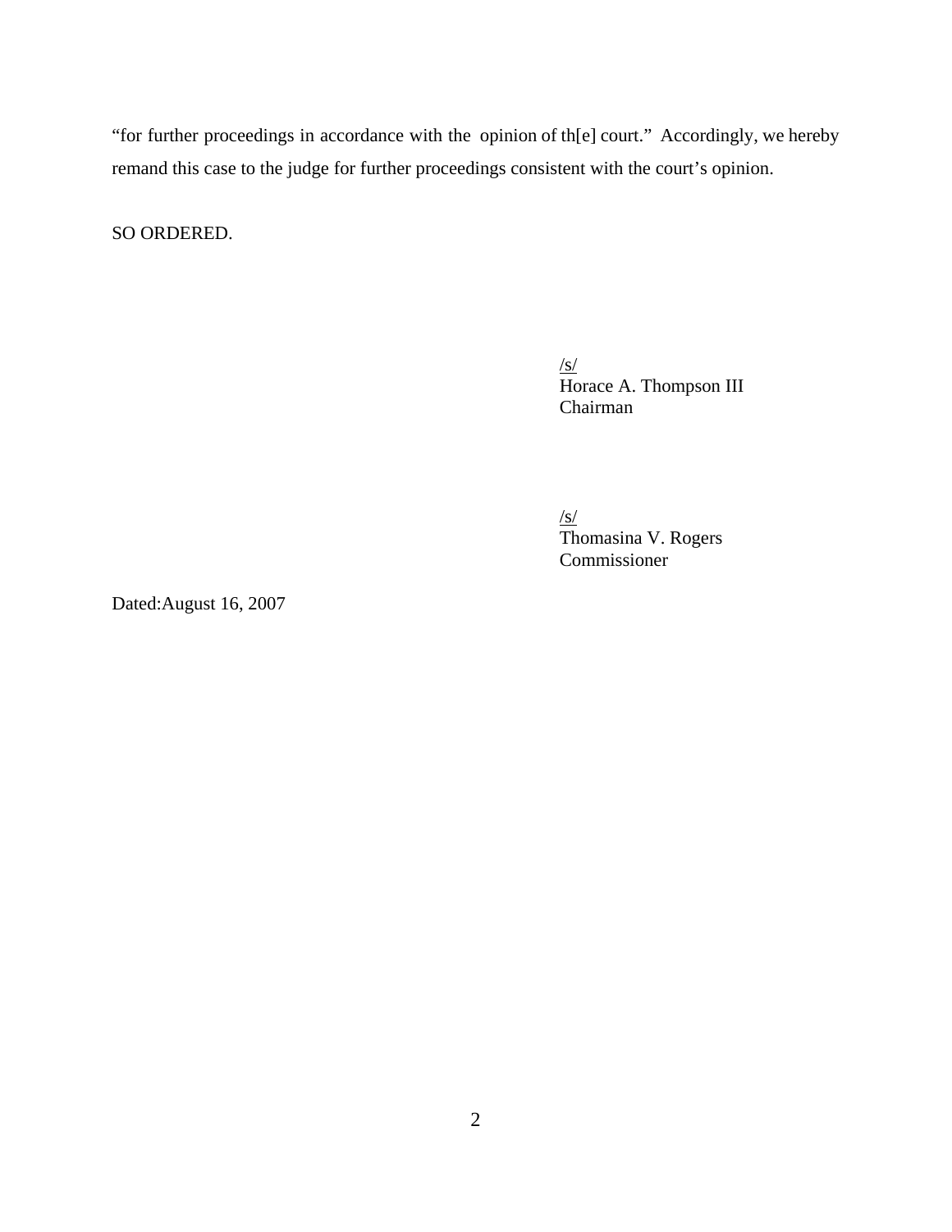"for further proceedings in accordance with the opinion of th[e] court." Accordingly, we hereby remand this case to the judge for further proceedings consistent with the court's opinion.

SO ORDERED.

/s/
Horace A. Thompson III
Chairman

/s/
Thomasina V. Rogers
Commissioner

Dated:August 16, 2007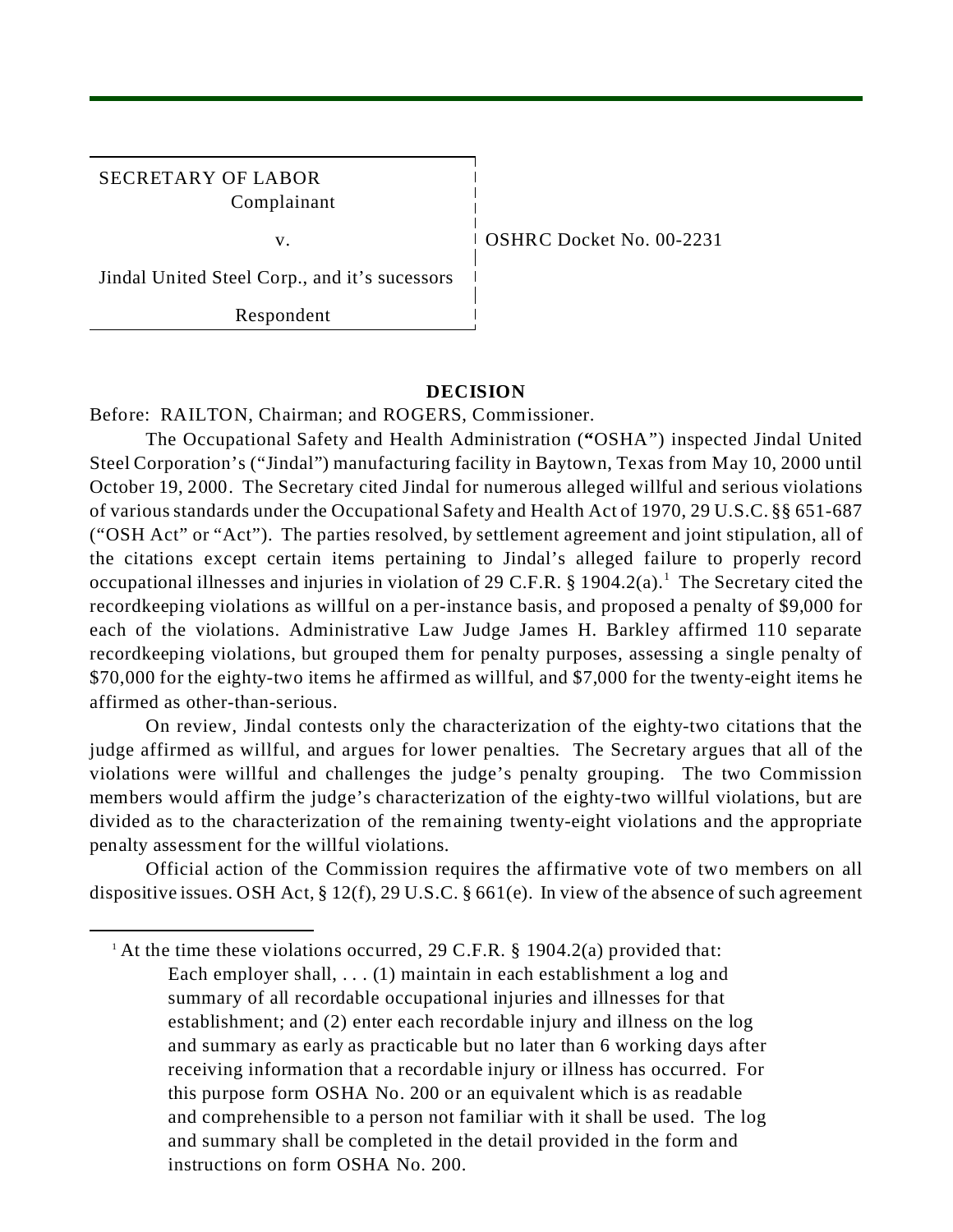SECRETARY OF LABOR
Complainant

v.

Jindal United Steel Corp., and it's sucessors

Respondent

OSHRC Docket No. 00-2231

## DECISION

Before: RAILTON, Chairman; and ROGERS, Commissioner.

The Occupational Safety and Health Administration ("OSHA") inspected Jindal United Steel Corporation's ("Jindal") manufacturing facility in Baytown, Texas from May 10, 2000 until October 19, 2000. The Secretary cited Jindal for numerous alleged willful and serious violations of various standards under the Occupational Safety and Health Act of 1970, 29 U.S.C. §§ 651-687 ("OSH Act" or "Act"). The parties resolved, by settlement agreement and joint stipulation, all of the citations except certain items pertaining to Jindal's alleged failure to properly record occupational illnesses and injuries in violation of 29 C.F.R. § 1904.2(a).[1] The Secretary cited the recordkeeping violations as willful on a per-instance basis, and proposed a penalty of $9,000 for each of the violations. Administrative Law Judge James H. Barkley affirmed 110 separate recordkeeping violations, but grouped them for penalty purposes, assessing a single penalty of $70,000 for the eighty-two items he affirmed as willful, and $7,000 for the twenty-eight items he affirmed as other-than-serious.

On review, Jindal contests only the characterization of the eighty-two citations that the judge affirmed as willful, and argues for lower penalties. The Secretary argues that all of the violations were willful and challenges the judge's penalty grouping. The two Commission members would affirm the judge's characterization of the eighty-two willful violations, but are divided as to the characterization of the remaining twenty-eight violations and the appropriate penalty assessment for the willful violations.

Official action of the Commission requires the affirmative vote of two members on all dispositive issues. OSH Act, § 12(f), 29 U.S.C. § 661(e). In view of the absence of such agreement

---

[1] At the time these violations occurred, 29 C.F.R. § 1904.2(a) provided that:

> Each employer shall, . . . (1) maintain in each establishment a log and summary of all recordable occupational injuries and illnesses for that establishment; and (2) enter each recordable injury and illness on the log and summary as early as practicable but no later than 6 working days after receiving information that a recordable injury or illness has occurred. For this purpose form OSHA No. 200 or an equivalent which is as readable and comprehensible to a person not familiar with it shall be used. The log and summary shall be completed in the detail provided in the form and instructions on form OSHA No. 200.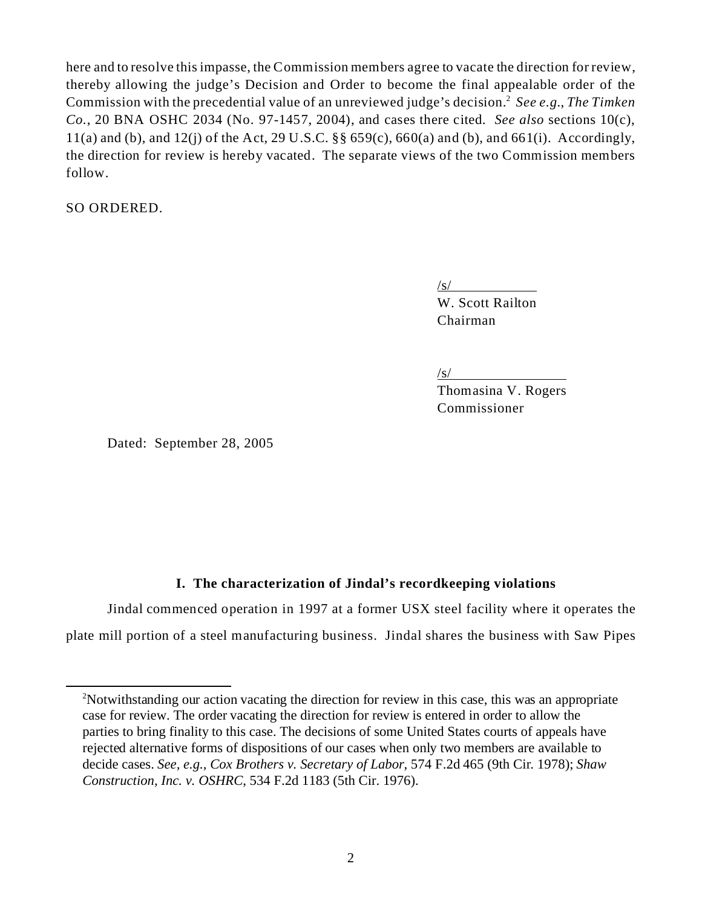here and to resolve this impasse, the Commission members agree to vacate the direction for review, thereby allowing the judge's Decision and Order to become the final appealable order of the Commission with the precedential value of an unreviewed judge's decision.[2] *See e.g.*, *The Timken Co.*, 20 BNA OSHC 2034 (No. 97-1457, 2004), and cases there cited. *See also* sections 10(c), 11(a) and (b), and 12(j) of the Act, 29 U.S.C. §§ 659(c), 660(a) and (b), and 661(i). Accordingly, the direction for review is hereby vacated. The separate views of the two Commission members follow.

SO ORDERED.

/s/
W. Scott Railton
Chairman

/s/
Thomasina V. Rogers
Commissioner

Dated: September 28, 2005

### I. The characterization of Jindal's recordkeeping violations

Jindal commenced operation in 1997 at a former USX steel facility where it operates the plate mill portion of a steel manufacturing business. Jindal shares the business with Saw Pipes

[2]Notwithstanding our action vacating the direction for review in this case, this was an appropriate case for review. The order vacating the direction for review is entered in order to allow the parties to bring finality to this case. The decisions of some United States courts of appeals have rejected alternative forms of dispositions of our cases when only two members are available to decide cases. *See, e.g.*, *Cox Brothers v. Secretary of Labor*, 574 F.2d 465 (9th Cir. 1978); *Shaw Construction, Inc. v. OSHRC*, 534 F.2d 1183 (5th Cir. 1976).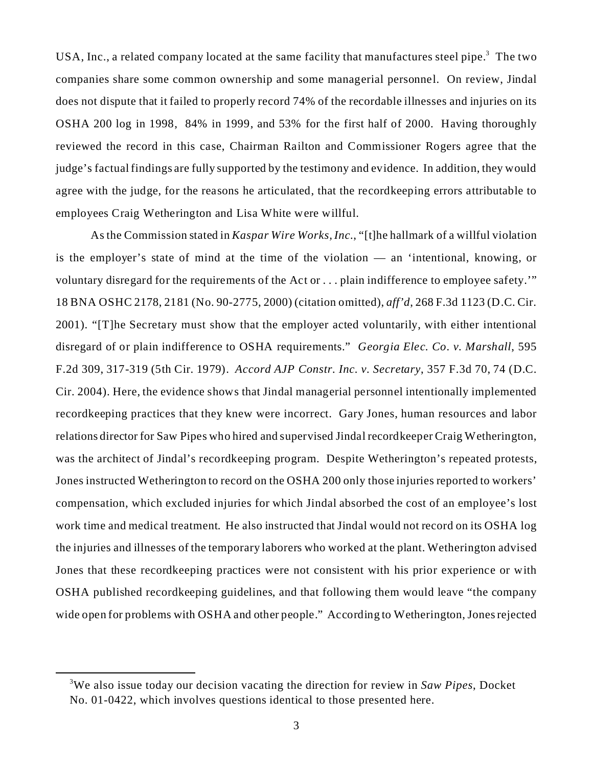USA, Inc., a related company located at the same facility that manufactures steel pipe.[3] The two companies share some common ownership and some managerial personnel. On review, Jindal does not dispute that it failed to properly record 74% of the recordable illnesses and injuries on its OSHA 200 log in 1998, 84% in 1999, and 53% for the first half of 2000. Having thoroughly reviewed the record in this case, Chairman Railton and Commissioner Rogers agree that the judge's factual findings are fully supported by the testimony and evidence. In addition, they would agree with the judge, for the reasons he articulated, that the recordkeeping errors attributable to employees Craig Wetherington and Lisa White were willful.

As the Commission stated in *Kaspar Wire Works, Inc.*, "[t]he hallmark of a willful violation is the employer's state of mind at the time of the violation — an 'intentional, knowing, or voluntary disregard for the requirements of the Act or . . . plain indifference to employee safety.'" 18 BNA OSHC 2178, 2181 (No. 90-2775, 2000) (citation omitted), *aff'd*, 268 F.3d 1123 (D.C. Cir. 2001). "[T]he Secretary must show that the employer acted voluntarily, with either intentional disregard of or plain indifference to OSHA requirements." *Georgia Elec. Co. v. Marshall*, 595 F.2d 309, 317-319 (5th Cir. 1979). *Accord AJP Constr. Inc. v. Secretary*, 357 F.3d 70, 74 (D.C. Cir. 2004). Here, the evidence shows that Jindal managerial personnel intentionally implemented recordkeeping practices that they knew were incorrect. Gary Jones, human resources and labor relations director for Saw Pipes who hired and supervised Jindal recordkeeper Craig Wetherington, was the architect of Jindal's recordkeeping program. Despite Wetherington's repeated protests, Jones instructed Wetherington to record on the OSHA 200 only those injuries reported to workers' compensation, which excluded injuries for which Jindal absorbed the cost of an employee's lost work time and medical treatment. He also instructed that Jindal would not record on its OSHA log the injuries and illnesses of the temporary laborers who worked at the plant. Wetherington advised Jones that these recordkeeping practices were not consistent with his prior experience or with OSHA published recordkeeping guidelines, and that following them would leave "the company wide open for problems with OSHA and other people." According to Wetherington, Jones rejected

[3] We also issue today our decision vacating the direction for review in *Saw Pipes*, Docket No. 01-0422, which involves questions identical to those presented here.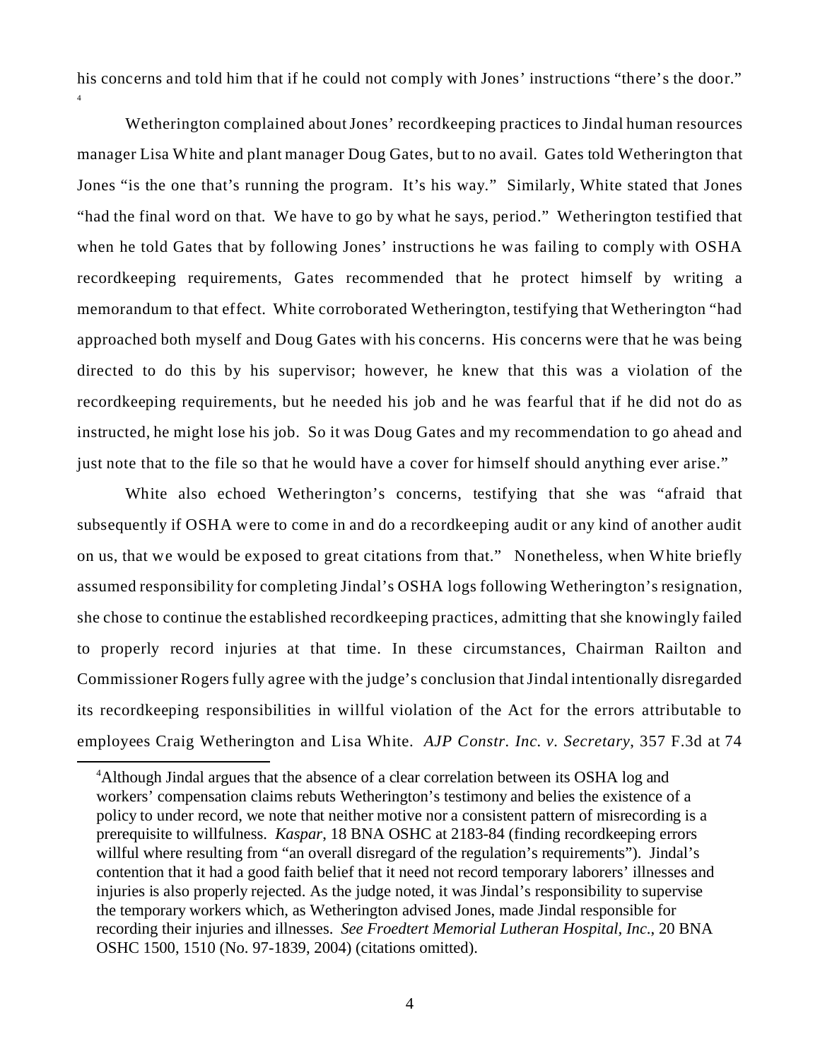his concerns and told him that if he could not comply with Jones' instructions "there's the door."[4]

Wetherington complained about Jones' recordkeeping practices to Jindal human resources manager Lisa White and plant manager Doug Gates, but to no avail. Gates told Wetherington that Jones "is the one that's running the program. It's his way." Similarly, White stated that Jones "had the final word on that. We have to go by what he says, period." Wetherington testified that when he told Gates that by following Jones' instructions he was failing to comply with OSHA recordkeeping requirements, Gates recommended that he protect himself by writing a memorandum to that effect. White corroborated Wetherington, testifying that Wetherington "had approached both myself and Doug Gates with his concerns. His concerns were that he was being directed to do this by his supervisor; however, he knew that this was a violation of the recordkeeping requirements, but he needed his job and he was fearful that if he did not do as instructed, he might lose his job. So it was Doug Gates and my recommendation to go ahead and just note that to the file so that he would have a cover for himself should anything ever arise."

White also echoed Wetherington's concerns, testifying that she was "afraid that subsequently if OSHA were to come in and do a recordkeeping audit or any kind of another audit on us, that we would be exposed to great citations from that." Nonetheless, when White briefly assumed responsibility for completing Jindal's OSHA logs following Wetherington's resignation, she chose to continue the established recordkeeping practices, admitting that she knowingly failed to properly record injuries at that time. In these circumstances, Chairman Railton and Commissioner Rogers fully agree with the judge's conclusion that Jindal intentionally disregarded its recordkeeping responsibilities in willful violation of the Act for the errors attributable to employees Craig Wetherington and Lisa White. *AJP Constr. Inc. v. Secretary*, 357 F.3d at 74

[4]Although Jindal argues that the absence of a clear correlation between its OSHA log and workers' compensation claims rebuts Wetherington's testimony and belies the existence of a policy to under record, we note that neither motive nor a consistent pattern of misrecording is a prerequisite to willfulness. *Kaspar*, 18 BNA OSHC at 2183-84 (finding recordkeeping errors willful where resulting from "an overall disregard of the regulation's requirements"). Jindal's contention that it had a good faith belief that it need not record temporary laborers' illnesses and injuries is also properly rejected. As the judge noted, it was Jindal's responsibility to supervise the temporary workers which, as Wetherington advised Jones, made Jindal responsible for recording their injuries and illnesses. *See Froedtert Memorial Lutheran Hospital, Inc.*, 20 BNA OSHC 1500, 1510 (No. 97-1839, 2004) (citations omitted).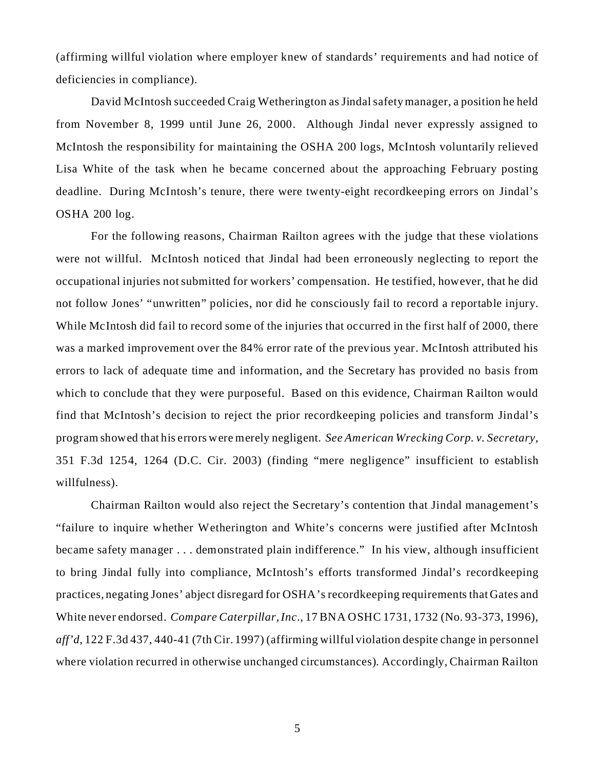(affirming willful violation where employer knew of standards' requirements and had notice of deficiencies in compliance).

David McIntosh succeeded Craig Wetherington as Jindal safety manager, a position he held from November 8, 1999 until June 26, 2000. Although Jindal never expressly assigned to McIntosh the responsibility for maintaining the OSHA 200 logs, McIntosh voluntarily relieved Lisa White of the task when he became concerned about the approaching February posting deadline. During McIntosh's tenure, there were twenty-eight recordkeeping errors on Jindal's OSHA 200 log.

For the following reasons, Chairman Railton agrees with the judge that these violations were not willful. McIntosh noticed that Jindal had been erroneously neglecting to report the occupational injuries not submitted for workers' compensation. He testified, however, that he did not follow Jones' "unwritten" policies, nor did he consciously fail to record a reportable injury. While McIntosh did fail to record some of the injuries that occurred in the first half of 2000, there was a marked improvement over the 84% error rate of the previous year. McIntosh attributed his errors to lack of adequate time and information, and the Secretary has provided no basis from which to conclude that they were purposeful. Based on this evidence, Chairman Railton would find that McIntosh's decision to reject the prior recordkeeping policies and transform Jindal's program showed that his errors were merely negligent. *See American Wrecking Corp. v. Secretary*, 351 F.3d 1254, 1264 (D.C. Cir. 2003) (finding "mere negligence" insufficient to establish willfulness).

Chairman Railton would also reject the Secretary's contention that Jindal management's "failure to inquire whether Wetherington and White's concerns were justified after McIntosh became safety manager . . . demonstrated plain indifference." In his view, although insufficient to bring Jindal fully into compliance, McIntosh's efforts transformed Jindal's recordkeeping practices, negating Jones' abject disregard for OSHA's recordkeeping requirements that Gates and White never endorsed. *Compare Caterpillar, Inc.*, 17 BNA OSHC 1731, 1732 (No. 93-373, 1996), *aff'd*, 122 F.3d 437, 440-41 (7th Cir. 1997) (affirming willful violation despite change in personnel where violation recurred in otherwise unchanged circumstances). Accordingly, Chairman Railton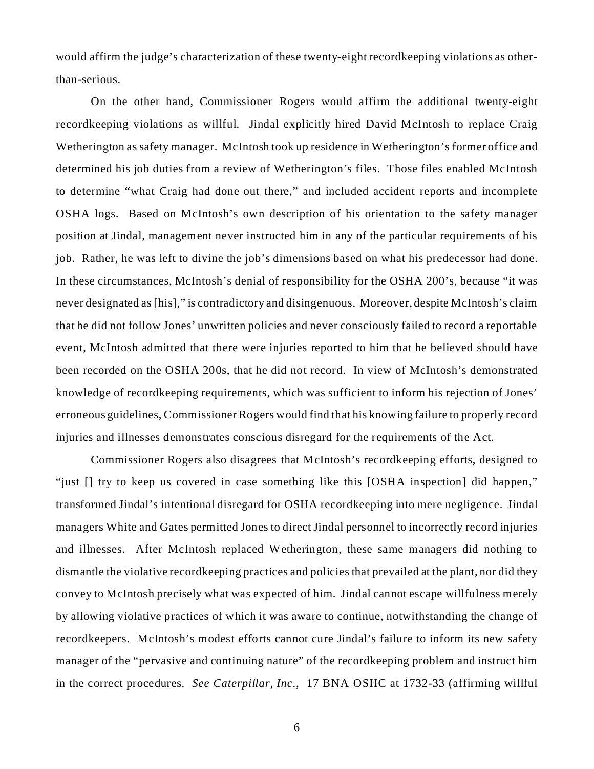would affirm the judge's characterization of these twenty-eight recordkeeping violations as other-than-serious.

On the other hand, Commissioner Rogers would affirm the additional twenty-eight recordkeeping violations as willful. Jindal explicitly hired David McIntosh to replace Craig Wetherington as safety manager. McIntosh took up residence in Wetherington's former office and determined his job duties from a review of Wetherington's files. Those files enabled McIntosh to determine "what Craig had done out there," and included accident reports and incomplete OSHA logs. Based on McIntosh's own description of his orientation to the safety manager position at Jindal, management never instructed him in any of the particular requirements of his job. Rather, he was left to divine the job's dimensions based on what his predecessor had done. In these circumstances, McIntosh's denial of responsibility for the OSHA 200's, because "it was never designated as [his]," is contradictory and disingenuous. Moreover, despite McIntosh's claim that he did not follow Jones' unwritten policies and never consciously failed to record a reportable event, McIntosh admitted that there were injuries reported to him that he believed should have been recorded on the OSHA 200s, that he did not record. In view of McIntosh's demonstrated knowledge of recordkeeping requirements, which was sufficient to inform his rejection of Jones' erroneous guidelines, Commissioner Rogers would find that his knowing failure to properly record injuries and illnesses demonstrates conscious disregard for the requirements of the Act.

Commissioner Rogers also disagrees that McIntosh's recordkeeping efforts, designed to "just [] try to keep us covered in case something like this [OSHA inspection] did happen," transformed Jindal's intentional disregard for OSHA recordkeeping into mere negligence. Jindal managers White and Gates permitted Jones to direct Jindal personnel to incorrectly record injuries and illnesses. After McIntosh replaced Wetherington, these same managers did nothing to dismantle the violative recordkeeping practices and policies that prevailed at the plant, nor did they convey to McIntosh precisely what was expected of him. Jindal cannot escape willfulness merely by allowing violative practices of which it was aware to continue, notwithstanding the change of recordkeepers. McIntosh's modest efforts cannot cure Jindal's failure to inform its new safety manager of the "pervasive and continuing nature" of the recordkeeping problem and instruct him in the correct procedures. *See Caterpillar, Inc.*, 17 BNA OSHC at 1732-33 (affirming willful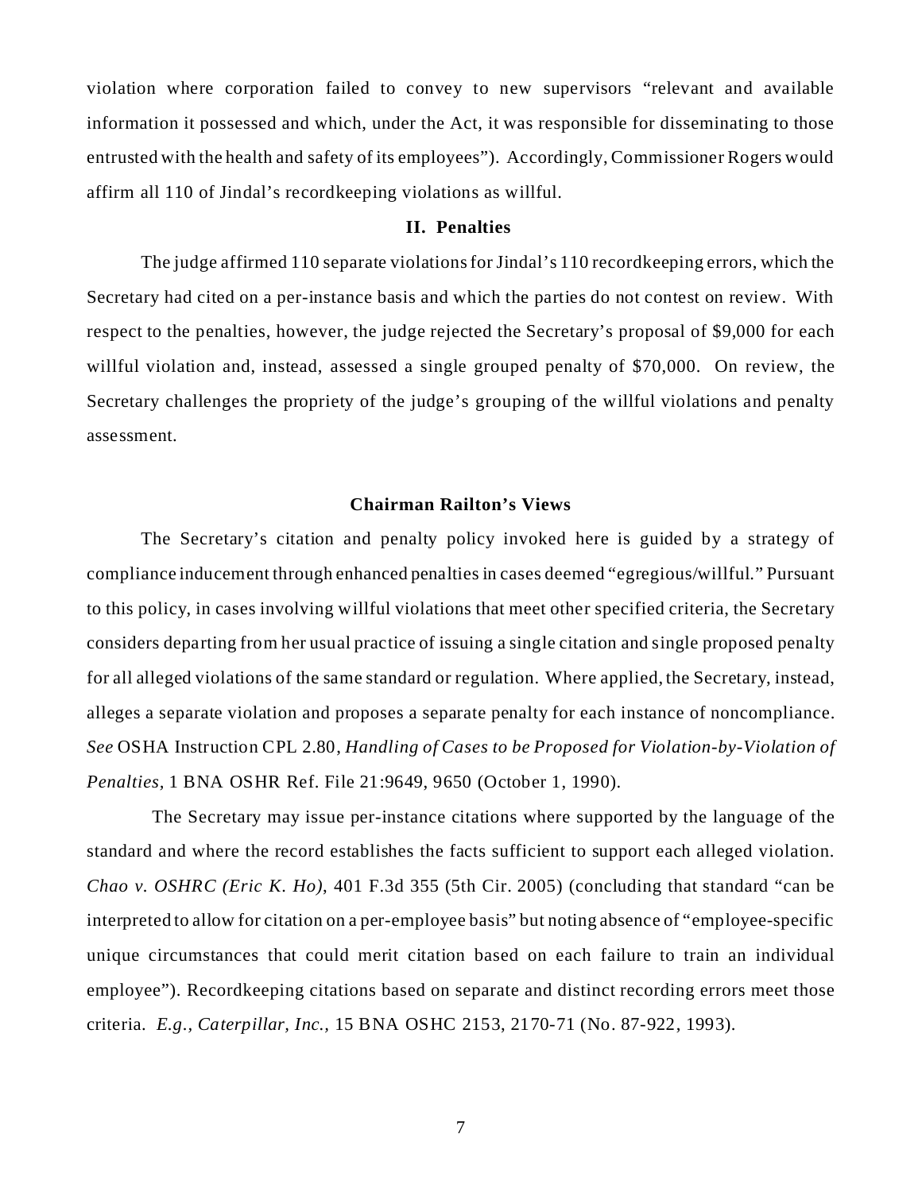violation where corporation failed to convey to new supervisors "relevant and available information it possessed and which, under the Act, it was responsible for disseminating to those entrusted with the health and safety of its employees"). Accordingly, Commissioner Rogers would affirm all 110 of Jindal's recordkeeping violations as willful.

## II. Penalties

The judge affirmed 110 separate violations for Jindal's 110 recordkeeping errors, which the Secretary had cited on a per-instance basis and which the parties do not contest on review. With respect to the penalties, however, the judge rejected the Secretary's proposal of $9,000 for each willful violation and, instead, assessed a single grouped penalty of $70,000. On review, the Secretary challenges the propriety of the judge's grouping of the willful violations and penalty assessment.

### Chairman Railton's Views

The Secretary's citation and penalty policy invoked here is guided by a strategy of compliance inducement through enhanced penalties in cases deemed "egregious/willful." Pursuant to this policy, in cases involving willful violations that meet other specified criteria, the Secretary considers departing from her usual practice of issuing a single citation and single proposed penalty for all alleged violations of the same standard or regulation. Where applied, the Secretary, instead, alleges a separate violation and proposes a separate penalty for each instance of noncompliance. *See* OSHA Instruction CPL 2.80, *Handling of Cases to be Proposed for Violation-by-Violation of Penalties,* 1 BNA OSHR Ref. File 21:9649, 9650 (October 1, 1990).

The Secretary may issue per-instance citations where supported by the language of the standard and where the record establishes the facts sufficient to support each alleged violation. *Chao v. OSHRC (Eric K. Ho)*, 401 F.3d 355 (5th Cir. 2005) (concluding that standard "can be interpreted to allow for citation on a per-employee basis" but noting absence of "employee-specific unique circumstances that could merit citation based on each failure to train an individual employee"). Recordkeeping citations based on separate and distinct recording errors meet those criteria. *E.g., Caterpillar, Inc.,* 15 BNA OSHC 2153, 2170-71 (No. 87-922, 1993).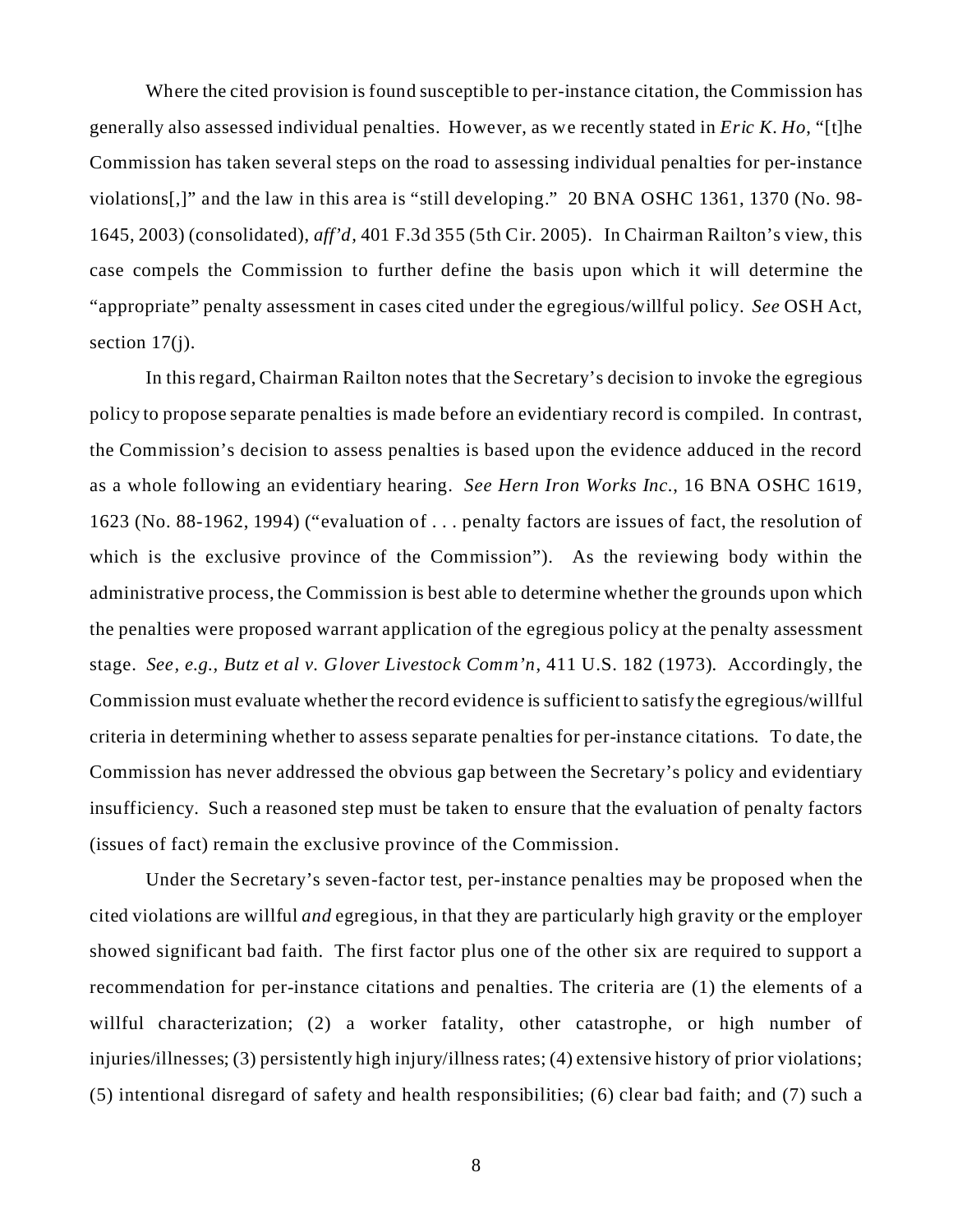Where the cited provision is found susceptible to per-instance citation, the Commission has generally also assessed individual penalties. However, as we recently stated in *Eric K. Ho*, "[t]he Commission has taken several steps on the road to assessing individual penalties for per-instance violations[,]" and the law in this area is "still developing." 20 BNA OSHC 1361, 1370 (No. 98-1645, 2003) (consolidated), *aff'd*, 401 F.3d 355 (5th Cir. 2005). In Chairman Railton's view, this case compels the Commission to further define the basis upon which it will determine the "appropriate" penalty assessment in cases cited under the egregious/willful policy. *See* OSH Act, section 17(j).

In this regard, Chairman Railton notes that the Secretary's decision to invoke the egregious policy to propose separate penalties is made before an evidentiary record is compiled. In contrast, the Commission's decision to assess penalties is based upon the evidence adduced in the record as a whole following an evidentiary hearing. *See Hern Iron Works Inc.*, 16 BNA OSHC 1619, 1623 (No. 88-1962, 1994) ("evaluation of . . . penalty factors are issues of fact, the resolution of which is the exclusive province of the Commission"). As the reviewing body within the administrative process, the Commission is best able to determine whether the grounds upon which the penalties were proposed warrant application of the egregious policy at the penalty assessment stage. *See, e.g., Butz et al v. Glover Livestock Comm'n*, 411 U.S. 182 (1973). Accordingly, the Commission must evaluate whether the record evidence is sufficient to satisfy the egregious/willful criteria in determining whether to assess separate penalties for per-instance citations. To date, the Commission has never addressed the obvious gap between the Secretary's policy and evidentiary insufficiency. Such a reasoned step must be taken to ensure that the evaluation of penalty factors (issues of fact) remain the exclusive province of the Commission.

Under the Secretary's seven-factor test, per-instance penalties may be proposed when the cited violations are willful *and* egregious, in that they are particularly high gravity or the employer showed significant bad faith. The first factor plus one of the other six are required to support a recommendation for per-instance citations and penalties. The criteria are (1) the elements of a willful characterization; (2) a worker fatality, other catastrophe, or high number of injuries/illnesses; (3) persistently high injury/illness rates; (4) extensive history of prior violations; (5) intentional disregard of safety and health responsibilities; (6) clear bad faith; and (7) such a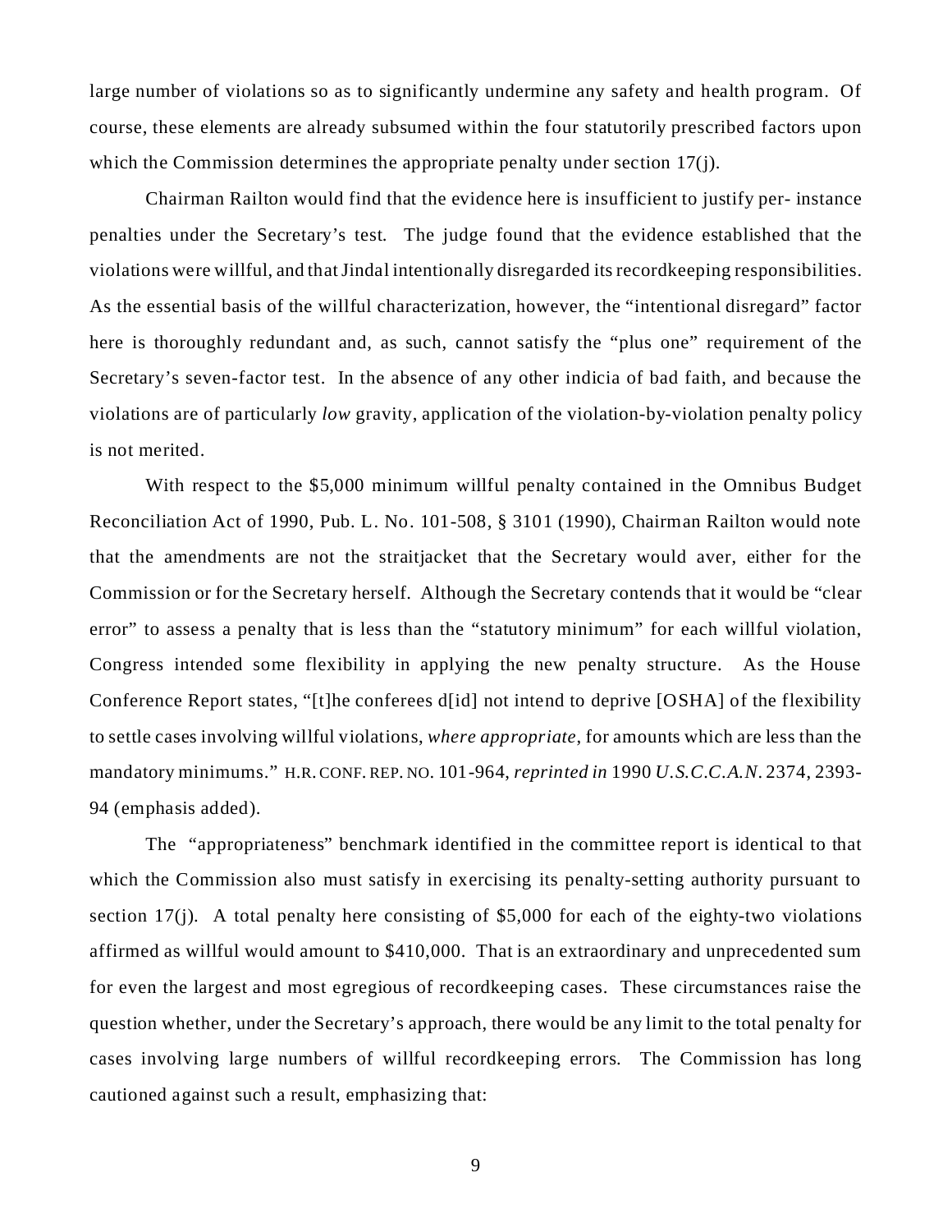large number of violations so as to significantly undermine any safety and health program. Of course, these elements are already subsumed within the four statutorily prescribed factors upon which the Commission determines the appropriate penalty under section 17(j).

Chairman Railton would find that the evidence here is insufficient to justify per- instance penalties under the Secretary's test. The judge found that the evidence established that the violations were willful, and that Jindal intentionally disregarded its recordkeeping responsibilities. As the essential basis of the willful characterization, however, the "intentional disregard" factor here is thoroughly redundant and, as such, cannot satisfy the "plus one" requirement of the Secretary's seven-factor test. In the absence of any other indicia of bad faith, and because the violations are of particularly *low* gravity, application of the violation-by-violation penalty policy is not merited.

With respect to the $5,000 minimum willful penalty contained in the Omnibus Budget Reconciliation Act of 1990, Pub. L. No. 101-508, § 3101 (1990), Chairman Railton would note that the amendments are not the straitjacket that the Secretary would aver, either for the Commission or for the Secretary herself. Although the Secretary contends that it would be "clear error" to assess a penalty that is less than the "statutory minimum" for each willful violation, Congress intended some flexibility in applying the new penalty structure. As the House Conference Report states, "[t]he conferees d[id] not intend to deprive [OSHA] of the flexibility to settle cases involving willful violations, *where appropriate*, for amounts which are less than the mandatory minimums." H.R. CONF. REP. NO. 101-964, *reprinted in* 1990 *U.S.C.C.A.N.* 2374, 2393-94 (emphasis added).

The "appropriateness" benchmark identified in the committee report is identical to that which the Commission also must satisfy in exercising its penalty-setting authority pursuant to section 17(j). A total penalty here consisting of $5,000 for each of the eighty-two violations affirmed as willful would amount to $410,000. That is an extraordinary and unprecedented sum for even the largest and most egregious of recordkeeping cases. These circumstances raise the question whether, under the Secretary's approach, there would be any limit to the total penalty for cases involving large numbers of willful recordkeeping errors. The Commission has long cautioned against such a result, emphasizing that: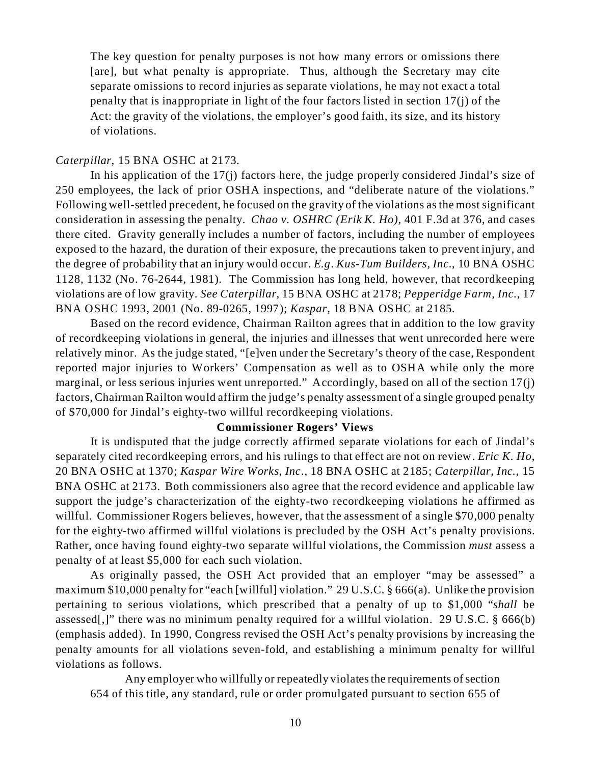> The key question for penalty purposes is not how many errors or omissions there [are], but what penalty is appropriate. Thus, although the Secretary may cite separate omissions to record injuries as separate violations, he may not exact a total penalty that is inappropriate in light of the four factors listed in section 17(j) of the Act: the gravity of the violations, the employer's good faith, its size, and its history of violations.

*Caterpillar*, 15 BNA OSHC at 2173.

In his application of the 17(j) factors here, the judge properly considered Jindal's size of 250 employees, the lack of prior OSHA inspections, and "deliberate nature of the violations." Following well-settled precedent, he focused on the gravity of the violations as the most significant consideration in assessing the penalty. *Chao v. OSHRC (Erik K. Ho)*, 401 F.3d at 376, and cases there cited. Gravity generally includes a number of factors, including the number of employees exposed to the hazard, the duration of their exposure, the precautions taken to prevent injury, and the degree of probability that an injury would occur. *E.g. Kus-Tum Builders, Inc.*, 10 BNA OSHC 1128, 1132 (No. 76-2644, 1981). The Commission has long held, however, that recordkeeping violations are of low gravity. *See Caterpillar*, 15 BNA OSHC at 2178; *Pepperidge Farm, Inc.*, 17 BNA OSHC 1993, 2001 (No. 89-0265, 1997); *Kaspar*, 18 BNA OSHC at 2185.

Based on the record evidence, Chairman Railton agrees that in addition to the low gravity of recordkeeping violations in general, the injuries and illnesses that went unrecorded here were relatively minor. As the judge stated, "[e]ven under the Secretary's theory of the case, Respondent reported major injuries to Workers' Compensation as well as to OSHA while only the more marginal, or less serious injuries went unreported." Accordingly, based on all of the section 17(j) factors, Chairman Railton would affirm the judge's penalty assessment of a single grouped penalty of $70,000 for Jindal's eighty-two willful recordkeeping violations.

**Commissioner Rogers' Views**

It is undisputed that the judge correctly affirmed separate violations for each of Jindal's separately cited recordkeeping errors, and his rulings to that effect are not on review. *Eric K. Ho*, 20 BNA OSHC at 1370; *Kaspar Wire Works, Inc.*, 18 BNA OSHC at 2185; *Caterpillar, Inc.*, 15 BNA OSHC at 2173. Both commissioners also agree that the record evidence and applicable law support the judge's characterization of the eighty-two recordkeeping violations he affirmed as willful. Commissioner Rogers believes, however, that the assessment of a single $70,000 penalty for the eighty-two affirmed willful violations is precluded by the OSH Act's penalty provisions. Rather, once having found eighty-two separate willful violations, the Commission *must* assess a penalty of at least $5,000 for each such violation.

As originally passed, the OSH Act provided that an employer "may be assessed" a maximum $10,000 penalty for "each [willful] violation." 29 U.S.C. § 666(a). Unlike the provision pertaining to serious violations, which prescribed that a penalty of up to $1,000 "*shall* be assessed[,]" there was no minimum penalty required for a willful violation. 29 U.S.C. § 666(b) (emphasis added). In 1990, Congress revised the OSH Act's penalty provisions by increasing the penalty amounts for all violations seven-fold, and establishing a minimum penalty for willful violations as follows.

> Any employer who willfully or repeatedly violates the requirements of section 654 of this title, any standard, rule or order promulgated pursuant to section 655 of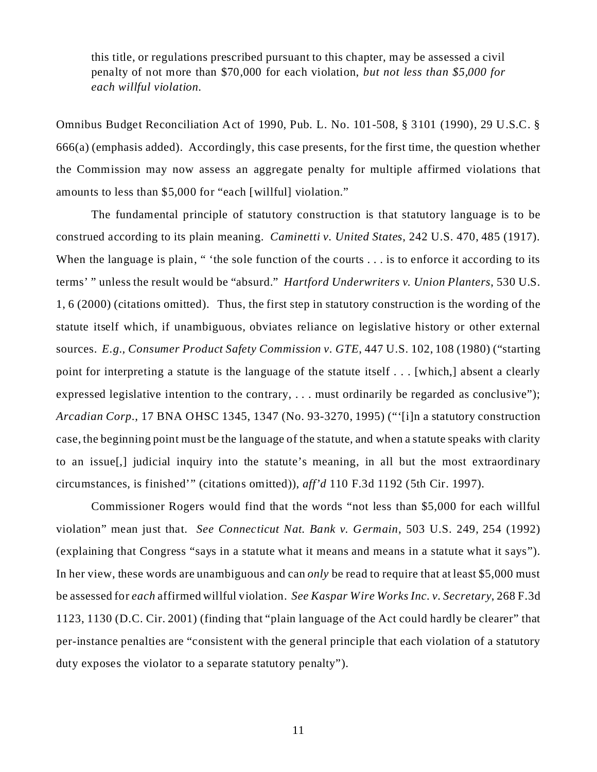> this title, or regulations prescribed pursuant to this chapter, may be assessed a civil penalty of not more than $70,000 for each violation, *but not less than $5,000 for each willful violation.*

Omnibus Budget Reconciliation Act of 1990, Pub. L. No. 101-508, § 3101 (1990), 29 U.S.C. § 666(a) (emphasis added). Accordingly, this case presents, for the first time, the question whether the Commission may now assess an aggregate penalty for multiple affirmed violations that amounts to less than $5,000 for "each [willful] violation."

The fundamental principle of statutory construction is that statutory language is to be construed according to its plain meaning. *Caminetti v. United States*, 242 U.S. 470, 485 (1917). When the language is plain, " 'the sole function of the courts . . . is to enforce it according to its terms' " unless the result would be "absurd." *Hartford Underwriters v. Union Planters*, 530 U.S. 1, 6 (2000) (citations omitted). Thus, the first step in statutory construction is the wording of the statute itself which, if unambiguous, obviates reliance on legislative history or other external sources. *E.g.*, *Consumer Product Safety Commission v. GTE*, 447 U.S. 102, 108 (1980) ("starting point for interpreting a statute is the language of the statute itself . . . [which,] absent a clearly expressed legislative intention to the contrary, . . . must ordinarily be regarded as conclusive"); *Arcadian Corp.*, 17 BNA OHSC 1345, 1347 (No. 93-3270, 1995) ("'[i]n a statutory construction case, the beginning point must be the language of the statute, and when a statute speaks with clarity to an issue[,] judicial inquiry into the statute's meaning, in all but the most extraordinary circumstances, is finished'" (citations omitted)), *aff'd* 110 F.3d 1192 (5th Cir. 1997).

Commissioner Rogers would find that the words "not less than $5,000 for each willful violation" mean just that. *See Connecticut Nat. Bank v. Germain*, 503 U.S. 249, 254 (1992) (explaining that Congress "says in a statute what it means and means in a statute what it says"). In her view, these words are unambiguous and can *only* be read to require that at least $5,000 must be assessed for *each* affirmed willful violation. *See Kaspar Wire Works Inc. v. Secretary*, 268 F.3d 1123, 1130 (D.C. Cir. 2001) (finding that "plain language of the Act could hardly be clearer" that per-instance penalties are "consistent with the general principle that each violation of a statutory duty exposes the violator to a separate statutory penalty").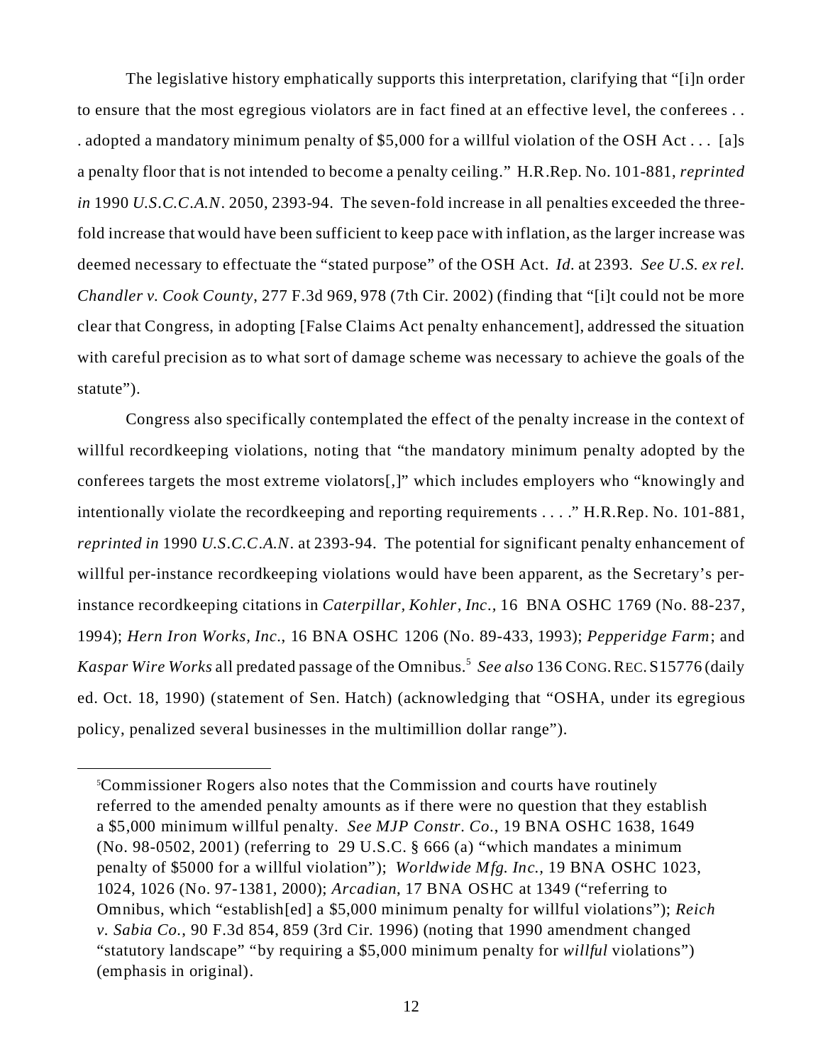The legislative history emphatically supports this interpretation, clarifying that "[i]n order to ensure that the most egregious violators are in fact fined at an effective level, the conferees . . . adopted a mandatory minimum penalty of $5,000 for a willful violation of the OSH Act . . . [a]s a penalty floor that is not intended to become a penalty ceiling." H.R.Rep. No. 101-881, *reprinted in* 1990 *U.S.C.C.A.N.* 2050, 2393-94. The seven-fold increase in all penalties exceeded the three-fold increase that would have been sufficient to keep pace with inflation, as the larger increase was deemed necessary to effectuate the "stated purpose" of the OSH Act. *Id.* at 2393. *See U.S. ex rel. Chandler v. Cook County*, 277 F.3d 969, 978 (7th Cir. 2002) (finding that "[i]t could not be more clear that Congress, in adopting [False Claims Act penalty enhancement], addressed the situation with careful precision as to what sort of damage scheme was necessary to achieve the goals of the statute").

Congress also specifically contemplated the effect of the penalty increase in the context of willful recordkeeping violations, noting that "the mandatory minimum penalty adopted by the conferees targets the most extreme violators[,]" which includes employers who "knowingly and intentionally violate the recordkeeping and reporting requirements . . . ." H.R.Rep. No. 101-881, *reprinted in* 1990 *U.S.C.C.A.N.* at 2393-94. The potential for significant penalty enhancement of willful per-instance recordkeeping violations would have been apparent, as the Secretary's per-instance recordkeeping citations in *Caterpillar, Kohler, Inc.*, 16 BNA OSHC 1769 (No. 88-237, 1994); *Hern Iron Works, Inc.*, 16 BNA OSHC 1206 (No. 89-433, 1993); *Pepperidge Farm*; and *Kaspar Wire Works* all predated passage of the Omnibus.[5] *See also* 136 CONG. REC. S15776 (daily ed. Oct. 18, 1990) (statement of Sen. Hatch) (acknowledging that "OSHA, under its egregious policy, penalized several businesses in the multimillion dollar range").

---

[5]Commissioner Rogers also notes that the Commission and courts have routinely referred to the amended penalty amounts as if there were no question that they establish a $5,000 minimum willful penalty. *See MJP Constr. Co.*, 19 BNA OSHC 1638, 1649 (No. 98-0502, 2001) (referring to 29 U.S.C. § 666 (a) "which mandates a minimum penalty of $5000 for a willful violation"); *Worldwide Mfg. Inc.*, 19 BNA OSHC 1023, 1024, 1026 (No. 97-1381, 2000); *Arcadian*, 17 BNA OSHC at 1349 ("referring to Omnibus, which "establish[ed] a $5,000 minimum penalty for willful violations"); *Reich v. Sabia Co.*, 90 F.3d 854, 859 (3rd Cir. 1996) (noting that 1990 amendment changed "statutory landscape" "by requiring a $5,000 minimum penalty for *willful* violations") (emphasis in original).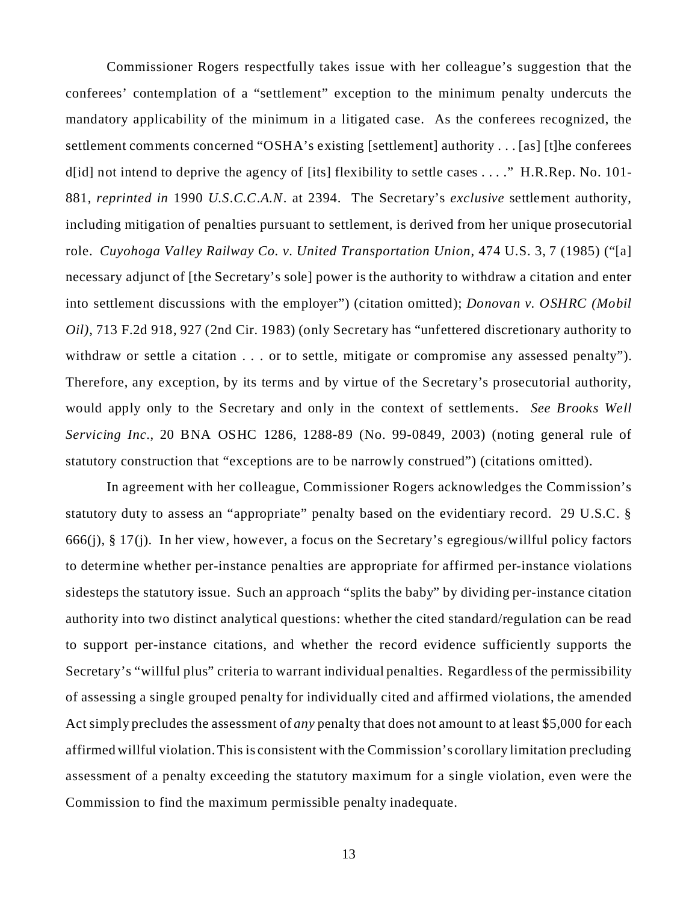Commissioner Rogers respectfully takes issue with her colleague's suggestion that the conferees' contemplation of a "settlement" exception to the minimum penalty undercuts the mandatory applicability of the minimum in a litigated case. As the conferees recognized, the settlement comments concerned "OSHA's existing [settlement] authority . . . [as] [t]he conferees d[id] not intend to deprive the agency of [its] flexibility to settle cases . . . ." H.R.Rep. No. 101-881, *reprinted in* 1990 *U.S.C.C.A.N.* at 2394. The Secretary's *exclusive* settlement authority, including mitigation of penalties pursuant to settlement, is derived from her unique prosecutorial role. *Cuyohoga Valley Railway Co. v. United Transportation Union*, 474 U.S. 3, 7 (1985) ("[a] necessary adjunct of [the Secretary's sole] power is the authority to withdraw a citation and enter into settlement discussions with the employer") (citation omitted); *Donovan v. OSHRC (Mobil Oil)*, 713 F.2d 918, 927 (2nd Cir. 1983) (only Secretary has "unfettered discretionary authority to withdraw or settle a citation . . . or to settle, mitigate or compromise any assessed penalty"). Therefore, any exception, by its terms and by virtue of the Secretary's prosecutorial authority, would apply only to the Secretary and only in the context of settlements. *See Brooks Well Servicing Inc.*, 20 BNA OSHC 1286, 1288-89 (No. 99-0849, 2003) (noting general rule of statutory construction that "exceptions are to be narrowly construed") (citations omitted).

In agreement with her colleague, Commissioner Rogers acknowledges the Commission's statutory duty to assess an "appropriate" penalty based on the evidentiary record. 29 U.S.C. § 666(j), § 17(j). In her view, however, a focus on the Secretary's egregious/willful policy factors to determine whether per-instance penalties are appropriate for affirmed per-instance violations sidesteps the statutory issue. Such an approach "splits the baby" by dividing per-instance citation authority into two distinct analytical questions: whether the cited standard/regulation can be read to support per-instance citations, and whether the record evidence sufficiently supports the Secretary's "willful plus" criteria to warrant individual penalties. Regardless of the permissibility of assessing a single grouped penalty for individually cited and affirmed violations, the amended Act simply precludes the assessment of *any* penalty that does not amount to at least $5,000 for each affirmed willful violation. This is consistent with the Commission's corollary limitation precluding assessment of a penalty exceeding the statutory maximum for a single violation, even were the Commission to find the maximum permissible penalty inadequate.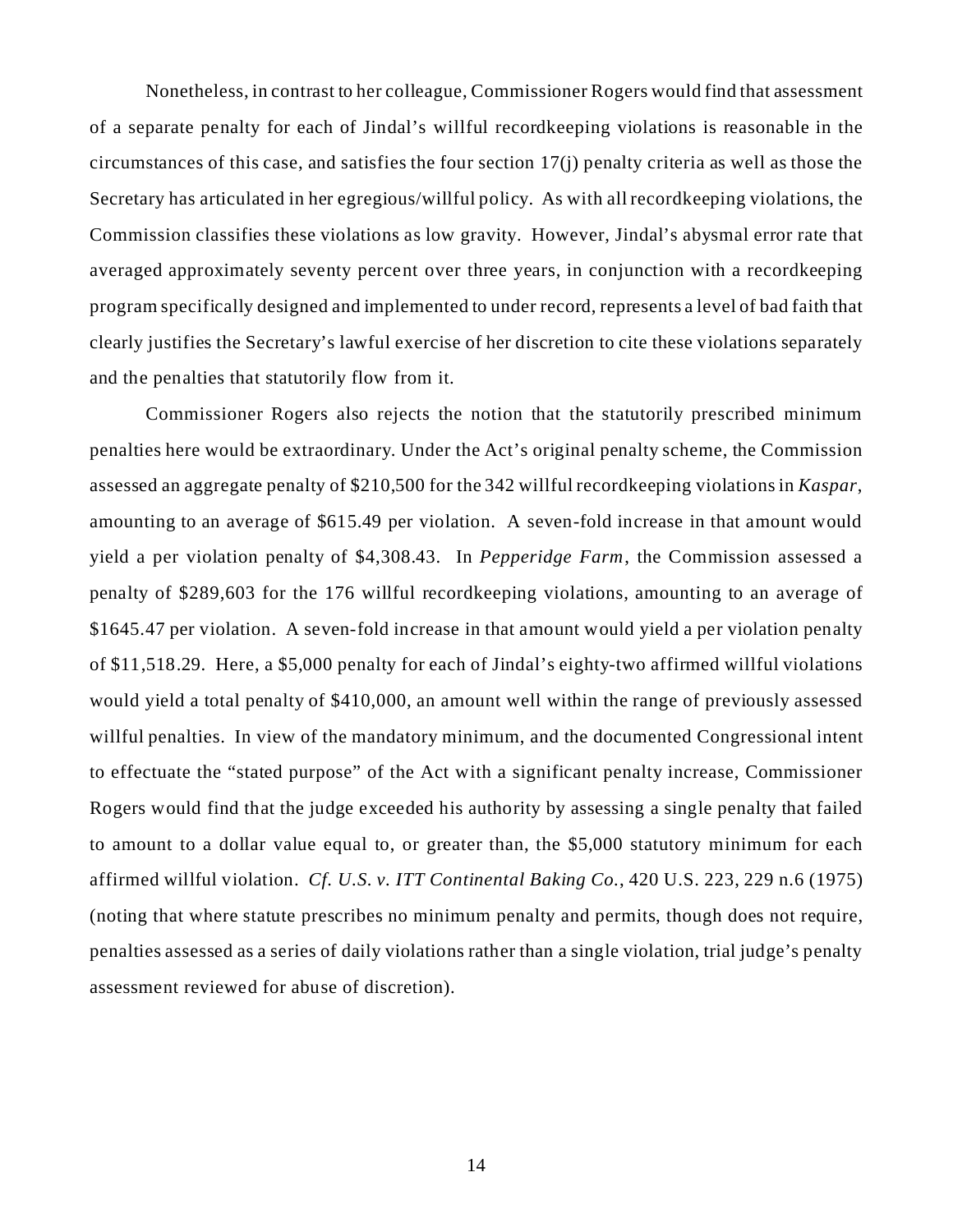Nonetheless, in contrast to her colleague, Commissioner Rogers would find that assessment of a separate penalty for each of Jindal's willful recordkeeping violations is reasonable in the circumstances of this case, and satisfies the four section 17(j) penalty criteria as well as those the Secretary has articulated in her egregious/willful policy. As with all recordkeeping violations, the Commission classifies these violations as low gravity. However, Jindal's abysmal error rate that averaged approximately seventy percent over three years, in conjunction with a recordkeeping program specifically designed and implemented to under record, represents a level of bad faith that clearly justifies the Secretary's lawful exercise of her discretion to cite these violations separately and the penalties that statutorily flow from it.

Commissioner Rogers also rejects the notion that the statutorily prescribed minimum penalties here would be extraordinary. Under the Act's original penalty scheme, the Commission assessed an aggregate penalty of $210,500 for the 342 willful recordkeeping violations in *Kaspar*, amounting to an average of $615.49 per violation. A seven-fold increase in that amount would yield a per violation penalty of $4,308.43. In *Pepperidge Farm*, the Commission assessed a penalty of $289,603 for the 176 willful recordkeeping violations, amounting to an average of $1645.47 per violation. A seven-fold increase in that amount would yield a per violation penalty of $11,518.29. Here, a $5,000 penalty for each of Jindal's eighty-two affirmed willful violations would yield a total penalty of $410,000, an amount well within the range of previously assessed willful penalties. In view of the mandatory minimum, and the documented Congressional intent to effectuate the "stated purpose" of the Act with a significant penalty increase, Commissioner Rogers would find that the judge exceeded his authority by assessing a single penalty that failed to amount to a dollar value equal to, or greater than, the $5,000 statutory minimum for each affirmed willful violation. *Cf. U.S. v. ITT Continental Baking Co.*, 420 U.S. 223, 229 n.6 (1975) (noting that where statute prescribes no minimum penalty and permits, though does not require, penalties assessed as a series of daily violations rather than a single violation, trial judge's penalty assessment reviewed for abuse of discretion).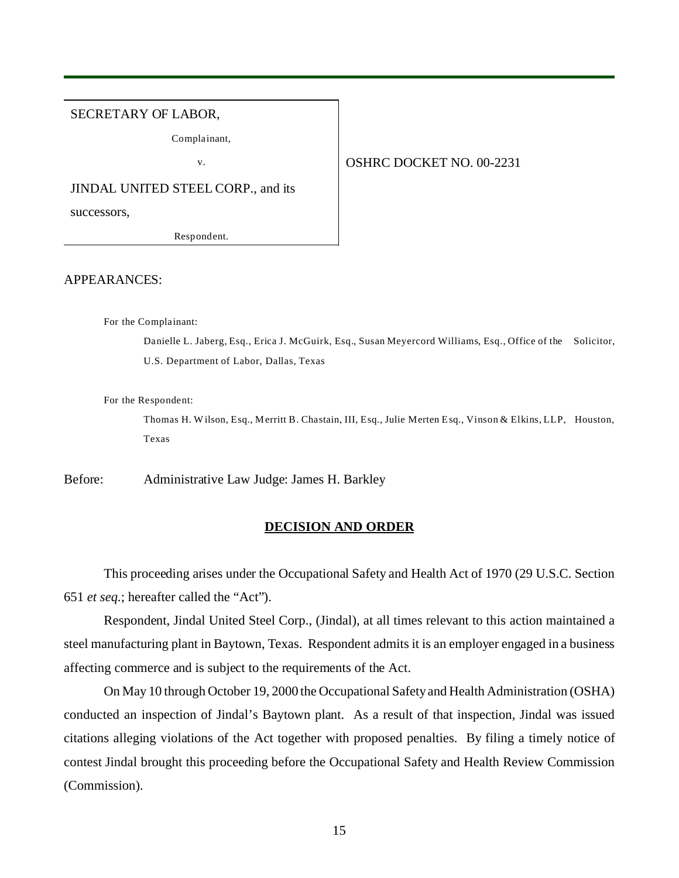SECRETARY OF LABOR,

Complainant,

v.

JINDAL UNITED STEEL CORP., and its successors,

Respondent.

OSHRC DOCKET NO. 00-2231

APPEARANCES:

For the Complainant:

Danielle L. Jaberg, Esq., Erica J. McGuirk, Esq., Susan Meyercord Williams, Esq., Office of the Solicitor, U.S. Department of Labor, Dallas, Texas

For the Respondent:

Thomas H. Wilson, Esq., Merritt B. Chastain, III, Esq., Julie Merten Esq., Vinson & Elkins, LLP, Houston, Texas

Before: Administrative Law Judge: James H. Barkley

## DECISION AND ORDER

This proceeding arises under the Occupational Safety and Health Act of 1970 (29 U.S.C. Section 651 *et seq.*; hereafter called the "Act").

Respondent, Jindal United Steel Corp., (Jindal), at all times relevant to this action maintained a steel manufacturing plant in Baytown, Texas. Respondent admits it is an employer engaged in a business affecting commerce and is subject to the requirements of the Act.

On May 10 through October 19, 2000 the Occupational Safety and Health Administration (OSHA) conducted an inspection of Jindal's Baytown plant. As a result of that inspection, Jindal was issued citations alleging violations of the Act together with proposed penalties. By filing a timely notice of contest Jindal brought this proceeding before the Occupational Safety and Health Review Commission (Commission).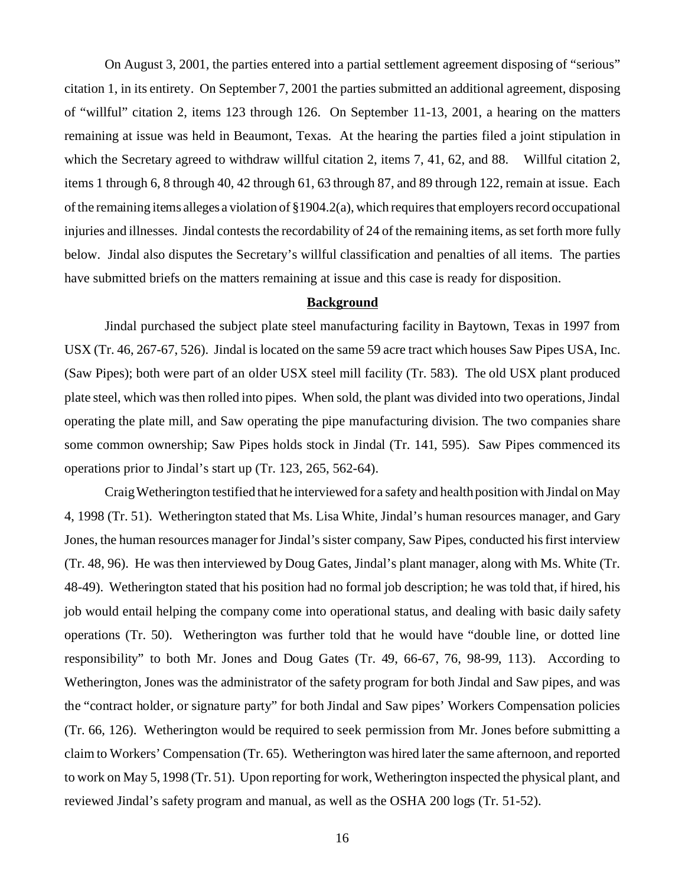On August 3, 2001, the parties entered into a partial settlement agreement disposing of "serious" citation 1, in its entirety. On September 7, 2001 the parties submitted an additional agreement, disposing of "willful" citation 2, items 123 through 126. On September 11-13, 2001, a hearing on the matters remaining at issue was held in Beaumont, Texas. At the hearing the parties filed a joint stipulation in which the Secretary agreed to withdraw willful citation 2, items 7, 41, 62, and 88. Willful citation 2, items 1 through 6, 8 through 40, 42 through 61, 63 through 87, and 89 through 122, remain at issue. Each of the remaining items alleges a violation of §1904.2(a), which requires that employers record occupational injuries and illnesses. Jindal contests the recordability of 24 of the remaining items, as set forth more fully below. Jindal also disputes the Secretary's willful classification and penalties of all items. The parties have submitted briefs on the matters remaining at issue and this case is ready for disposition.

## **Background**

Jindal purchased the subject plate steel manufacturing facility in Baytown, Texas in 1997 from USX (Tr. 46, 267-67, 526). Jindal is located on the same 59 acre tract which houses Saw Pipes USA, Inc. (Saw Pipes); both were part of an older USX steel mill facility (Tr. 583). The old USX plant produced plate steel, which was then rolled into pipes. When sold, the plant was divided into two operations, Jindal operating the plate mill, and Saw operating the pipe manufacturing division. The two companies share some common ownership; Saw Pipes holds stock in Jindal (Tr. 141, 595). Saw Pipes commenced its operations prior to Jindal's start up (Tr. 123, 265, 562-64).

Craig Wetherington testified that he interviewed for a safety and health position with Jindal on May 4, 1998 (Tr. 51). Wetherington stated that Ms. Lisa White, Jindal's human resources manager, and Gary Jones, the human resources manager for Jindal's sister company, Saw Pipes, conducted his first interview (Tr. 48, 96). He was then interviewed by Doug Gates, Jindal's plant manager, along with Ms. White (Tr. 48-49). Wetherington stated that his position had no formal job description; he was told that, if hired, his job would entail helping the company come into operational status, and dealing with basic daily safety operations (Tr. 50). Wetherington was further told that he would have "double line, or dotted line responsibility" to both Mr. Jones and Doug Gates (Tr. 49, 66-67, 76, 98-99, 113). According to Wetherington, Jones was the administrator of the safety program for both Jindal and Saw pipes, and was the "contract holder, or signature party" for both Jindal and Saw pipes' Workers Compensation policies (Tr. 66, 126). Wetherington would be required to seek permission from Mr. Jones before submitting a claim to Workers' Compensation (Tr. 65). Wetherington was hired later the same afternoon, and reported to work on May 5, 1998 (Tr. 51). Upon reporting for work, Wetherington inspected the physical plant, and reviewed Jindal's safety program and manual, as well as the OSHA 200 logs (Tr. 51-52).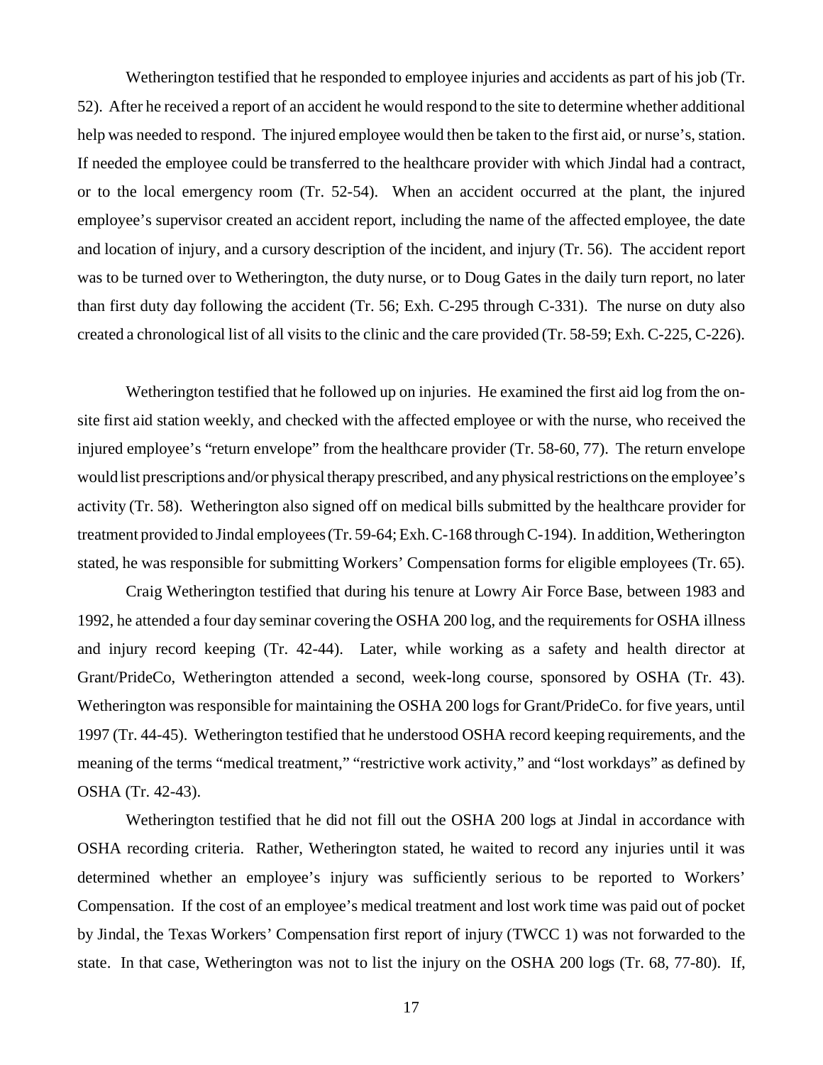Wetherington testified that he responded to employee injuries and accidents as part of his job (Tr. 52). After he received a report of an accident he would respond to the site to determine whether additional help was needed to respond. The injured employee would then be taken to the first aid, or nurse's, station. If needed the employee could be transferred to the healthcare provider with which Jindal had a contract, or to the local emergency room (Tr. 52-54). When an accident occurred at the plant, the injured employee's supervisor created an accident report, including the name of the affected employee, the date and location of injury, and a cursory description of the incident, and injury (Tr. 56). The accident report was to be turned over to Wetherington, the duty nurse, or to Doug Gates in the daily turn report, no later than first duty day following the accident (Tr. 56; Exh. C-295 through C-331). The nurse on duty also created a chronological list of all visits to the clinic and the care provided (Tr. 58-59; Exh. C-225, C-226).

Wetherington testified that he followed up on injuries. He examined the first aid log from the on-site first aid station weekly, and checked with the affected employee or with the nurse, who received the injured employee's "return envelope" from the healthcare provider (Tr. 58-60, 77). The return envelope would list prescriptions and/or physical therapy prescribed, and any physical restrictions on the employee's activity (Tr. 58). Wetherington also signed off on medical bills submitted by the healthcare provider for treatment provided to Jindal employees (Tr. 59-64; Exh. C-168 through C-194). In addition, Wetherington stated, he was responsible for submitting Workers' Compensation forms for eligible employees (Tr. 65).

Craig Wetherington testified that during his tenure at Lowry Air Force Base, between 1983 and 1992, he attended a four day seminar covering the OSHA 200 log, and the requirements for OSHA illness and injury record keeping (Tr. 42-44). Later, while working as a safety and health director at Grant/PrideCo, Wetherington attended a second, week-long course, sponsored by OSHA (Tr. 43). Wetherington was responsible for maintaining the OSHA 200 logs for Grant/PrideCo. for five years, until 1997 (Tr. 44-45). Wetherington testified that he understood OSHA record keeping requirements, and the meaning of the terms "medical treatment," "restrictive work activity," and "lost workdays" as defined by OSHA (Tr. 42-43).

Wetherington testified that he did not fill out the OSHA 200 logs at Jindal in accordance with OSHA recording criteria. Rather, Wetherington stated, he waited to record any injuries until it was determined whether an employee's injury was sufficiently serious to be reported to Workers' Compensation. If the cost of an employee's medical treatment and lost work time was paid out of pocket by Jindal, the Texas Workers' Compensation first report of injury (TWCC 1) was not forwarded to the state. In that case, Wetherington was not to list the injury on the OSHA 200 logs (Tr. 68, 77-80). If,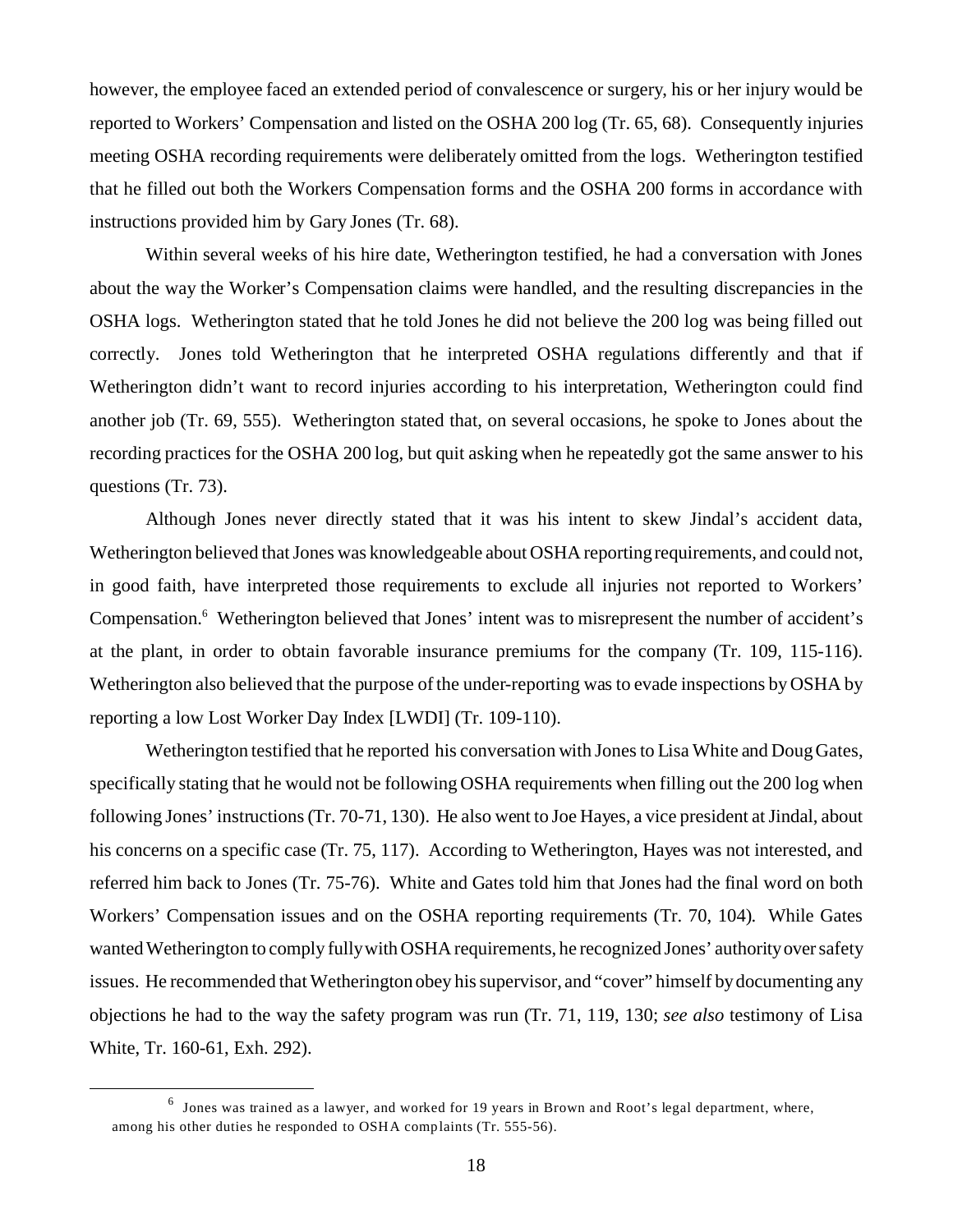however, the employee faced an extended period of convalescence or surgery, his or her injury would be reported to Workers' Compensation and listed on the OSHA 200 log (Tr. 65, 68). Consequently injuries meeting OSHA recording requirements were deliberately omitted from the logs. Wetherington testified that he filled out both the Workers Compensation forms and the OSHA 200 forms in accordance with instructions provided him by Gary Jones (Tr. 68).

Within several weeks of his hire date, Wetherington testified, he had a conversation with Jones about the way the Worker's Compensation claims were handled, and the resulting discrepancies in the OSHA logs. Wetherington stated that he told Jones he did not believe the 200 log was being filled out correctly. Jones told Wetherington that he interpreted OSHA regulations differently and that if Wetherington didn't want to record injuries according to his interpretation, Wetherington could find another job (Tr. 69, 555). Wetherington stated that, on several occasions, he spoke to Jones about the recording practices for the OSHA 200 log, but quit asking when he repeatedly got the same answer to his questions (Tr. 73).

Although Jones never directly stated that it was his intent to skew Jindal's accident data, Wetherington believed that Jones was knowledgeable about OSHA reporting requirements, and could not, in good faith, have interpreted those requirements to exclude all injuries not reported to Workers' Compensation.[6] Wetherington believed that Jones' intent was to misrepresent the number of accident's at the plant, in order to obtain favorable insurance premiums for the company (Tr. 109, 115-116). Wetherington also believed that the purpose of the under-reporting was to evade inspections by OSHA by reporting a low Lost Worker Day Index [LWDI] (Tr. 109-110).

Wetherington testified that he reported his conversation with Jones to Lisa White and Doug Gates, specifically stating that he would not be following OSHA requirements when filling out the 200 log when following Jones' instructions (Tr. 70-71, 130). He also went to Joe Hayes, a vice president at Jindal, about his concerns on a specific case (Tr. 75, 117). According to Wetherington, Hayes was not interested, and referred him back to Jones (Tr. 75-76). White and Gates told him that Jones had the final word on both Workers' Compensation issues and on the OSHA reporting requirements (Tr. 70, 104). While Gates wanted Wetherington to comply fully with OSHA requirements, he recognized Jones' authority over safety issues. He recommended that Wetherington obey his supervisor, and "cover" himself by documenting any objections he had to the way the safety program was run (Tr. 71, 119, 130; *see also* testimony of Lisa White, Tr. 160-61, Exh. 292).

---

[6] Jones was trained as a lawyer, and worked for 19 years in Brown and Root's legal department, where, among his other duties he responded to OSHA complaints (Tr. 555-56).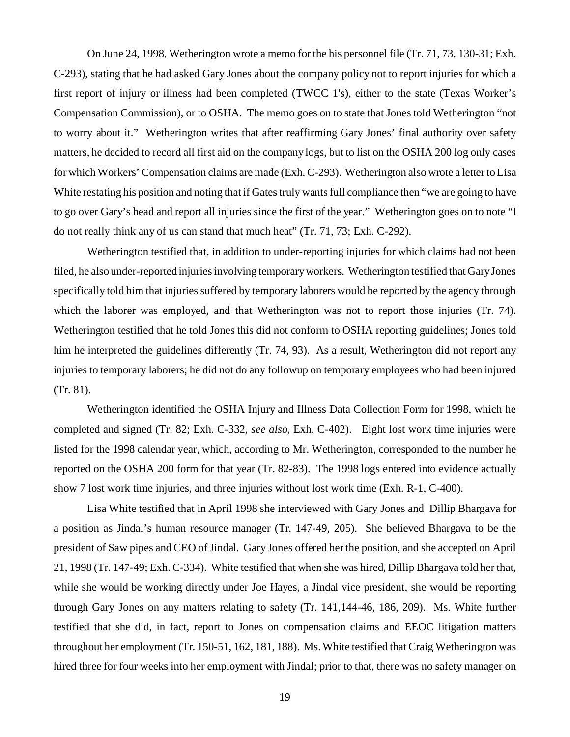On June 24, 1998, Wetherington wrote a memo for the his personnel file (Tr. 71, 73, 130-31; Exh. C-293), stating that he had asked Gary Jones about the company policy not to report injuries for which a first report of injury or illness had been completed (TWCC 1's), either to the state (Texas Worker's Compensation Commission), or to OSHA. The memo goes on to state that Jones told Wetherington "not to worry about it." Wetherington writes that after reaffirming Gary Jones' final authority over safety matters, he decided to record all first aid on the company logs, but to list on the OSHA 200 log only cases for which Workers' Compensation claims are made (Exh. C-293). Wetherington also wrote a letter to Lisa White restating his position and noting that if Gates truly wants full compliance then "we are going to have to go over Gary's head and report all injuries since the first of the year." Wetherington goes on to note "I do not really think any of us can stand that much heat" (Tr. 71, 73; Exh. C-292).

Wetherington testified that, in addition to under-reporting injuries for which claims had not been filed, he also under-reported injuries involving temporary workers. Wetherington testified that Gary Jones specifically told him that injuries suffered by temporary laborers would be reported by the agency through which the laborer was employed, and that Wetherington was not to report those injuries (Tr. 74). Wetherington testified that he told Jones this did not conform to OSHA reporting guidelines; Jones told him he interpreted the guidelines differently (Tr. 74, 93). As a result, Wetherington did not report any injuries to temporary laborers; he did not do any followup on temporary employees who had been injured (Tr. 81).

Wetherington identified the OSHA Injury and Illness Data Collection Form for 1998, which he completed and signed (Tr. 82; Exh. C-332, *see also*, Exh. C-402). Eight lost work time injuries were listed for the 1998 calendar year, which, according to Mr. Wetherington, corresponded to the number he reported on the OSHA 200 form for that year (Tr. 82-83). The 1998 logs entered into evidence actually show 7 lost work time injuries, and three injuries without lost work time (Exh. R-1, C-400).

Lisa White testified that in April 1998 she interviewed with Gary Jones and Dillip Bhargava for a position as Jindal's human resource manager (Tr. 147-49, 205). She believed Bhargava to be the president of Saw pipes and CEO of Jindal. Gary Jones offered her the position, and she accepted on April 21, 1998 (Tr. 147-49; Exh. C-334). White testified that when she was hired, Dillip Bhargava told her that, while she would be working directly under Joe Hayes, a Jindal vice president, she would be reporting through Gary Jones on any matters relating to safety (Tr. 141,144-46, 186, 209). Ms. White further testified that she did, in fact, report to Jones on compensation claims and EEOC litigation matters throughout her employment (Tr. 150-51, 162, 181, 188). Ms. White testified that Craig Wetherington was hired three for four weeks into her employment with Jindal; prior to that, there was no safety manager on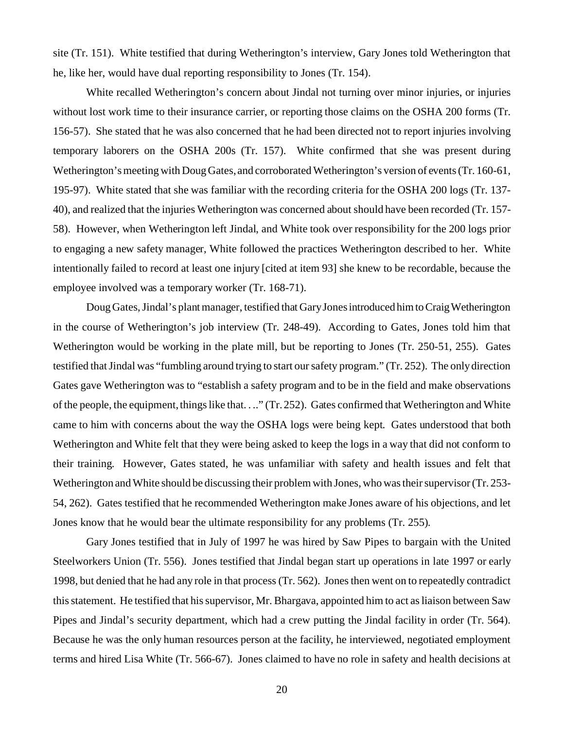site (Tr. 151). White testified that during Wetherington's interview, Gary Jones told Wetherington that he, like her, would have dual reporting responsibility to Jones (Tr. 154).

White recalled Wetherington's concern about Jindal not turning over minor injuries, or injuries without lost work time to their insurance carrier, or reporting those claims on the OSHA 200 forms (Tr. 156-57). She stated that he was also concerned that he had been directed not to report injuries involving temporary laborers on the OSHA 200s (Tr. 157). White confirmed that she was present during Wetherington's meeting with Doug Gates, and corroborated Wetherington's version of events (Tr. 160-61, 195-97). White stated that she was familiar with the recording criteria for the OSHA 200 logs (Tr. 137-40), and realized that the injuries Wetherington was concerned about should have been recorded (Tr. 157-58). However, when Wetherington left Jindal, and White took over responsibility for the 200 logs prior to engaging a new safety manager, White followed the practices Wetherington described to her. White intentionally failed to record at least one injury [cited at item 93] she knew to be recordable, because the employee involved was a temporary worker (Tr. 168-71).

Doug Gates, Jindal's plant manager, testified that Gary Jones introduced him to Craig Wetherington in the course of Wetherington's job interview (Tr. 248-49). According to Gates, Jones told him that Wetherington would be working in the plate mill, but be reporting to Jones (Tr. 250-51, 255). Gates testified that Jindal was "fumbling around trying to start our safety program." (Tr. 252). The only direction Gates gave Wetherington was to "establish a safety program and to be in the field and make observations of the people, the equipment, things like that. . .." (Tr. 252). Gates confirmed that Wetherington and White came to him with concerns about the way the OSHA logs were being kept. Gates understood that both Wetherington and White felt that they were being asked to keep the logs in a way that did not conform to their training. However, Gates stated, he was unfamiliar with safety and health issues and felt that Wetherington and White should be discussing their problem with Jones, who was their supervisor (Tr. 253-54, 262). Gates testified that he recommended Wetherington make Jones aware of his objections, and let Jones know that he would bear the ultimate responsibility for any problems (Tr. 255).

Gary Jones testified that in July of 1997 he was hired by Saw Pipes to bargain with the United Steelworkers Union (Tr. 556). Jones testified that Jindal began start up operations in late 1997 or early 1998, but denied that he had any role in that process (Tr. 562). Jones then went on to repeatedly contradict this statement. He testified that his supervisor, Mr. Bhargava, appointed him to act as liaison between Saw Pipes and Jindal's security department, which had a crew putting the Jindal facility in order (Tr. 564). Because he was the only human resources person at the facility, he interviewed, negotiated employment terms and hired Lisa White (Tr. 566-67). Jones claimed to have no role in safety and health decisions at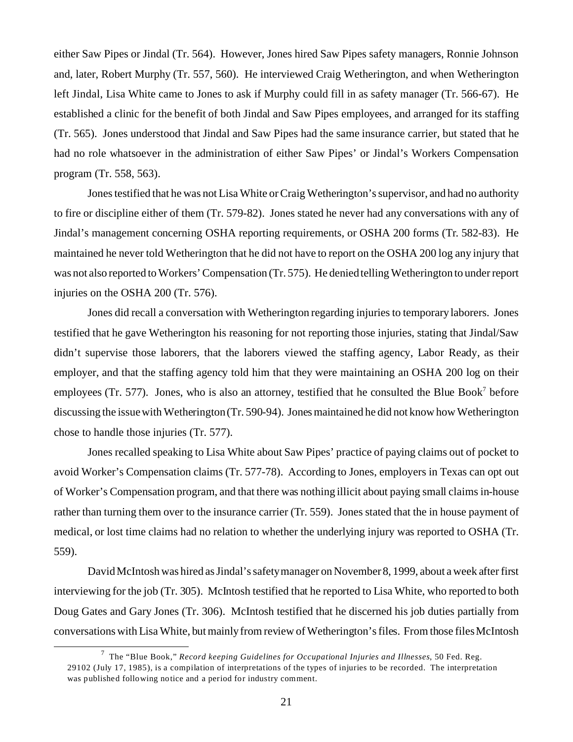either Saw Pipes or Jindal (Tr. 564). However, Jones hired Saw Pipes safety managers, Ronnie Johnson and, later, Robert Murphy (Tr. 557, 560). He interviewed Craig Wetherington, and when Wetherington left Jindal, Lisa White came to Jones to ask if Murphy could fill in as safety manager (Tr. 566-67). He established a clinic for the benefit of both Jindal and Saw Pipes employees, and arranged for its staffing (Tr. 565). Jones understood that Jindal and Saw Pipes had the same insurance carrier, but stated that he had no role whatsoever in the administration of either Saw Pipes' or Jindal's Workers Compensation program (Tr. 558, 563).

Jones testified that he was not Lisa White or Craig Wetherington's supervisor, and had no authority to fire or discipline either of them (Tr. 579-82). Jones stated he never had any conversations with any of Jindal's management concerning OSHA reporting requirements, or OSHA 200 forms (Tr. 582-83). He maintained he never told Wetherington that he did not have to report on the OSHA 200 log any injury that was not also reported to Workers' Compensation (Tr. 575). He denied telling Wetherington to under report injuries on the OSHA 200 (Tr. 576).

Jones did recall a conversation with Wetherington regarding injuries to temporary laborers. Jones testified that he gave Wetherington his reasoning for not reporting those injuries, stating that Jindal/Saw didn't supervise those laborers, that the laborers viewed the staffing agency, Labor Ready, as their employer, and that the staffing agency told him that they were maintaining an OSHA 200 log on their employees (Tr. 577). Jones, who is also an attorney, testified that he consulted the Blue Book[7] before discussing the issue with Wetherington (Tr. 590-94). Jones maintained he did not know how Wetherington chose to handle those injuries (Tr. 577).

Jones recalled speaking to Lisa White about Saw Pipes' practice of paying claims out of pocket to avoid Worker's Compensation claims (Tr. 577-78). According to Jones, employers in Texas can opt out of Worker's Compensation program, and that there was nothing illicit about paying small claims in-house rather than turning them over to the insurance carrier (Tr. 559). Jones stated that the in house payment of medical, or lost time claims had no relation to whether the underlying injury was reported to OSHA (Tr. 559).

David McIntosh was hired as Jindal's safety manager on November 8, 1999, about a week after first interviewing for the job (Tr. 305). McIntosh testified that he reported to Lisa White, who reported to both Doug Gates and Gary Jones (Tr. 306). McIntosh testified that he discerned his job duties partially from conversations with Lisa White, but mainly from review of Wetherington's files. From those files McIntosh

[7] The "Blue Book," *Record keeping Guidelines for Occupational Injuries and Illnesses*, 50 Fed. Reg. 29102 (July 17, 1985), is a compilation of interpretations of the types of injuries to be recorded. The interpretation was published following notice and a period for industry comment.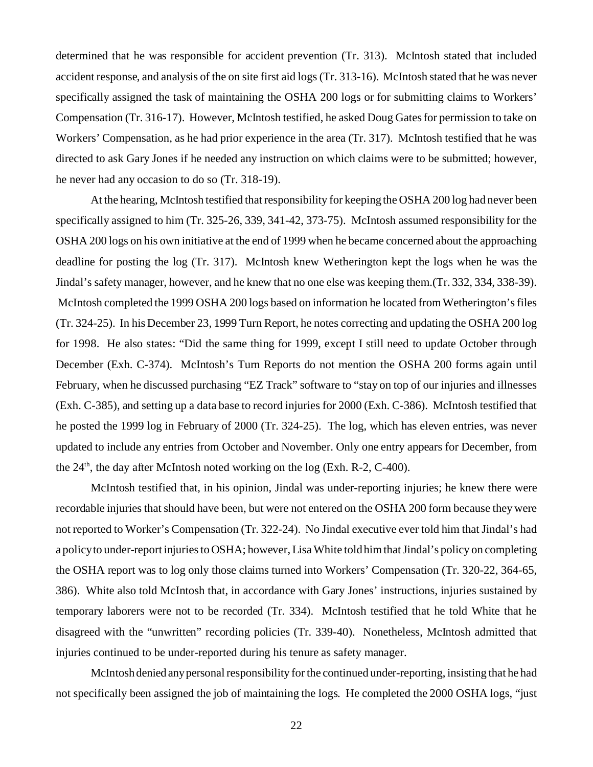determined that he was responsible for accident prevention (Tr. 313). McIntosh stated that included accident response, and analysis of the on site first aid logs (Tr. 313-16). McIntosh stated that he was never specifically assigned the task of maintaining the OSHA 200 logs or for submitting claims to Workers' Compensation (Tr. 316-17). However, McIntosh testified, he asked Doug Gates for permission to take on Workers' Compensation, as he had prior experience in the area (Tr. 317). McIntosh testified that he was directed to ask Gary Jones if he needed any instruction on which claims were to be submitted; however, he never had any occasion to do so (Tr. 318-19).

At the hearing, McIntosh testified that responsibility for keeping the OSHA 200 log had never been specifically assigned to him (Tr. 325-26, 339, 341-42, 373-75). McIntosh assumed responsibility for the OSHA 200 logs on his own initiative at the end of 1999 when he became concerned about the approaching deadline for posting the log (Tr. 317). McIntosh knew Wetherington kept the logs when he was the Jindal's safety manager, however, and he knew that no one else was keeping them.(Tr. 332, 334, 338-39). McIntosh completed the 1999 OSHA 200 logs based on information he located from Wetherington's files (Tr. 324-25). In his December 23, 1999 Turn Report, he notes correcting and updating the OSHA 200 log for 1998. He also states: "Did the same thing for 1999, except I still need to update October through December (Exh. C-374). McIntosh's Turn Reports do not mention the OSHA 200 forms again until February, when he discussed purchasing "EZ Track" software to "stay on top of our injuries and illnesses (Exh. C-385), and setting up a data base to record injuries for 2000 (Exh. C-386). McIntosh testified that he posted the 1999 log in February of 2000 (Tr. 324-25). The log, which has eleven entries, was never updated to include any entries from October and November. Only one entry appears for December, from the 24th, the day after McIntosh noted working on the log (Exh. R-2, C-400).

McIntosh testified that, in his opinion, Jindal was under-reporting injuries; he knew there were recordable injuries that should have been, but were not entered on the OSHA 200 form because they were not reported to Worker's Compensation (Tr. 322-24). No Jindal executive ever told him that Jindal's had a policy to under-report injuries to OSHA; however, Lisa White told him that Jindal's policy on completing the OSHA report was to log only those claims turned into Workers' Compensation (Tr. 320-22, 364-65, 386). White also told McIntosh that, in accordance with Gary Jones' instructions, injuries sustained by temporary laborers were not to be recorded (Tr. 334). McIntosh testified that he told White that he disagreed with the "unwritten" recording policies (Tr. 339-40). Nonetheless, McIntosh admitted that injuries continued to be under-reported during his tenure as safety manager.

McIntosh denied any personal responsibility for the continued under-reporting, insisting that he had not specifically been assigned the job of maintaining the logs. He completed the 2000 OSHA logs, "just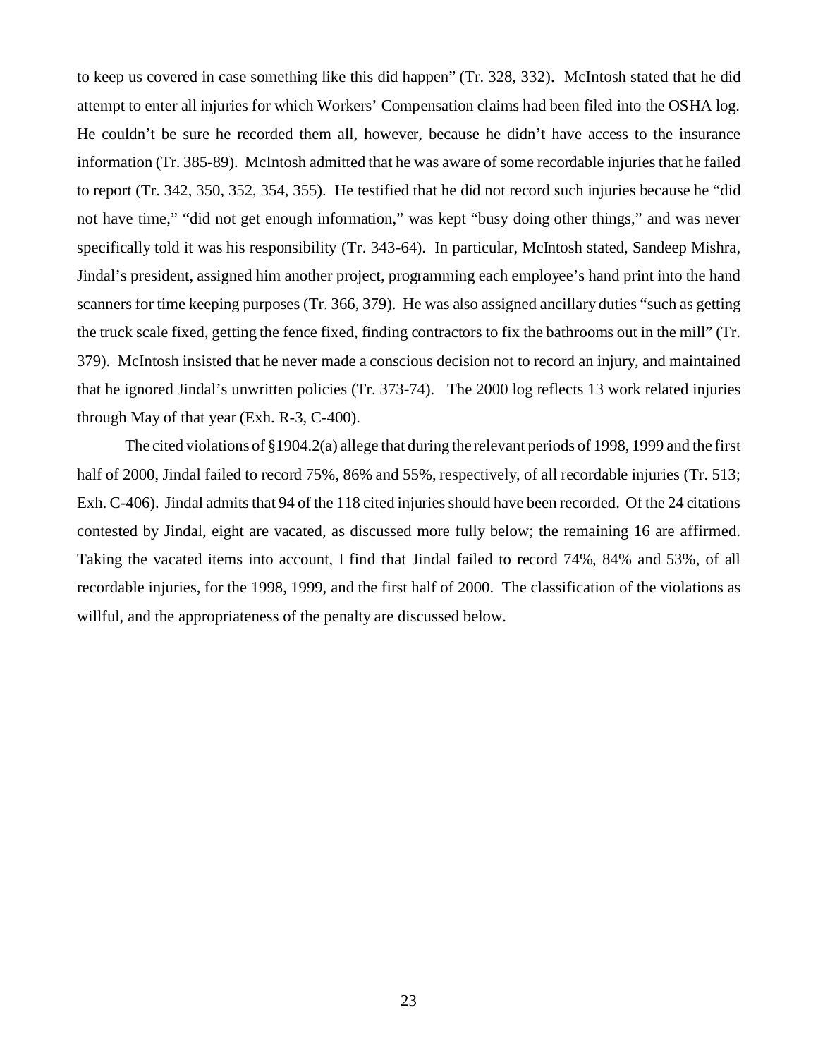to keep us covered in case something like this did happen" (Tr. 328, 332). McIntosh stated that he did attempt to enter all injuries for which Workers' Compensation claims had been filed into the OSHA log. He couldn't be sure he recorded them all, however, because he didn't have access to the insurance information (Tr. 385-89). McIntosh admitted that he was aware of some recordable injuries that he failed to report (Tr. 342, 350, 352, 354, 355). He testified that he did not record such injuries because he "did not have time," "did not get enough information," was kept "busy doing other things," and was never specifically told it was his responsibility (Tr. 343-64). In particular, McIntosh stated, Sandeep Mishra, Jindal's president, assigned him another project, programming each employee's hand print into the hand scanners for time keeping purposes (Tr. 366, 379). He was also assigned ancillary duties "such as getting the truck scale fixed, getting the fence fixed, finding contractors to fix the bathrooms out in the mill" (Tr. 379). McIntosh insisted that he never made a conscious decision not to record an injury, and maintained that he ignored Jindal's unwritten policies (Tr. 373-74). The 2000 log reflects 13 work related injuries through May of that year (Exh. R-3, C-400).

The cited violations of §1904.2(a) allege that during the relevant periods of 1998, 1999 and the first half of 2000, Jindal failed to record 75%, 86% and 55%, respectively, of all recordable injuries (Tr. 513; Exh. C-406). Jindal admits that 94 of the 118 cited injuries should have been recorded. Of the 24 citations contested by Jindal, eight are vacated, as discussed more fully below; the remaining 16 are affirmed. Taking the vacated items into account, I find that Jindal failed to record 74%, 84% and 53%, of all recordable injuries, for the 1998, 1999, and the first half of 2000. The classification of the violations as willful, and the appropriateness of the penalty are discussed below.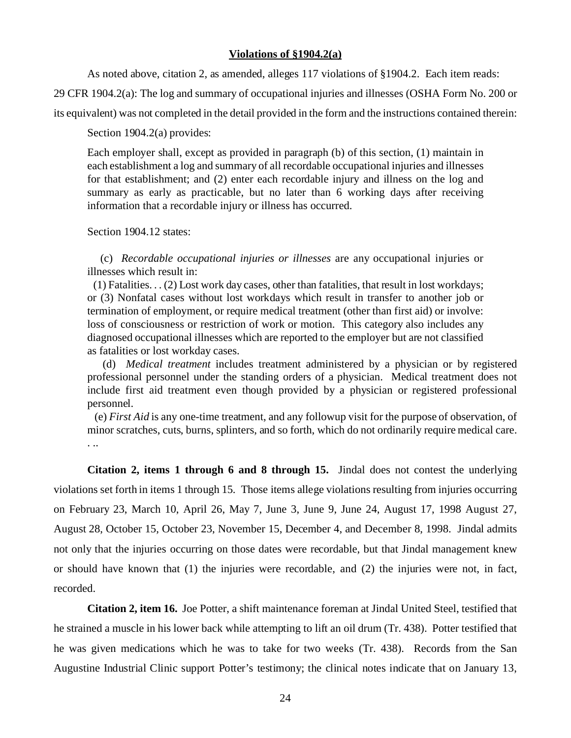**Violations of §1904.2(a)**

As noted above, citation 2, as amended, alleges 117 violations of §1904.2. Each item reads:

29 CFR 1904.2(a): The log and summary of occupational injuries and illnesses (OSHA Form No. 200 or its equivalent) was not completed in the detail provided in the form and the instructions contained therein:

Section 1904.2(a) provides:

> Each employer shall, except as provided in paragraph (b) of this section, (1) maintain in each establishment a log and summary of all recordable occupational injuries and illnesses for that establishment; and (2) enter each recordable injury and illness on the log and summary as early as practicable, but no later than 6 working days after receiving information that a recordable injury or illness has occurred.

Section 1904.12 states:

> (c) *Recordable occupational injuries or illnesses* are any occupational injuries or illnesses which result in:
>
> (1) Fatalities. . . (2) Lost work day cases, other than fatalities, that result in lost workdays; or (3) Nonfatal cases without lost workdays which result in transfer to another job or termination of employment, or require medical treatment (other than first aid) or involve: loss of consciousness or restriction of work or motion. This category also includes any diagnosed occupational illnesses which are reported to the employer but are not classified as fatalities or lost workday cases.
>
> (d) *Medical treatment* includes treatment administered by a physician or by registered professional personnel under the standing orders of a physician. Medical treatment does not include first aid treatment even though provided by a physician or registered professional personnel.
>
> (e) *First Aid* is any one-time treatment, and any followup visit for the purpose of observation, of minor scratches, cuts, burns, splinters, and so forth, which do not ordinarily require medical care. . ..

**Citation 2, items 1 through 6 and 8 through 15.** Jindal does not contest the underlying violations set forth in items 1 through 15. Those items allege violations resulting from injuries occurring on February 23, March 10, April 26, May 7, June 3, June 9, June 24, August 17, 1998 August 27, August 28, October 15, October 23, November 15, December 4, and December 8, 1998. Jindal admits not only that the injuries occurring on those dates were recordable, but that Jindal management knew or should have known that (1) the injuries were recordable, and (2) the injuries were not, in fact, recorded.

**Citation 2, item 16.** Joe Potter, a shift maintenance foreman at Jindal United Steel, testified that he strained a muscle in his lower back while attempting to lift an oil drum (Tr. 438). Potter testified that he was given medications which he was to take for two weeks (Tr. 438). Records from the San Augustine Industrial Clinic support Potter's testimony; the clinical notes indicate that on January 13,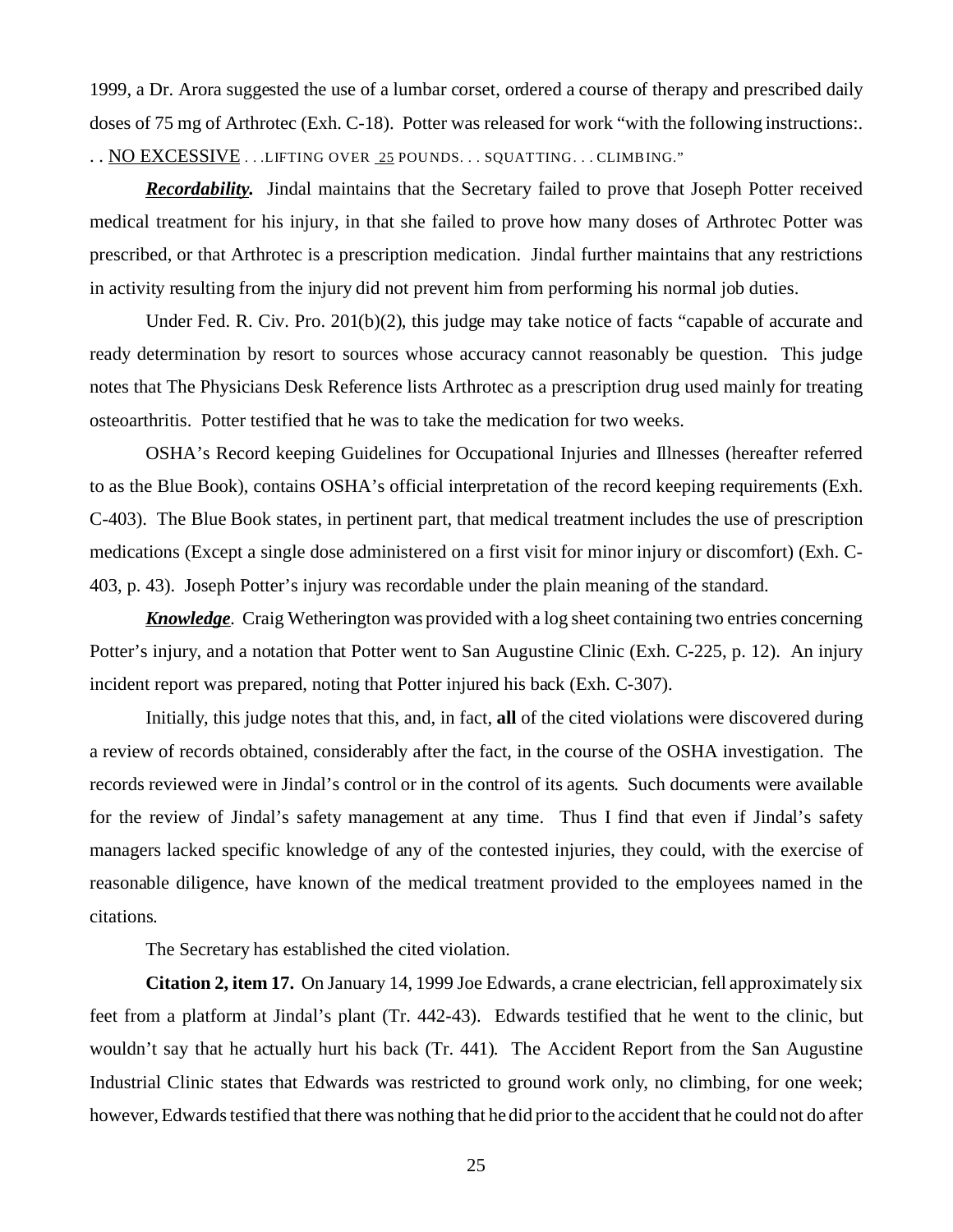1999, a Dr. Arora suggested the use of a lumbar corset, ordered a course of therapy and prescribed daily doses of 75 mg of Arthrotec (Exh. C-18). Potter was released for work "with the following instructions:. . . NO EXCESSIVE . . .LIFTING OVER 25 POUNDS. . . SQUATTING. . . CLIMBING."

***Recordability.*** Jindal maintains that the Secretary failed to prove that Joseph Potter received medical treatment for his injury, in that she failed to prove how many doses of Arthrotec Potter was prescribed, or that Arthrotec is a prescription medication. Jindal further maintains that any restrictions in activity resulting from the injury did not prevent him from performing his normal job duties.

Under Fed. R. Civ. Pro. 201(b)(2), this judge may take notice of facts "capable of accurate and ready determination by resort to sources whose accuracy cannot reasonably be question. This judge notes that The Physicians Desk Reference lists Arthrotec as a prescription drug used mainly for treating osteoarthritis. Potter testified that he was to take the medication for two weeks.

OSHA's Record keeping Guidelines for Occupational Injuries and Illnesses (hereafter referred to as the Blue Book), contains OSHA's official interpretation of the record keeping requirements (Exh. C-403). The Blue Book states, in pertinent part, that medical treatment includes the use of prescription medications (Except a single dose administered on a first visit for minor injury or discomfort) (Exh. C-403, p. 43). Joseph Potter's injury was recordable under the plain meaning of the standard.

***Knowledge***. Craig Wetherington was provided with a log sheet containing two entries concerning Potter's injury, and a notation that Potter went to San Augustine Clinic (Exh. C-225, p. 12). An injury incident report was prepared, noting that Potter injured his back (Exh. C-307).

Initially, this judge notes that this, and, in fact, **all** of the cited violations were discovered during a review of records obtained, considerably after the fact, in the course of the OSHA investigation. The records reviewed were in Jindal's control or in the control of its agents. Such documents were available for the review of Jindal's safety management at any time. Thus I find that even if Jindal's safety managers lacked specific knowledge of any of the contested injuries, they could, with the exercise of reasonable diligence, have known of the medical treatment provided to the employees named in the citations.

The Secretary has established the cited violation.

**Citation 2, item 17.** On January 14, 1999 Joe Edwards, a crane electrician, fell approximately six feet from a platform at Jindal's plant (Tr. 442-43). Edwards testified that he went to the clinic, but wouldn't say that he actually hurt his back (Tr. 441). The Accident Report from the San Augustine Industrial Clinic states that Edwards was restricted to ground work only, no climbing, for one week; however, Edwards testified that there was nothing that he did prior to the accident that he could not do after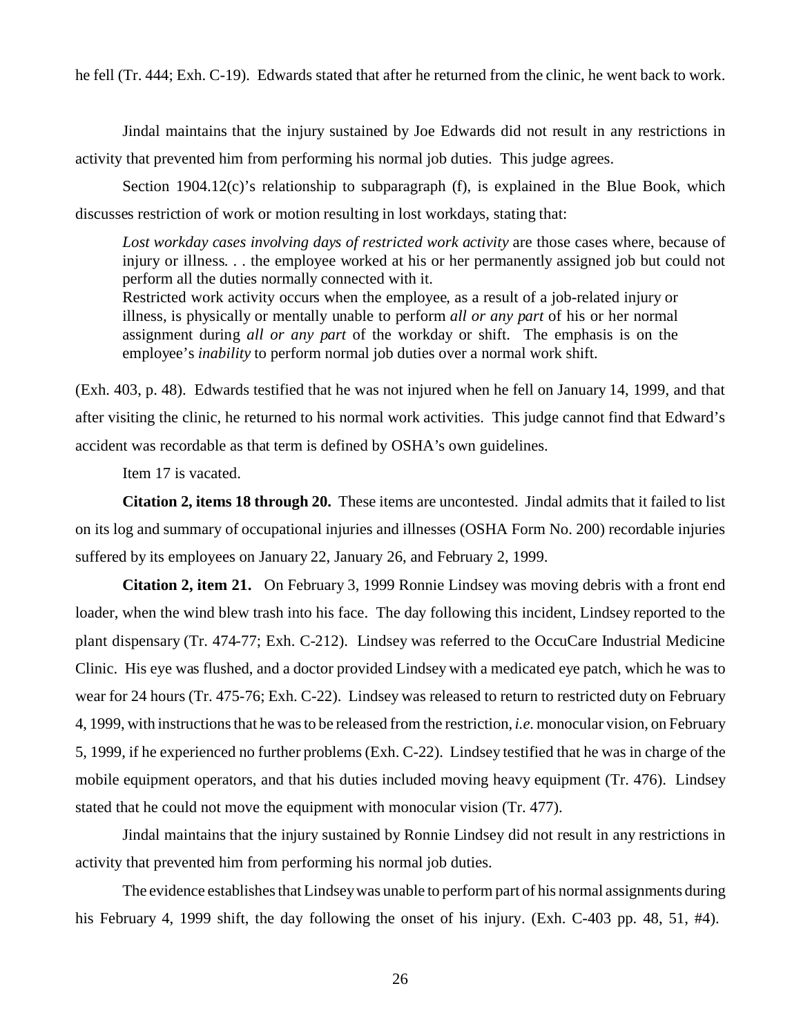he fell (Tr. 444; Exh. C-19). Edwards stated that after he returned from the clinic, he went back to work.

Jindal maintains that the injury sustained by Joe Edwards did not result in any restrictions in activity that prevented him from performing his normal job duties. This judge agrees.

Section 1904.12(c)'s relationship to subparagraph (f), is explained in the Blue Book, which discusses restriction of work or motion resulting in lost workdays, stating that:

> *Lost workday cases involving days of restricted work activity* are those cases where, because of injury or illness. . . the employee worked at his or her permanently assigned job but could not perform all the duties normally connected with it.
>
> Restricted work activity occurs when the employee, as a result of a job-related injury or illness, is physically or mentally unable to perform *all or any part* of his or her normal assignment during *all or any part* of the workday or shift. The emphasis is on the employee's *inability* to perform normal job duties over a normal work shift.

(Exh. 403, p. 48). Edwards testified that he was not injured when he fell on January 14, 1999, and that after visiting the clinic, he returned to his normal work activities. This judge cannot find that Edward's accident was recordable as that term is defined by OSHA's own guidelines.

Item 17 is vacated.

**Citation 2, items 18 through 20.** These items are uncontested. Jindal admits that it failed to list on its log and summary of occupational injuries and illnesses (OSHA Form No. 200) recordable injuries suffered by its employees on January 22, January 26, and February 2, 1999.

**Citation 2, item 21.** On February 3, 1999 Ronnie Lindsey was moving debris with a front end loader, when the wind blew trash into his face. The day following this incident, Lindsey reported to the plant dispensary (Tr. 474-77; Exh. C-212). Lindsey was referred to the OccuCare Industrial Medicine Clinic. His eye was flushed, and a doctor provided Lindsey with a medicated eye patch, which he was to wear for 24 hours (Tr. 475-76; Exh. C-22). Lindsey was released to return to restricted duty on February 4, 1999, with instructions that he was to be released from the restriction, *i.e.* monocular vision, on February 5, 1999, if he experienced no further problems (Exh. C-22). Lindsey testified that he was in charge of the mobile equipment operators, and that his duties included moving heavy equipment (Tr. 476). Lindsey stated that he could not move the equipment with monocular vision (Tr. 477).

Jindal maintains that the injury sustained by Ronnie Lindsey did not result in any restrictions in activity that prevented him from performing his normal job duties.

The evidence establishes that Lindsey was unable to perform part of his normal assignments during his February 4, 1999 shift, the day following the onset of his injury. (Exh. C-403 pp. 48, 51, #4).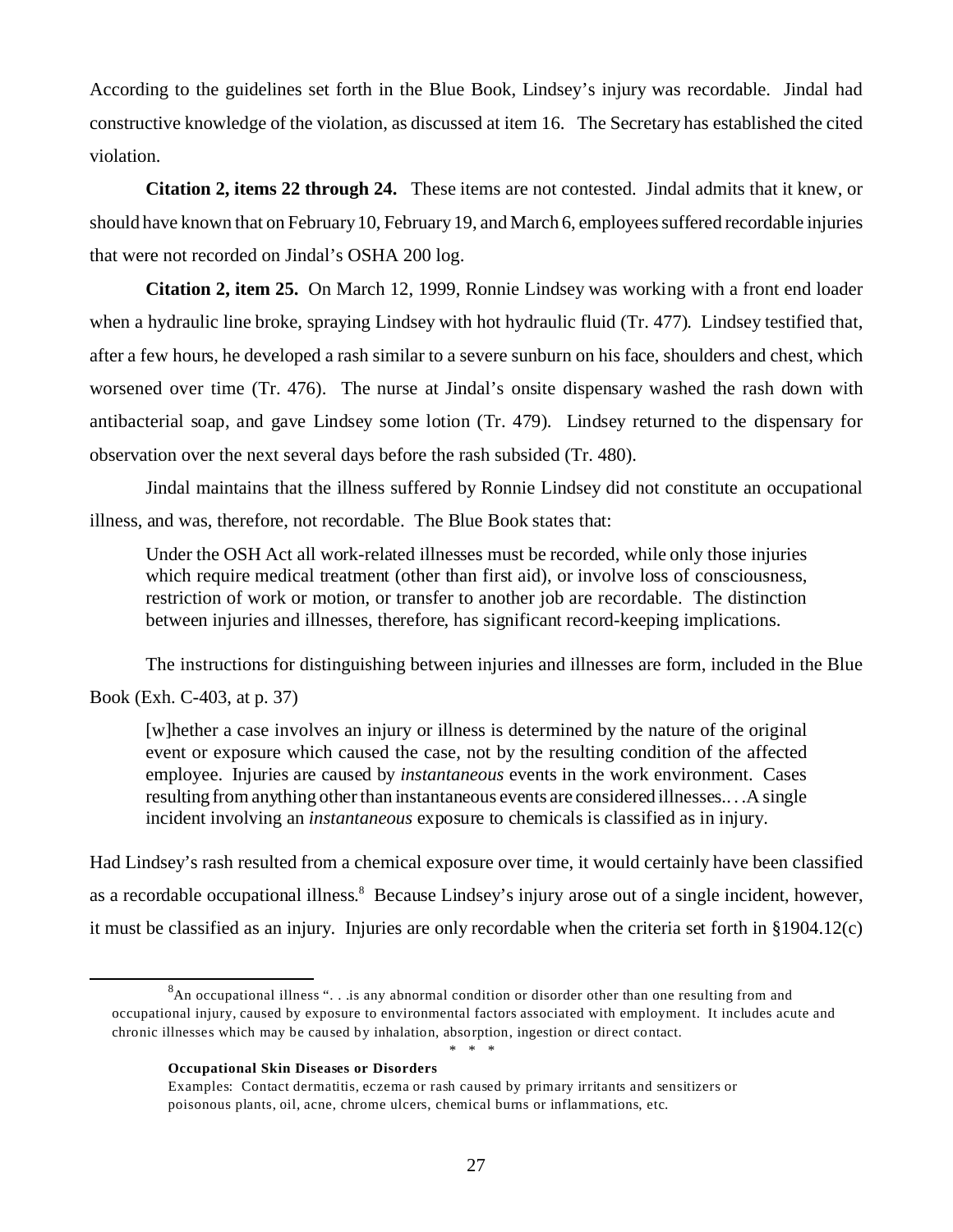According to the guidelines set forth in the Blue Book, Lindsey's injury was recordable. Jindal had constructive knowledge of the violation, as discussed at item 16. The Secretary has established the cited violation.

**Citation 2, items 22 through 24.** These items are not contested. Jindal admits that it knew, or should have known that on February 10, February 19, and March 6, employees suffered recordable injuries that were not recorded on Jindal's OSHA 200 log.

**Citation 2, item 25.** On March 12, 1999, Ronnie Lindsey was working with a front end loader when a hydraulic line broke, spraying Lindsey with hot hydraulic fluid (Tr. 477). Lindsey testified that, after a few hours, he developed a rash similar to a severe sunburn on his face, shoulders and chest, which worsened over time (Tr. 476). The nurse at Jindal's onsite dispensary washed the rash down with antibacterial soap, and gave Lindsey some lotion (Tr. 479). Lindsey returned to the dispensary for observation over the next several days before the rash subsided (Tr. 480).

Jindal maintains that the illness suffered by Ronnie Lindsey did not constitute an occupational illness, and was, therefore, not recordable. The Blue Book states that:

> Under the OSH Act all work-related illnesses must be recorded, while only those injuries which require medical treatment (other than first aid), or involve loss of consciousness, restriction of work or motion, or transfer to another job are recordable. The distinction between injuries and illnesses, therefore, has significant record-keeping implications.

The instructions for distinguishing between injuries and illnesses are form, included in the Blue Book (Exh. C-403, at p. 37)

> [w]hether a case involves an injury or illness is determined by the nature of the original event or exposure which caused the case, not by the resulting condition of the affected employee. Injuries are caused by *instantaneous* events in the work environment. Cases resulting from anything other than instantaneous events are considered illnesses.. . .A single incident involving an *instantaneous* exposure to chemicals is classified as in injury.

Had Lindsey's rash resulted from a chemical exposure over time, it would certainly have been classified as a recordable occupational illness.[8] Because Lindsey's injury arose out of a single incident, however, it must be classified as an injury. Injuries are only recordable when the criteria set forth in §1904.12(c)

---

[8] An occupational illness ". . .is any abnormal condition or disorder other than one resulting from and occupational injury, caused by exposure to environmental factors associated with employment. It includes acute and chronic illnesses which may be caused by inhalation, absorption, ingestion or direct contact.

\* \* \*

**Occupational Skin Diseases or Disorders**

Examples: Contact dermatitis, eczema or rash caused by primary irritants and sensitizers or poisonous plants, oil, acne, chrome ulcers, chemical burns or inflammations, etc.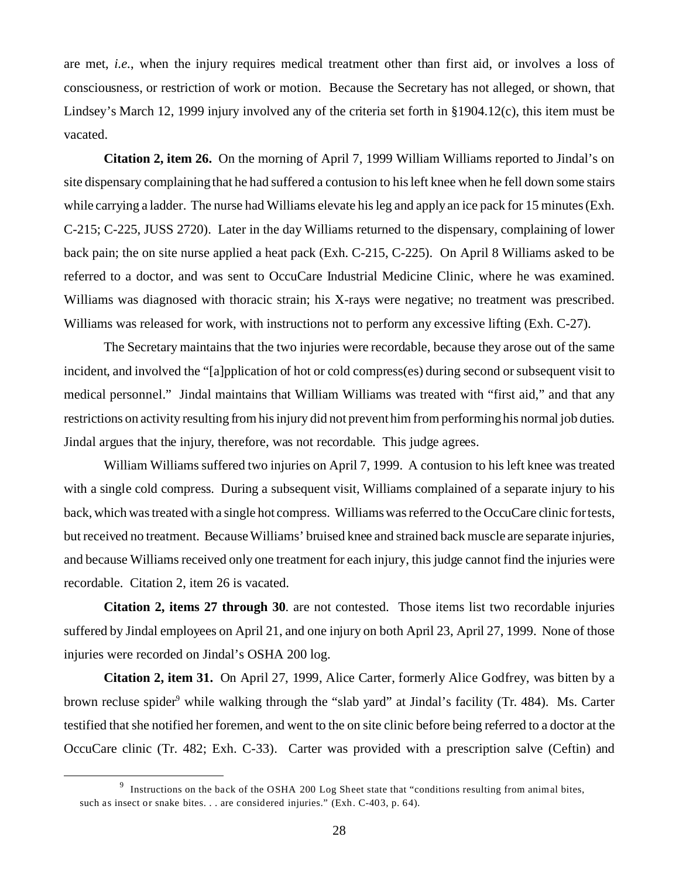are met, *i.e.*, when the injury requires medical treatment other than first aid, or involves a loss of consciousness, or restriction of work or motion. Because the Secretary has not alleged, or shown, that Lindsey's March 12, 1999 injury involved any of the criteria set forth in §1904.12(c), this item must be vacated.

**Citation 2, item 26.** On the morning of April 7, 1999 William Williams reported to Jindal's on site dispensary complaining that he had suffered a contusion to his left knee when he fell down some stairs while carrying a ladder. The nurse had Williams elevate his leg and apply an ice pack for 15 minutes (Exh. C-215; C-225, JUSS 2720). Later in the day Williams returned to the dispensary, complaining of lower back pain; the on site nurse applied a heat pack (Exh. C-215, C-225). On April 8 Williams asked to be referred to a doctor, and was sent to OccuCare Industrial Medicine Clinic, where he was examined. Williams was diagnosed with thoracic strain; his X-rays were negative; no treatment was prescribed. Williams was released for work, with instructions not to perform any excessive lifting (Exh. C-27).

The Secretary maintains that the two injuries were recordable, because they arose out of the same incident, and involved the "[a]pplication of hot or cold compress(es) during second or subsequent visit to medical personnel." Jindal maintains that William Williams was treated with "first aid," and that any restrictions on activity resulting from his injury did not prevent him from performing his normal job duties. Jindal argues that the injury, therefore, was not recordable. This judge agrees.

William Williams suffered two injuries on April 7, 1999. A contusion to his left knee was treated with a single cold compress. During a subsequent visit, Williams complained of a separate injury to his back, which was treated with a single hot compress. Williams was referred to the OccuCare clinic for tests, but received no treatment. Because Williams' bruised knee and strained back muscle are separate injuries, and because Williams received only one treatment for each injury, this judge cannot find the injuries were recordable. Citation 2, item 26 is vacated.

**Citation 2, items 27 through 30**. are not contested. Those items list two recordable injuries suffered by Jindal employees on April 21, and one injury on both April 23, April 27, 1999. None of those injuries were recorded on Jindal's OSHA 200 log.

**Citation 2, item 31.** On April 27, 1999, Alice Carter, formerly Alice Godfrey, was bitten by a brown recluse spider[9] while walking through the "slab yard" at Jindal's facility (Tr. 484). Ms. Carter testified that she notified her foremen, and went to the on site clinic before being referred to a doctor at the OccuCare clinic (Tr. 482; Exh. C-33). Carter was provided with a prescription salve (Ceftin) and

[9] Instructions on the back of the OSHA 200 Log Sheet state that "conditions resulting from animal bites, such as insect or snake bites. . . are considered injuries." (Exh. C-403, p. 64).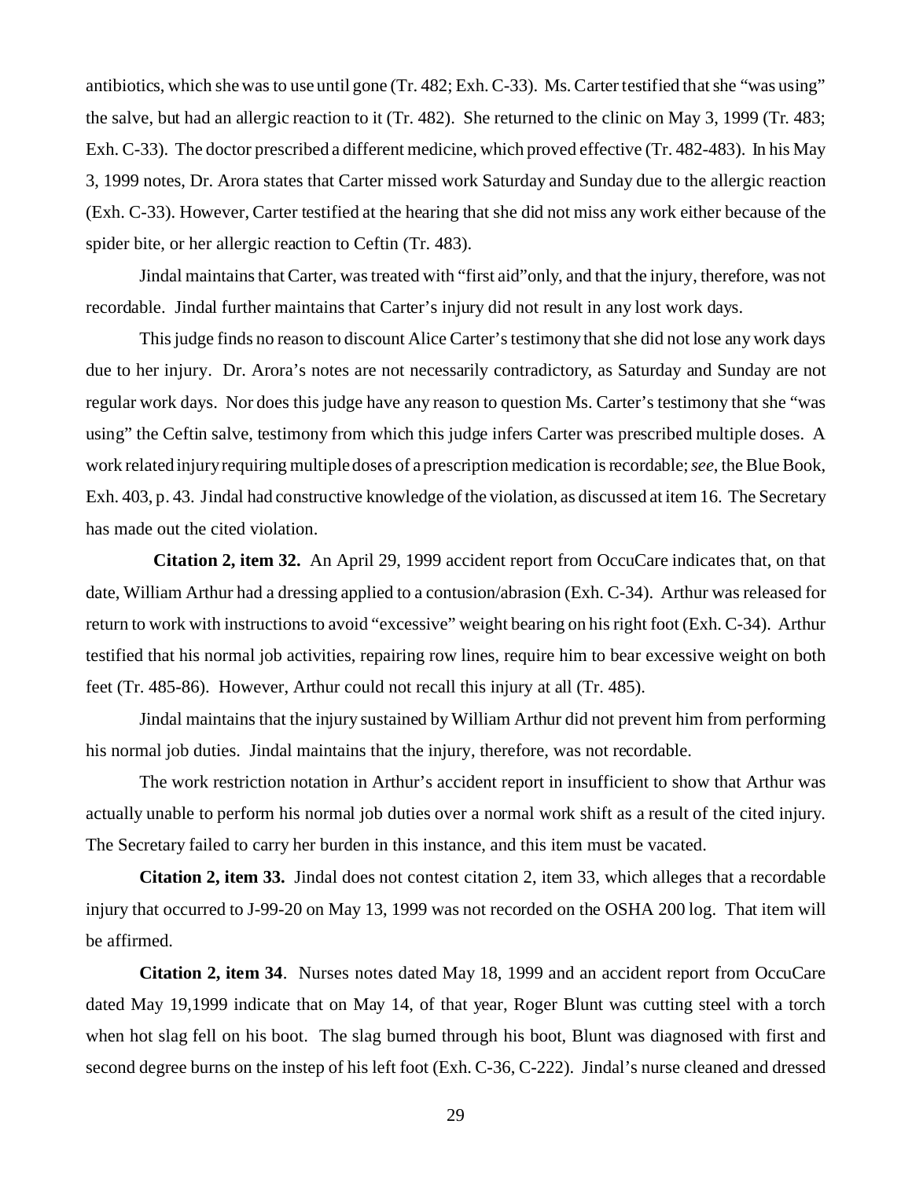antibiotics, which she was to use until gone (Tr. 482; Exh. C-33). Ms. Carter testified that she "was using" the salve, but had an allergic reaction to it (Tr. 482). She returned to the clinic on May 3, 1999 (Tr. 483; Exh. C-33). The doctor prescribed a different medicine, which proved effective (Tr. 482-483). In his May 3, 1999 notes, Dr. Arora states that Carter missed work Saturday and Sunday due to the allergic reaction (Exh. C-33). However, Carter testified at the hearing that she did not miss any work either because of the spider bite, or her allergic reaction to Ceftin (Tr. 483).

Jindal maintains that Carter, was treated with "first aid"only, and that the injury, therefore, was not recordable. Jindal further maintains that Carter's injury did not result in any lost work days.

This judge finds no reason to discount Alice Carter's testimony that she did not lose any work days due to her injury. Dr. Arora's notes are not necessarily contradictory, as Saturday and Sunday are not regular work days. Nor does this judge have any reason to question Ms. Carter's testimony that she "was using" the Ceftin salve, testimony from which this judge infers Carter was prescribed multiple doses. A work related injury requiring multiple doses of a prescription medication is recordable; *see*, the Blue Book, Exh. 403, p. 43. Jindal had constructive knowledge of the violation, as discussed at item 16. The Secretary has made out the cited violation.

**Citation 2, item 32.** An April 29, 1999 accident report from OccuCare indicates that, on that date, William Arthur had a dressing applied to a contusion/abrasion (Exh. C-34). Arthur was released for return to work with instructions to avoid "excessive" weight bearing on his right foot (Exh. C-34). Arthur testified that his normal job activities, repairing row lines, require him to bear excessive weight on both feet (Tr. 485-86). However, Arthur could not recall this injury at all (Tr. 485).

Jindal maintains that the injury sustained by William Arthur did not prevent him from performing his normal job duties. Jindal maintains that the injury, therefore, was not recordable.

The work restriction notation in Arthur's accident report in insufficient to show that Arthur was actually unable to perform his normal job duties over a normal work shift as a result of the cited injury. The Secretary failed to carry her burden in this instance, and this item must be vacated.

**Citation 2, item 33.** Jindal does not contest citation 2, item 33, which alleges that a recordable injury that occurred to J-99-20 on May 13, 1999 was not recorded on the OSHA 200 log. That item will be affirmed.

**Citation 2, item 34**. Nurses notes dated May 18, 1999 and an accident report from OccuCare dated May 19,1999 indicate that on May 14, of that year, Roger Blunt was cutting steel with a torch when hot slag fell on his boot. The slag burned through his boot, Blunt was diagnosed with first and second degree burns on the instep of his left foot (Exh. C-36, C-222). Jindal's nurse cleaned and dressed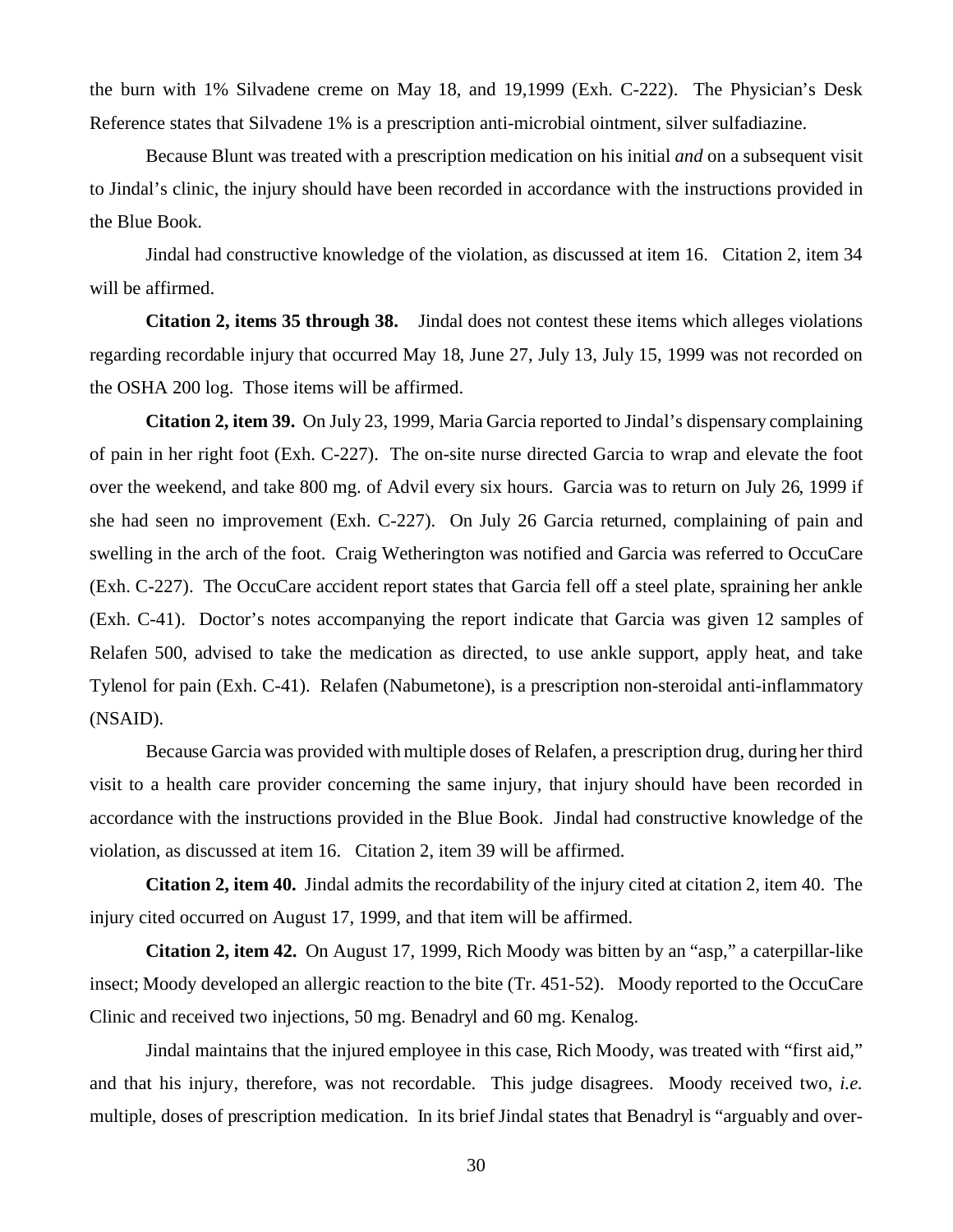the burn with 1% Silvadene creme on May 18, and 19,1999 (Exh. C-222). The Physician's Desk Reference states that Silvadene 1% is a prescription anti-microbial ointment, silver sulfadiazine.

Because Blunt was treated with a prescription medication on his initial *and* on a subsequent visit to Jindal's clinic, the injury should have been recorded in accordance with the instructions provided in the Blue Book.

Jindal had constructive knowledge of the violation, as discussed at item 16. Citation 2, item 34 will be affirmed.

**Citation 2, items 35 through 38.** Jindal does not contest these items which alleges violations regarding recordable injury that occurred May 18, June 27, July 13, July 15, 1999 was not recorded on the OSHA 200 log. Those items will be affirmed.

**Citation 2, item 39.** On July 23, 1999, Maria Garcia reported to Jindal's dispensary complaining of pain in her right foot (Exh. C-227). The on-site nurse directed Garcia to wrap and elevate the foot over the weekend, and take 800 mg. of Advil every six hours. Garcia was to return on July 26, 1999 if she had seen no improvement (Exh. C-227). On July 26 Garcia returned, complaining of pain and swelling in the arch of the foot. Craig Wetherington was notified and Garcia was referred to OccuCare (Exh. C-227). The OccuCare accident report states that Garcia fell off a steel plate, spraining her ankle (Exh. C-41). Doctor's notes accompanying the report indicate that Garcia was given 12 samples of Relafen 500, advised to take the medication as directed, to use ankle support, apply heat, and take Tylenol for pain (Exh. C-41). Relafen (Nabumetone), is a prescription non-steroidal anti-inflammatory (NSAID).

Because Garcia was provided with multiple doses of Relafen, a prescription drug, during her third visit to a health care provider concerning the same injury, that injury should have been recorded in accordance with the instructions provided in the Blue Book. Jindal had constructive knowledge of the violation, as discussed at item 16. Citation 2, item 39 will be affirmed.

**Citation 2, item 40.** Jindal admits the recordability of the injury cited at citation 2, item 40. The injury cited occurred on August 17, 1999, and that item will be affirmed.

**Citation 2, item 42.** On August 17, 1999, Rich Moody was bitten by an "asp," a caterpillar-like insect; Moody developed an allergic reaction to the bite (Tr. 451-52). Moody reported to the OccuCare Clinic and received two injections, 50 mg. Benadryl and 60 mg. Kenalog.

Jindal maintains that the injured employee in this case, Rich Moody, was treated with "first aid," and that his injury, therefore, was not recordable. This judge disagrees. Moody received two, *i.e.* multiple, doses of prescription medication. In its brief Jindal states that Benadryl is "arguably and over-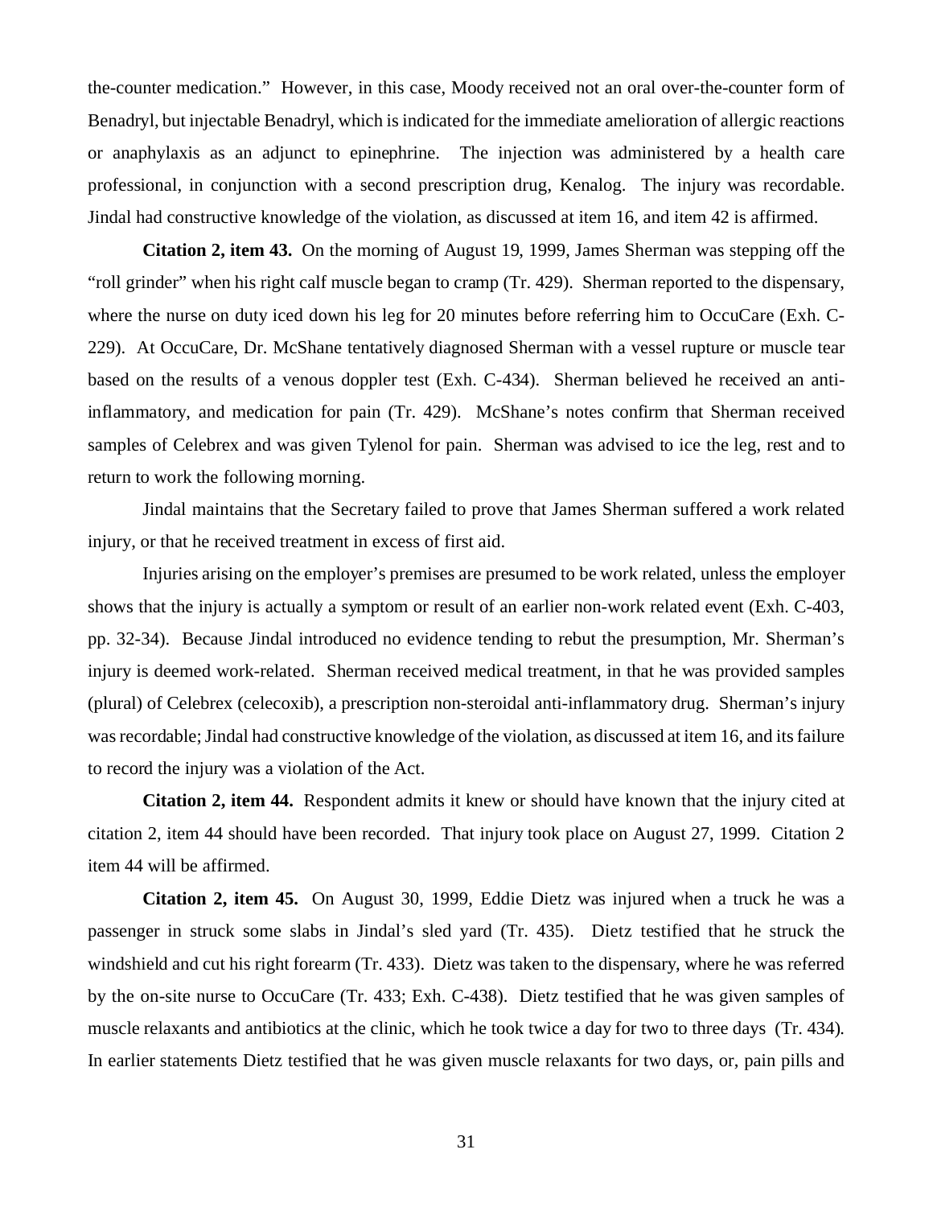the-counter medication." However, in this case, Moody received not an oral over-the-counter form of Benadryl, but injectable Benadryl, which is indicated for the immediate amelioration of allergic reactions or anaphylaxis as an adjunct to epinephrine. The injection was administered by a health care professional, in conjunction with a second prescription drug, Kenalog. The injury was recordable. Jindal had constructive knowledge of the violation, as discussed at item 16, and item 42 is affirmed.

**Citation 2, item 43.** On the morning of August 19, 1999, James Sherman was stepping off the "roll grinder" when his right calf muscle began to cramp (Tr. 429). Sherman reported to the dispensary, where the nurse on duty iced down his leg for 20 minutes before referring him to OccuCare (Exh. C-229). At OccuCare, Dr. McShane tentatively diagnosed Sherman with a vessel rupture or muscle tear based on the results of a venous doppler test (Exh. C-434). Sherman believed he received an anti-inflammatory, and medication for pain (Tr. 429). McShane's notes confirm that Sherman received samples of Celebrex and was given Tylenol for pain. Sherman was advised to ice the leg, rest and to return to work the following morning.

Jindal maintains that the Secretary failed to prove that James Sherman suffered a work related injury, or that he received treatment in excess of first aid.

Injuries arising on the employer's premises are presumed to be work related, unless the employer shows that the injury is actually a symptom or result of an earlier non-work related event (Exh. C-403, pp. 32-34). Because Jindal introduced no evidence tending to rebut the presumption, Mr. Sherman's injury is deemed work-related. Sherman received medical treatment, in that he was provided samples (plural) of Celebrex (celecoxib), a prescription non-steroidal anti-inflammatory drug. Sherman's injury was recordable; Jindal had constructive knowledge of the violation, as discussed at item 16, and its failure to record the injury was a violation of the Act.

**Citation 2, item 44.** Respondent admits it knew or should have known that the injury cited at citation 2, item 44 should have been recorded. That injury took place on August 27, 1999. Citation 2 item 44 will be affirmed.

**Citation 2, item 45.** On August 30, 1999, Eddie Dietz was injured when a truck he was a passenger in struck some slabs in Jindal's sled yard (Tr. 435). Dietz testified that he struck the windshield and cut his right forearm (Tr. 433). Dietz was taken to the dispensary, where he was referred by the on-site nurse to OccuCare (Tr. 433; Exh. C-438). Dietz testified that he was given samples of muscle relaxants and antibiotics at the clinic, which he took twice a day for two to three days (Tr. 434). In earlier statements Dietz testified that he was given muscle relaxants for two days, or, pain pills and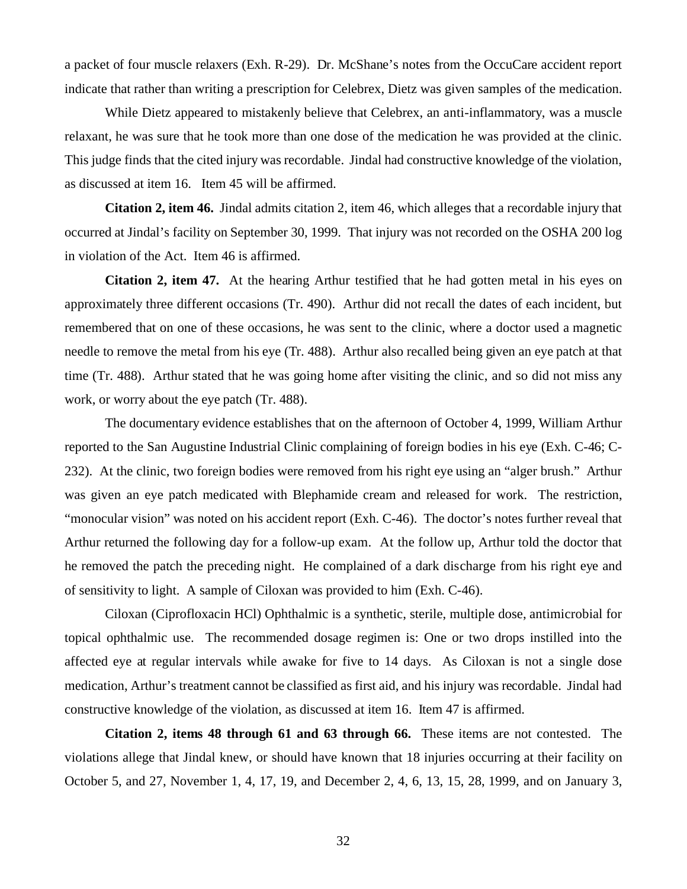a packet of four muscle relaxers (Exh. R-29). Dr. McShane's notes from the OccuCare accident report indicate that rather than writing a prescription for Celebrex, Dietz was given samples of the medication.

While Dietz appeared to mistakenly believe that Celebrex, an anti-inflammatory, was a muscle relaxant, he was sure that he took more than one dose of the medication he was provided at the clinic. This judge finds that the cited injury was recordable. Jindal had constructive knowledge of the violation, as discussed at item 16. Item 45 will be affirmed.

**Citation 2, item 46.** Jindal admits citation 2, item 46, which alleges that a recordable injury that occurred at Jindal's facility on September 30, 1999. That injury was not recorded on the OSHA 200 log in violation of the Act. Item 46 is affirmed.

**Citation 2, item 47.** At the hearing Arthur testified that he had gotten metal in his eyes on approximately three different occasions (Tr. 490). Arthur did not recall the dates of each incident, but remembered that on one of these occasions, he was sent to the clinic, where a doctor used a magnetic needle to remove the metal from his eye (Tr. 488). Arthur also recalled being given an eye patch at that time (Tr. 488). Arthur stated that he was going home after visiting the clinic, and so did not miss any work, or worry about the eye patch (Tr. 488).

The documentary evidence establishes that on the afternoon of October 4, 1999, William Arthur reported to the San Augustine Industrial Clinic complaining of foreign bodies in his eye (Exh. C-46; C-232). At the clinic, two foreign bodies were removed from his right eye using an "alger brush." Arthur was given an eye patch medicated with Blephamide cream and released for work. The restriction, "monocular vision" was noted on his accident report (Exh. C-46). The doctor's notes further reveal that Arthur returned the following day for a follow-up exam. At the follow up, Arthur told the doctor that he removed the patch the preceding night. He complained of a dark discharge from his right eye and of sensitivity to light. A sample of Ciloxan was provided to him (Exh. C-46).

Ciloxan (Ciprofloxacin HCl) Ophthalmic is a synthetic, sterile, multiple dose, antimicrobial for topical ophthalmic use. The recommended dosage regimen is: One or two drops instilled into the affected eye at regular intervals while awake for five to 14 days. As Ciloxan is not a single dose medication, Arthur's treatment cannot be classified as first aid, and his injury was recordable. Jindal had constructive knowledge of the violation, as discussed at item 16. Item 47 is affirmed.

**Citation 2, items 48 through 61 and 63 through 66.** These items are not contested. The violations allege that Jindal knew, or should have known that 18 injuries occurring at their facility on October 5, and 27, November 1, 4, 17, 19, and December 2, 4, 6, 13, 15, 28, 1999, and on January 3,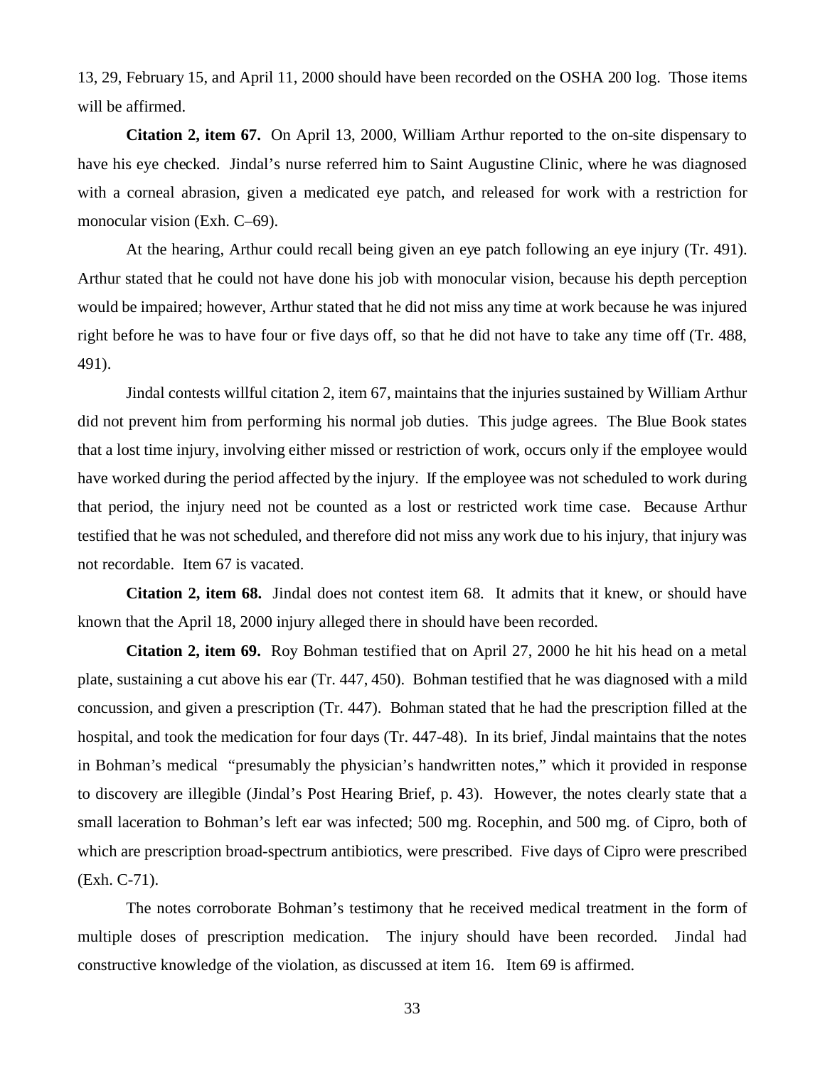13, 29, February 15, and April 11, 2000 should have been recorded on the OSHA 200 log. Those items will be affirmed.

**Citation 2, item 67.** On April 13, 2000, William Arthur reported to the on-site dispensary to have his eye checked. Jindal's nurse referred him to Saint Augustine Clinic, where he was diagnosed with a corneal abrasion, given a medicated eye patch, and released for work with a restriction for monocular vision (Exh. C–69).

At the hearing, Arthur could recall being given an eye patch following an eye injury (Tr. 491). Arthur stated that he could not have done his job with monocular vision, because his depth perception would be impaired; however, Arthur stated that he did not miss any time at work because he was injured right before he was to have four or five days off, so that he did not have to take any time off (Tr. 488, 491).

Jindal contests willful citation 2, item 67, maintains that the injuries sustained by William Arthur did not prevent him from performing his normal job duties. This judge agrees. The Blue Book states that a lost time injury, involving either missed or restriction of work, occurs only if the employee would have worked during the period affected by the injury. If the employee was not scheduled to work during that period, the injury need not be counted as a lost or restricted work time case. Because Arthur testified that he was not scheduled, and therefore did not miss any work due to his injury, that injury was not recordable. Item 67 is vacated.

**Citation 2, item 68.** Jindal does not contest item 68. It admits that it knew, or should have known that the April 18, 2000 injury alleged there in should have been recorded.

**Citation 2, item 69.** Roy Bohman testified that on April 27, 2000 he hit his head on a metal plate, sustaining a cut above his ear (Tr. 447, 450). Bohman testified that he was diagnosed with a mild concussion, and given a prescription (Tr. 447). Bohman stated that he had the prescription filled at the hospital, and took the medication for four days (Tr. 447-48). In its brief, Jindal maintains that the notes in Bohman's medical "presumably the physician's handwritten notes," which it provided in response to discovery are illegible (Jindal's Post Hearing Brief, p. 43). However, the notes clearly state that a small laceration to Bohman's left ear was infected; 500 mg. Rocephin, and 500 mg. of Cipro, both of which are prescription broad-spectrum antibiotics, were prescribed. Five days of Cipro were prescribed (Exh. C-71).

The notes corroborate Bohman's testimony that he received medical treatment in the form of multiple doses of prescription medication. The injury should have been recorded. Jindal had constructive knowledge of the violation, as discussed at item 16. Item 69 is affirmed.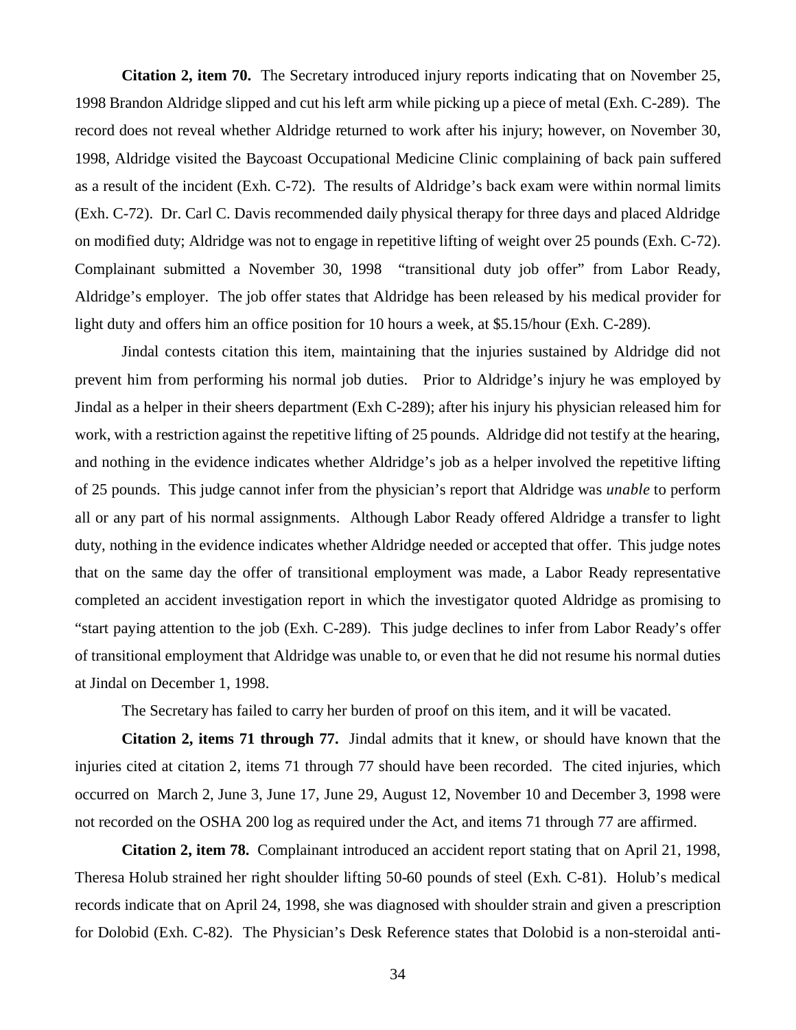**Citation 2, item 70.** The Secretary introduced injury reports indicating that on November 25, 1998 Brandon Aldridge slipped and cut his left arm while picking up a piece of metal (Exh. C-289). The record does not reveal whether Aldridge returned to work after his injury; however, on November 30, 1998, Aldridge visited the Baycoast Occupational Medicine Clinic complaining of back pain suffered as a result of the incident (Exh. C-72). The results of Aldridge's back exam were within normal limits (Exh. C-72). Dr. Carl C. Davis recommended daily physical therapy for three days and placed Aldridge on modified duty; Aldridge was not to engage in repetitive lifting of weight over 25 pounds (Exh. C-72). Complainant submitted a November 30, 1998 "transitional duty job offer" from Labor Ready, Aldridge's employer. The job offer states that Aldridge has been released by his medical provider for light duty and offers him an office position for 10 hours a week, at $5.15/hour (Exh. C-289).

Jindal contests citation this item, maintaining that the injuries sustained by Aldridge did not prevent him from performing his normal job duties. Prior to Aldridge's injury he was employed by Jindal as a helper in their sheers department (Exh C-289); after his injury his physician released him for work, with a restriction against the repetitive lifting of 25 pounds. Aldridge did not testify at the hearing, and nothing in the evidence indicates whether Aldridge's job as a helper involved the repetitive lifting of 25 pounds. This judge cannot infer from the physician's report that Aldridge was *unable* to perform all or any part of his normal assignments. Although Labor Ready offered Aldridge a transfer to light duty, nothing in the evidence indicates whether Aldridge needed or accepted that offer. This judge notes that on the same day the offer of transitional employment was made, a Labor Ready representative completed an accident investigation report in which the investigator quoted Aldridge as promising to "start paying attention to the job (Exh. C-289). This judge declines to infer from Labor Ready's offer of transitional employment that Aldridge was unable to, or even that he did not resume his normal duties at Jindal on December 1, 1998.

The Secretary has failed to carry her burden of proof on this item, and it will be vacated.

**Citation 2, items 71 through 77.** Jindal admits that it knew, or should have known that the injuries cited at citation 2, items 71 through 77 should have been recorded. The cited injuries, which occurred on March 2, June 3, June 17, June 29, August 12, November 10 and December 3, 1998 were not recorded on the OSHA 200 log as required under the Act, and items 71 through 77 are affirmed.

**Citation 2, item 78.** Complainant introduced an accident report stating that on April 21, 1998, Theresa Holub strained her right shoulder lifting 50-60 pounds of steel (Exh. C-81). Holub's medical records indicate that on April 24, 1998, she was diagnosed with shoulder strain and given a prescription for Dolobid (Exh. C-82). The Physician's Desk Reference states that Dolobid is a non-steroidal anti-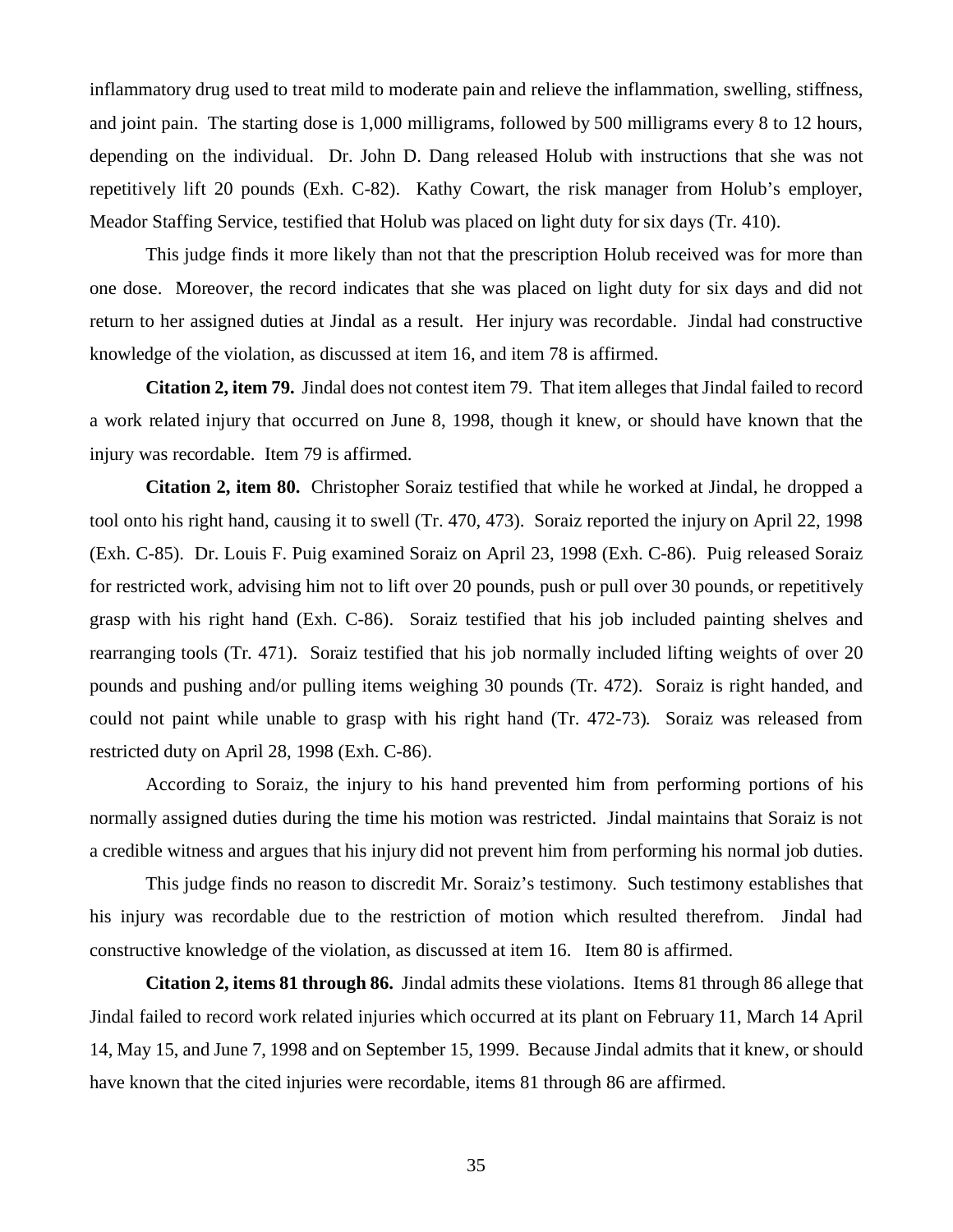inflammatory drug used to treat mild to moderate pain and relieve the inflammation, swelling, stiffness, and joint pain. The starting dose is 1,000 milligrams, followed by 500 milligrams every 8 to 12 hours, depending on the individual. Dr. John D. Dang released Holub with instructions that she was not repetitively lift 20 pounds (Exh. C-82). Kathy Cowart, the risk manager from Holub's employer, Meador Staffing Service, testified that Holub was placed on light duty for six days (Tr. 410).

This judge finds it more likely than not that the prescription Holub received was for more than one dose. Moreover, the record indicates that she was placed on light duty for six days and did not return to her assigned duties at Jindal as a result. Her injury was recordable. Jindal had constructive knowledge of the violation, as discussed at item 16, and item 78 is affirmed.

**Citation 2, item 79.** Jindal does not contest item 79. That item alleges that Jindal failed to record a work related injury that occurred on June 8, 1998, though it knew, or should have known that the injury was recordable. Item 79 is affirmed.

**Citation 2, item 80.** Christopher Soraiz testified that while he worked at Jindal, he dropped a tool onto his right hand, causing it to swell (Tr. 470, 473). Soraiz reported the injury on April 22, 1998 (Exh. C-85). Dr. Louis F. Puig examined Soraiz on April 23, 1998 (Exh. C-86). Puig released Soraiz for restricted work, advising him not to lift over 20 pounds, push or pull over 30 pounds, or repetitively grasp with his right hand (Exh. C-86). Soraiz testified that his job included painting shelves and rearranging tools (Tr. 471). Soraiz testified that his job normally included lifting weights of over 20 pounds and pushing and/or pulling items weighing 30 pounds (Tr. 472). Soraiz is right handed, and could not paint while unable to grasp with his right hand (Tr. 472-73). Soraiz was released from restricted duty on April 28, 1998 (Exh. C-86).

According to Soraiz, the injury to his hand prevented him from performing portions of his normally assigned duties during the time his motion was restricted. Jindal maintains that Soraiz is not a credible witness and argues that his injury did not prevent him from performing his normal job duties.

This judge finds no reason to discredit Mr. Soraiz's testimony. Such testimony establishes that his injury was recordable due to the restriction of motion which resulted therefrom. Jindal had constructive knowledge of the violation, as discussed at item 16. Item 80 is affirmed.

**Citation 2, items 81 through 86.** Jindal admits these violations. Items 81 through 86 allege that Jindal failed to record work related injuries which occurred at its plant on February 11, March 14 April 14, May 15, and June 7, 1998 and on September 15, 1999. Because Jindal admits that it knew, or should have known that the cited injuries were recordable, items 81 through 86 are affirmed.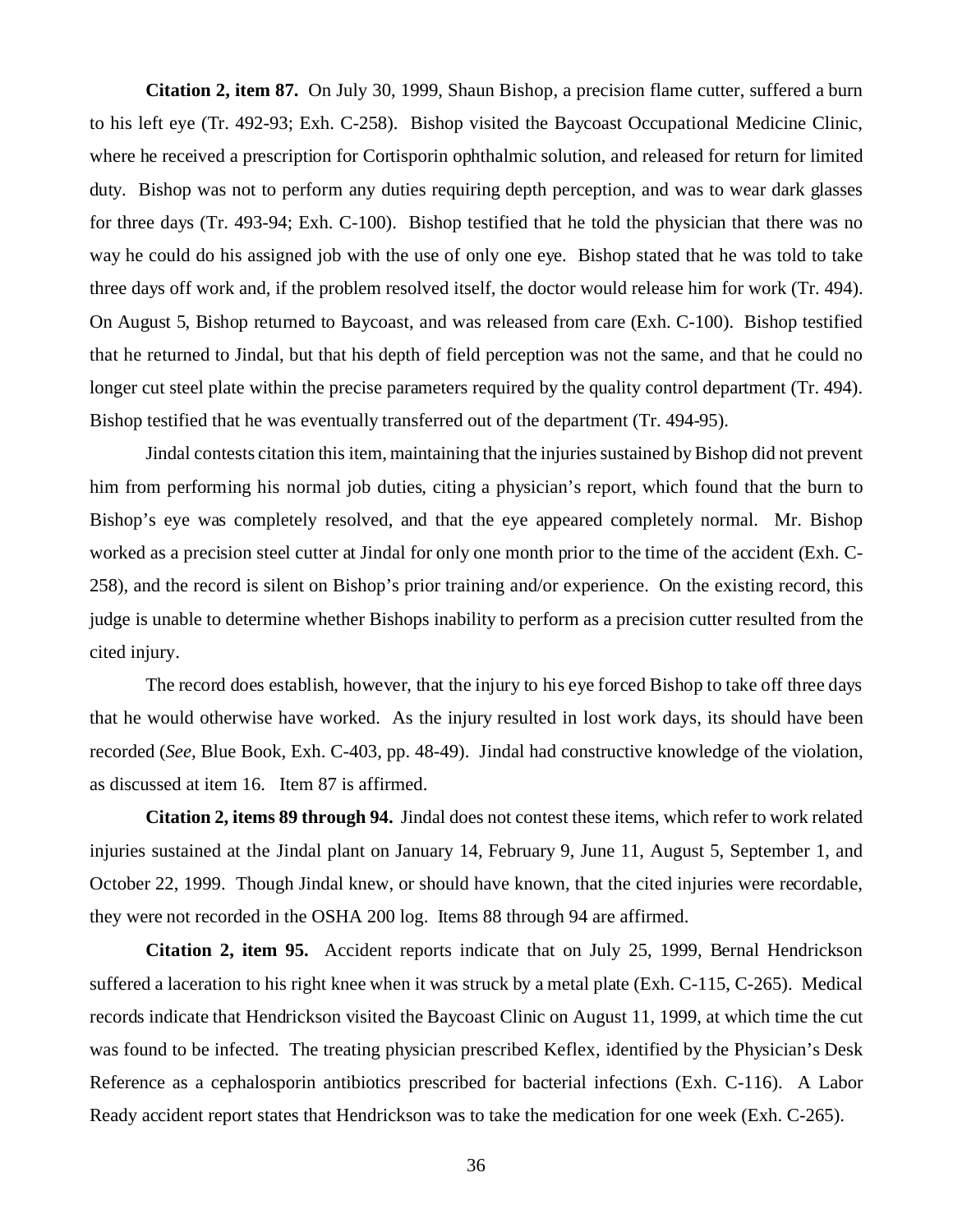**Citation 2, item 87.** On July 30, 1999, Shaun Bishop, a precision flame cutter, suffered a burn to his left eye (Tr. 492-93; Exh. C-258). Bishop visited the Baycoast Occupational Medicine Clinic, where he received a prescription for Cortisporin ophthalmic solution, and released for return for limited duty. Bishop was not to perform any duties requiring depth perception, and was to wear dark glasses for three days (Tr. 493-94; Exh. C-100). Bishop testified that he told the physician that there was no way he could do his assigned job with the use of only one eye. Bishop stated that he was told to take three days off work and, if the problem resolved itself, the doctor would release him for work (Tr. 494). On August 5, Bishop returned to Baycoast, and was released from care (Exh. C-100). Bishop testified that he returned to Jindal, but that his depth of field perception was not the same, and that he could no longer cut steel plate within the precise parameters required by the quality control department (Tr. 494). Bishop testified that he was eventually transferred out of the department (Tr. 494-95).

Jindal contests citation this item, maintaining that the injuries sustained by Bishop did not prevent him from performing his normal job duties, citing a physician's report, which found that the burn to Bishop's eye was completely resolved, and that the eye appeared completely normal. Mr. Bishop worked as a precision steel cutter at Jindal for only one month prior to the time of the accident (Exh. C-258), and the record is silent on Bishop's prior training and/or experience. On the existing record, this judge is unable to determine whether Bishops inability to perform as a precision cutter resulted from the cited injury.

The record does establish, however, that the injury to his eye forced Bishop to take off three days that he would otherwise have worked. As the injury resulted in lost work days, its should have been recorded (*See,* Blue Book, Exh. C-403, pp. 48-49). Jindal had constructive knowledge of the violation, as discussed at item 16. Item 87 is affirmed.

**Citation 2, items 89 through 94.** Jindal does not contest these items, which refer to work related injuries sustained at the Jindal plant on January 14, February 9, June 11, August 5, September 1, and October 22, 1999. Though Jindal knew, or should have known, that the cited injuries were recordable, they were not recorded in the OSHA 200 log. Items 88 through 94 are affirmed.

**Citation 2, item 95.** Accident reports indicate that on July 25, 1999, Bernal Hendrickson suffered a laceration to his right knee when it was struck by a metal plate (Exh. C-115, C-265). Medical records indicate that Hendrickson visited the Baycoast Clinic on August 11, 1999, at which time the cut was found to be infected. The treating physician prescribed Keflex, identified by the Physician's Desk Reference as a cephalosporin antibiotics prescribed for bacterial infections (Exh. C-116). A Labor Ready accident report states that Hendrickson was to take the medication for one week (Exh. C-265).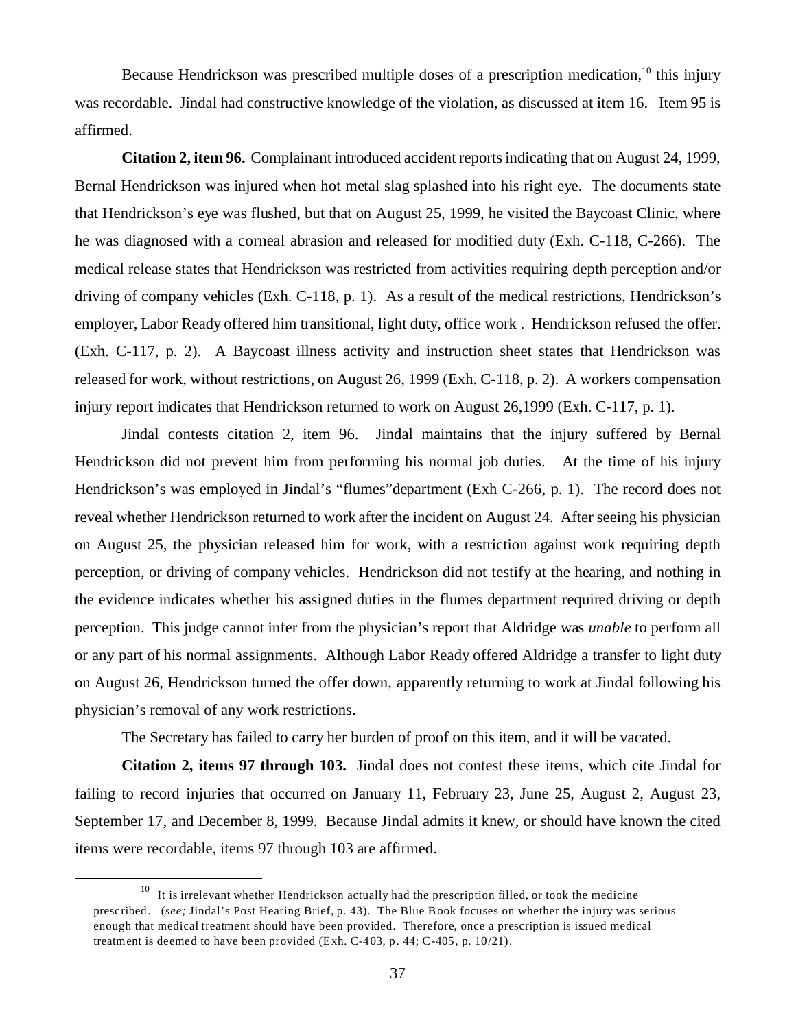Because Hendrickson was prescribed multiple doses of a prescription medication,[10] this injury was recordable. Jindal had constructive knowledge of the violation, as discussed at item 16. Item 95 is affirmed.

**Citation 2, item 96.** Complainant introduced accident reports indicating that on August 24, 1999, Bernal Hendrickson was injured when hot metal slag splashed into his right eye. The documents state that Hendrickson's eye was flushed, but that on August 25, 1999, he visited the Baycoast Clinic, where he was diagnosed with a corneal abrasion and released for modified duty (Exh. C-118, C-266). The medical release states that Hendrickson was restricted from activities requiring depth perception and/or driving of company vehicles (Exh. C-118, p. 1). As a result of the medical restrictions, Hendrickson's employer, Labor Ready offered him transitional, light duty, office work . Hendrickson refused the offer. (Exh. C-117, p. 2). A Baycoast illness activity and instruction sheet states that Hendrickson was released for work, without restrictions, on August 26, 1999 (Exh. C-118, p. 2). A workers compensation injury report indicates that Hendrickson returned to work on August 26,1999 (Exh. C-117, p. 1).

Jindal contests citation 2, item 96. Jindal maintains that the injury suffered by Bernal Hendrickson did not prevent him from performing his normal job duties. At the time of his injury Hendrickson's was employed in Jindal's "flumes"department (Exh C-266, p. 1). The record does not reveal whether Hendrickson returned to work after the incident on August 24. After seeing his physician on August 25, the physician released him for work, with a restriction against work requiring depth perception, or driving of company vehicles. Hendrickson did not testify at the hearing, and nothing in the evidence indicates whether his assigned duties in the flumes department required driving or depth perception. This judge cannot infer from the physician's report that Aldridge was *unable* to perform all or any part of his normal assignments. Although Labor Ready offered Aldridge a transfer to light duty on August 26, Hendrickson turned the offer down, apparently returning to work at Jindal following his physician's removal of any work restrictions.

The Secretary has failed to carry her burden of proof on this item, and it will be vacated.

**Citation 2, items 97 through 103.** Jindal does not contest these items, which cite Jindal for failing to record injuries that occurred on January 11, February 23, June 25, August 2, August 23, September 17, and December 8, 1999. Because Jindal admits it knew, or should have known the cited items were recordable, items 97 through 103 are affirmed.

---

[10] It is irrelevant whether Hendrickson actually had the prescription filled, or took the medicine prescribed. (*see;* Jindal's Post Hearing Brief, p. 43). The Blue Book focuses on whether the injury was serious enough that medical treatment should have been provided. Therefore, once a prescription is issued medical treatment is deemed to have been provided (Exh. C-403, p. 44; C-405, p. 10/21).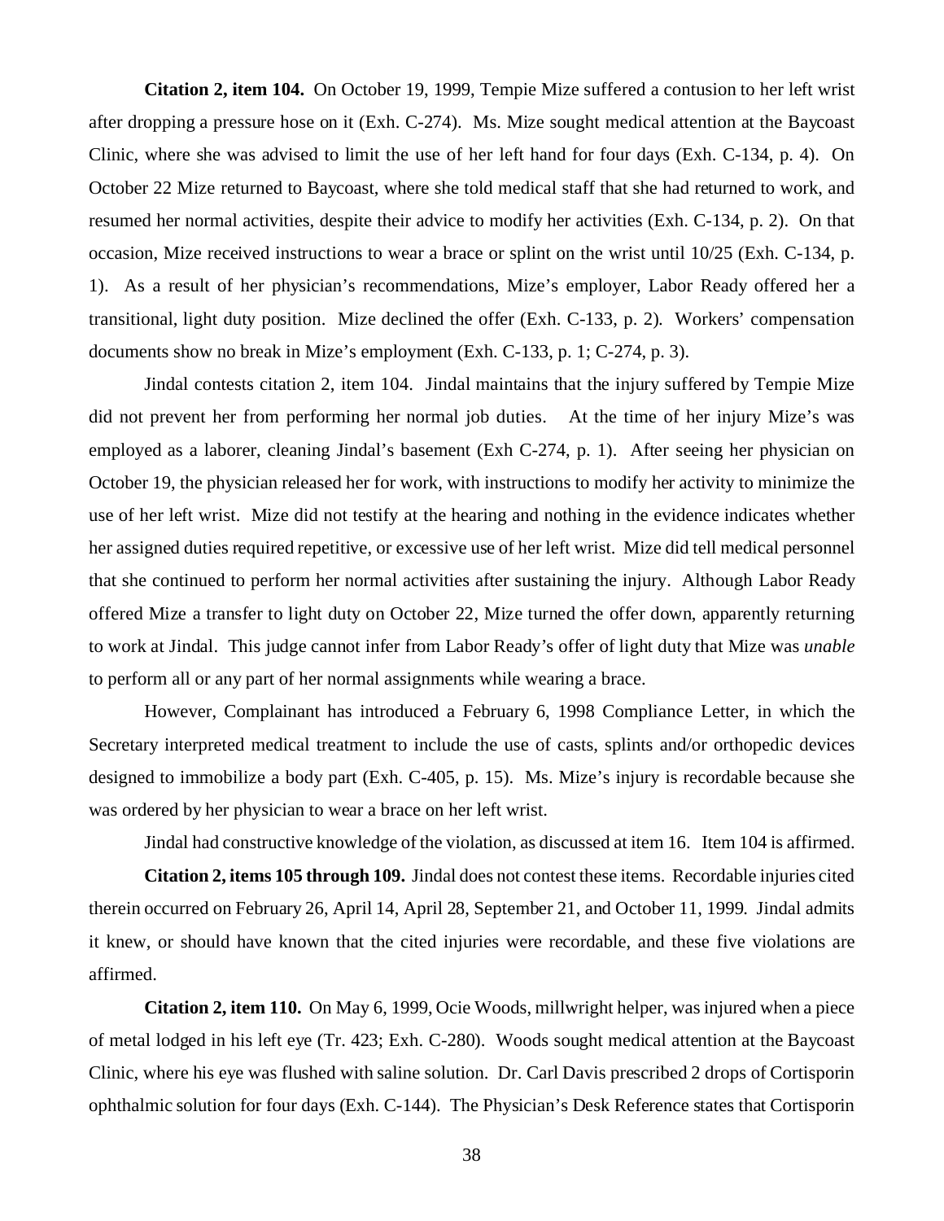**Citation 2, item 104.** On October 19, 1999, Tempie Mize suffered a contusion to her left wrist after dropping a pressure hose on it (Exh. C-274). Ms. Mize sought medical attention at the Baycoast Clinic, where she was advised to limit the use of her left hand for four days (Exh. C-134, p. 4). On October 22 Mize returned to Baycoast, where she told medical staff that she had returned to work, and resumed her normal activities, despite their advice to modify her activities (Exh. C-134, p. 2). On that occasion, Mize received instructions to wear a brace or splint on the wrist until 10/25 (Exh. C-134, p. 1). As a result of her physician's recommendations, Mize's employer, Labor Ready offered her a transitional, light duty position. Mize declined the offer (Exh. C-133, p. 2). Workers' compensation documents show no break in Mize's employment (Exh. C-133, p. 1; C-274, p. 3).

Jindal contests citation 2, item 104. Jindal maintains that the injury suffered by Tempie Mize did not prevent her from performing her normal job duties. At the time of her injury Mize's was employed as a laborer, cleaning Jindal's basement (Exh C-274, p. 1). After seeing her physician on October 19, the physician released her for work, with instructions to modify her activity to minimize the use of her left wrist. Mize did not testify at the hearing and nothing in the evidence indicates whether her assigned duties required repetitive, or excessive use of her left wrist. Mize did tell medical personnel that she continued to perform her normal activities after sustaining the injury. Although Labor Ready offered Mize a transfer to light duty on October 22, Mize turned the offer down, apparently returning to work at Jindal. This judge cannot infer from Labor Ready's offer of light duty that Mize was *unable* to perform all or any part of her normal assignments while wearing a brace.

However, Complainant has introduced a February 6, 1998 Compliance Letter, in which the Secretary interpreted medical treatment to include the use of casts, splints and/or orthopedic devices designed to immobilize a body part (Exh. C-405, p. 15). Ms. Mize's injury is recordable because she was ordered by her physician to wear a brace on her left wrist.

Jindal had constructive knowledge of the violation, as discussed at item 16. Item 104 is affirmed.

**Citation 2, items 105 through 109.** Jindal does not contest these items. Recordable injuries cited therein occurred on February 26, April 14, April 28, September 21, and October 11, 1999. Jindal admits it knew, or should have known that the cited injuries were recordable, and these five violations are affirmed.

**Citation 2, item 110.** On May 6, 1999, Ocie Woods, millwright helper, was injured when a piece of metal lodged in his left eye (Tr. 423; Exh. C-280). Woods sought medical attention at the Baycoast Clinic, where his eye was flushed with saline solution. Dr. Carl Davis prescribed 2 drops of Cortisporin ophthalmic solution for four days (Exh. C-144). The Physician's Desk Reference states that Cortisporin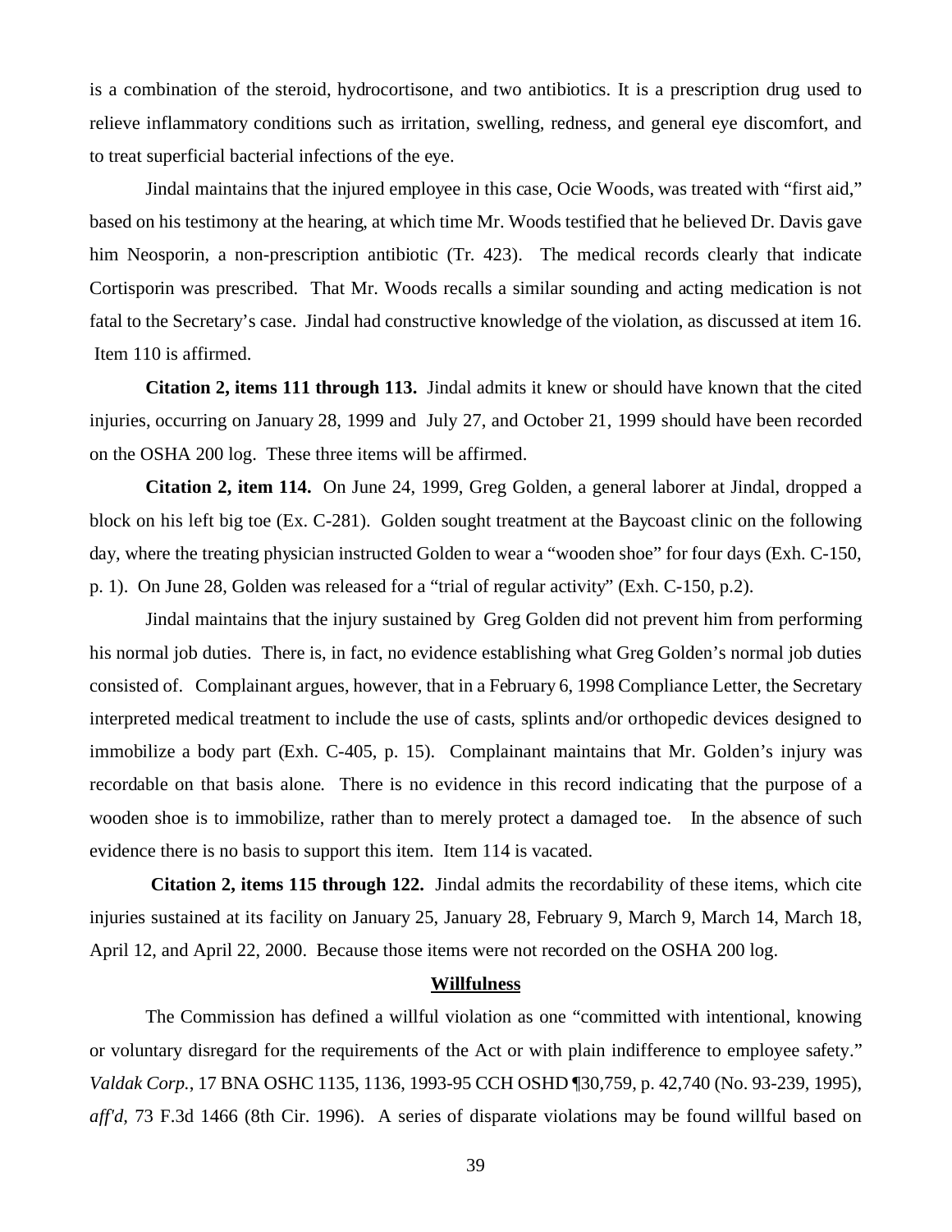is a combination of the steroid, hydrocortisone, and two antibiotics. It is a prescription drug used to relieve inflammatory conditions such as irritation, swelling, redness, and general eye discomfort, and to treat superficial bacterial infections of the eye.

Jindal maintains that the injured employee in this case, Ocie Woods, was treated with "first aid," based on his testimony at the hearing, at which time Mr. Woods testified that he believed Dr. Davis gave him Neosporin, a non-prescription antibiotic (Tr. 423). The medical records clearly that indicate Cortisporin was prescribed. That Mr. Woods recalls a similar sounding and acting medication is not fatal to the Secretary's case. Jindal had constructive knowledge of the violation, as discussed at item 16. Item 110 is affirmed.

**Citation 2, items 111 through 113.** Jindal admits it knew or should have known that the cited injuries, occurring on January 28, 1999 and July 27, and October 21, 1999 should have been recorded on the OSHA 200 log. These three items will be affirmed.

**Citation 2, item 114.** On June 24, 1999, Greg Golden, a general laborer at Jindal, dropped a block on his left big toe (Ex. C-281). Golden sought treatment at the Baycoast clinic on the following day, where the treating physician instructed Golden to wear a "wooden shoe" for four days (Exh. C-150, p. 1). On June 28, Golden was released for a "trial of regular activity" (Exh. C-150, p.2).

Jindal maintains that the injury sustained by Greg Golden did not prevent him from performing his normal job duties. There is, in fact, no evidence establishing what Greg Golden's normal job duties consisted of. Complainant argues, however, that in a February 6, 1998 Compliance Letter, the Secretary interpreted medical treatment to include the use of casts, splints and/or orthopedic devices designed to immobilize a body part (Exh. C-405, p. 15). Complainant maintains that Mr. Golden's injury was recordable on that basis alone. There is no evidence in this record indicating that the purpose of a wooden shoe is to immobilize, rather than to merely protect a damaged toe. In the absence of such evidence there is no basis to support this item. Item 114 is vacated.

**Citation 2, items 115 through 122.** Jindal admits the recordability of these items, which cite injuries sustained at its facility on January 25, January 28, February 9, March 9, March 14, March 18, April 12, and April 22, 2000. Because those items were not recorded on the OSHA 200 log.

## Willfulness

The Commission has defined a willful violation as one "committed with intentional, knowing or voluntary disregard for the requirements of the Act or with plain indifference to employee safety." *Valdak Corp.*, 17 BNA OSHC 1135, 1136, 1993-95 CCH OSHD ¶30,759, p. 42,740 (No. 93-239, 1995), *aff'd*, 73 F.3d 1466 (8th Cir. 1996). A series of disparate violations may be found willful based on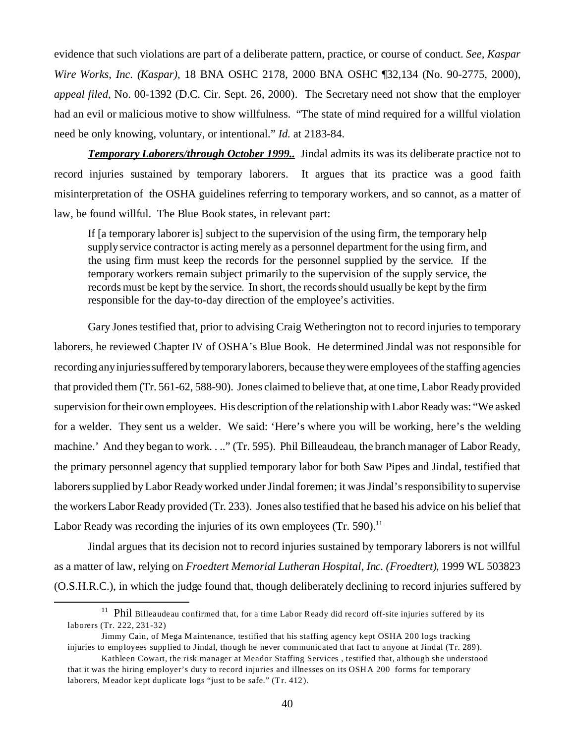evidence that such violations are part of a deliberate pattern, practice, or course of conduct. *See, Kaspar Wire Works, Inc. (Kaspar),* 18 BNA OSHC 2178, 2000 BNA OSHC ¶32,134 (No. 90-2775, 2000), *appeal filed*, No. 00-1392 (D.C. Cir. Sept. 26, 2000). The Secretary need not show that the employer had an evil or malicious motive to show willfulness. "The state of mind required for a willful violation need be only knowing, voluntary, or intentional." *Id.* at 2183-84.

***Temporary Laborers/through October 1999..*** Jindal admits its was its deliberate practice not to record injuries sustained by temporary laborers. It argues that its practice was a good faith misinterpretation of the OSHA guidelines referring to temporary workers, and so cannot, as a matter of law, be found willful. The Blue Book states, in relevant part:

> If [a temporary laborer is] subject to the supervision of the using firm, the temporary help supply service contractor is acting merely as a personnel department for the using firm, and the using firm must keep the records for the personnel supplied by the service. If the temporary workers remain subject primarily to the supervision of the supply service, the records must be kept by the service. In short, the records should usually be kept by the firm responsible for the day-to-day direction of the employee's activities.

Gary Jones testified that, prior to advising Craig Wetherington not to record injuries to temporary laborers, he reviewed Chapter IV of OSHA's Blue Book. He determined Jindal was not responsible for recording any injuries suffered by temporary laborers, because they were employees of the staffing agencies that provided them (Tr. 561-62, 588-90). Jones claimed to believe that, at one time, Labor Ready provided supervision for their own employees. His description of the relationship with Labor Ready was: "We asked for a welder. They sent us a welder. We said: 'Here's where you will be working, here's the welding machine.' And they began to work. . .." (Tr. 595). Phil Billeaudeau, the branch manager of Labor Ready, the primary personnel agency that supplied temporary labor for both Saw Pipes and Jindal, testified that laborers supplied by Labor Ready worked under Jindal foremen; it was Jindal's responsibility to supervise the workers Labor Ready provided (Tr. 233). Jones also testified that he based his advice on his belief that Labor Ready was recording the injuries of its own employees (Tr. 590).[11]

Jindal argues that its decision not to record injuries sustained by temporary laborers is not willful as a matter of law, relying on *Froedtert Memorial Lutheran Hospital, Inc. (Froedtert)*, 1999 WL 503823 (O.S.H.R.C.), in which the judge found that, though deliberately declining to record injuries suffered by

---

[11] Phil Billeaudeau confirmed that, for a time Labor Ready did record off-site injuries suffered by its laborers (Tr. 222, 231-32)

Jimmy Cain, of Mega Maintenance, testified that his staffing agency kept OSHA 200 logs tracking injuries to employees supplied to Jindal, though he never communicated that fact to anyone at Jindal (Tr. 289).

Kathleen Cowart, the risk manager at Meador Staffing Services , testified that, although she understood that it was the hiring employer's duty to record injuries and illnesses on its OSHA 200 forms for temporary laborers, Meador kept duplicate logs "just to be safe." (Tr. 412).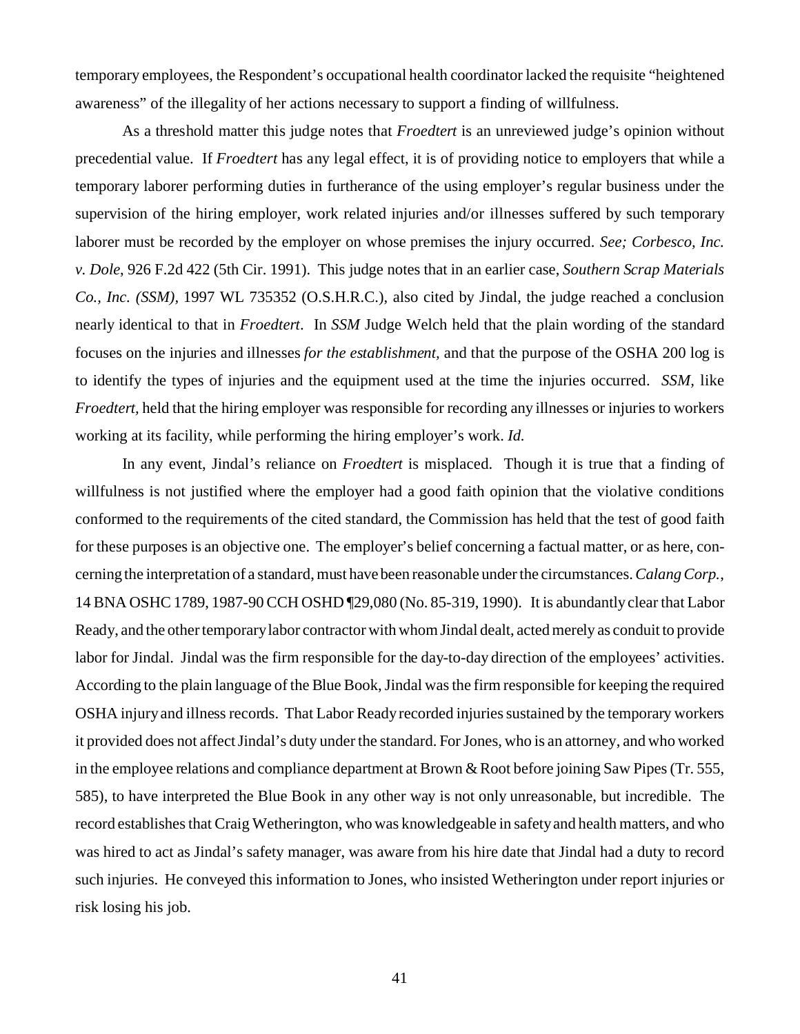temporary employees, the Respondent's occupational health coordinator lacked the requisite "heightened awareness" of the illegality of her actions necessary to support a finding of willfulness.

As a threshold matter this judge notes that *Froedtert* is an unreviewed judge's opinion without precedential value. If *Froedtert* has any legal effect, it is of providing notice to employers that while a temporary laborer performing duties in furtherance of the using employer's regular business under the supervision of the hiring employer, work related injuries and/or illnesses suffered by such temporary laborer must be recorded by the employer on whose premises the injury occurred. *See; Corbesco, Inc. v. Dole*, 926 F.2d 422 (5th Cir. 1991). This judge notes that in an earlier case, *Southern Scrap Materials Co., Inc. (SSM),* 1997 WL 735352 (O.S.H.R.C.), also cited by Jindal, the judge reached a conclusion nearly identical to that in *Froedtert*. In *SSM* Judge Welch held that the plain wording of the standard focuses on the injuries and illnesses *for the establishment,* and that the purpose of the OSHA 200 log is to identify the types of injuries and the equipment used at the time the injuries occurred. *SSM,* like *Froedtert,* held that the hiring employer was responsible for recording any illnesses or injuries to workers working at its facility, while performing the hiring employer's work. *Id.*

In any event, Jindal's reliance on *Froedtert* is misplaced. Though it is true that a finding of willfulness is not justified where the employer had a good faith opinion that the violative conditions conformed to the requirements of the cited standard, the Commission has held that the test of good faith for these purposes is an objective one. The employer's belief concerning a factual matter, or as here, concerning the interpretation of a standard, must have been reasonable under the circumstances. *Calang Corp.,* 14 BNA OSHC 1789, 1987-90 CCH OSHD ¶29,080 (No. 85-319, 1990). It is abundantly clear that Labor Ready, and the other temporary labor contractor with whom Jindal dealt, acted merely as conduit to provide labor for Jindal. Jindal was the firm responsible for the day-to-day direction of the employees' activities. According to the plain language of the Blue Book, Jindal was the firm responsible for keeping the required OSHA injury and illness records. That Labor Ready recorded injuries sustained by the temporary workers it provided does not affect Jindal's duty under the standard. For Jones, who is an attorney, and who worked in the employee relations and compliance department at Brown & Root before joining Saw Pipes (Tr. 555, 585), to have interpreted the Blue Book in any other way is not only unreasonable, but incredible. The record establishes that Craig Wetherington, who was knowledgeable in safety and health matters, and who was hired to act as Jindal's safety manager, was aware from his hire date that Jindal had a duty to record such injuries. He conveyed this information to Jones, who insisted Wetherington under report injuries or risk losing his job.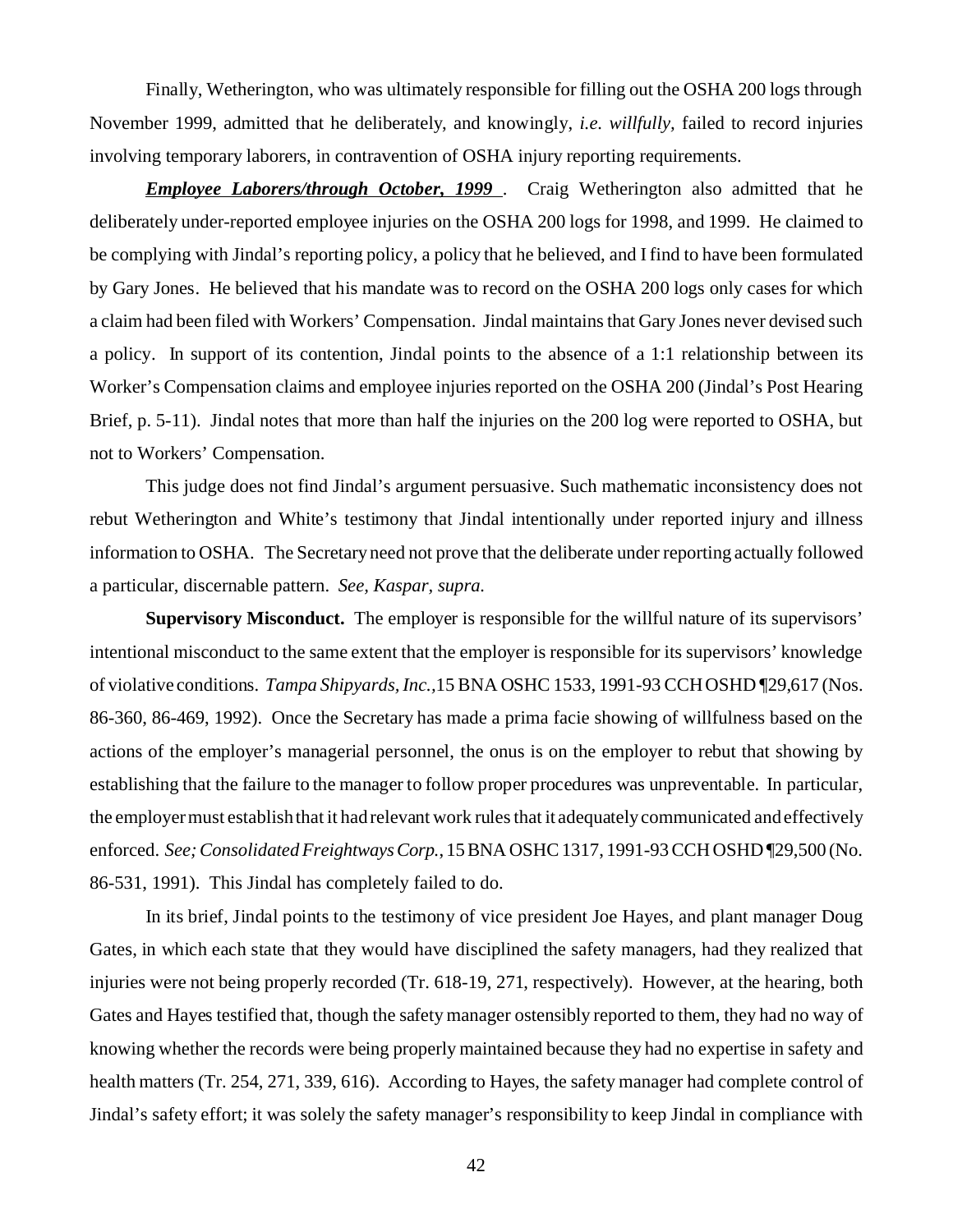Finally, Wetherington, who was ultimately responsible for filling out the OSHA 200 logs through November 1999, admitted that he deliberately, and knowingly, *i.e. willfully,* failed to record injuries involving temporary laborers, in contravention of OSHA injury reporting requirements.

***Employee Laborers/through October, 1999*** . Craig Wetherington also admitted that he deliberately under-reported employee injuries on the OSHA 200 logs for 1998, and 1999. He claimed to be complying with Jindal's reporting policy, a policy that he believed, and I find to have been formulated by Gary Jones. He believed that his mandate was to record on the OSHA 200 logs only cases for which a claim had been filed with Workers' Compensation. Jindal maintains that Gary Jones never devised such a policy. In support of its contention, Jindal points to the absence of a 1:1 relationship between its Worker's Compensation claims and employee injuries reported on the OSHA 200 (Jindal's Post Hearing Brief, p. 5-11). Jindal notes that more than half the injuries on the 200 log were reported to OSHA, but not to Workers' Compensation.

This judge does not find Jindal's argument persuasive. Such mathematic inconsistency does not rebut Wetherington and White's testimony that Jindal intentionally under reported injury and illness information to OSHA. The Secretary need not prove that the deliberate under reporting actually followed a particular, discernable pattern. *See, Kaspar, supra.*

**Supervisory Misconduct.** The employer is responsible for the willful nature of its supervisors' intentional misconduct to the same extent that the employer is responsible for its supervisors' knowledge of violative conditions. *Tampa Shipyards, Inc.,*15 BNA OSHC 1533, 1991-93 CCH OSHD ¶29,617 (Nos. 86-360, 86-469, 1992). Once the Secretary has made a prima facie showing of willfulness based on the actions of the employer's managerial personnel, the onus is on the employer to rebut that showing by establishing that the failure to the manager to follow proper procedures was unpreventable. In particular, the employer must establish that it had relevant work rules that it adequately communicated and effectively enforced. *See; Consolidated Freightways Corp.*, 15 BNA OSHC 1317, 1991-93 CCH OSHD ¶29,500 (No. 86-531, 1991). This Jindal has completely failed to do.

In its brief, Jindal points to the testimony of vice president Joe Hayes, and plant manager Doug Gates, in which each state that they would have disciplined the safety managers, had they realized that injuries were not being properly recorded (Tr. 618-19, 271, respectively). However, at the hearing, both Gates and Hayes testified that, though the safety manager ostensibly reported to them, they had no way of knowing whether the records were being properly maintained because they had no expertise in safety and health matters (Tr. 254, 271, 339, 616). According to Hayes, the safety manager had complete control of Jindal's safety effort; it was solely the safety manager's responsibility to keep Jindal in compliance with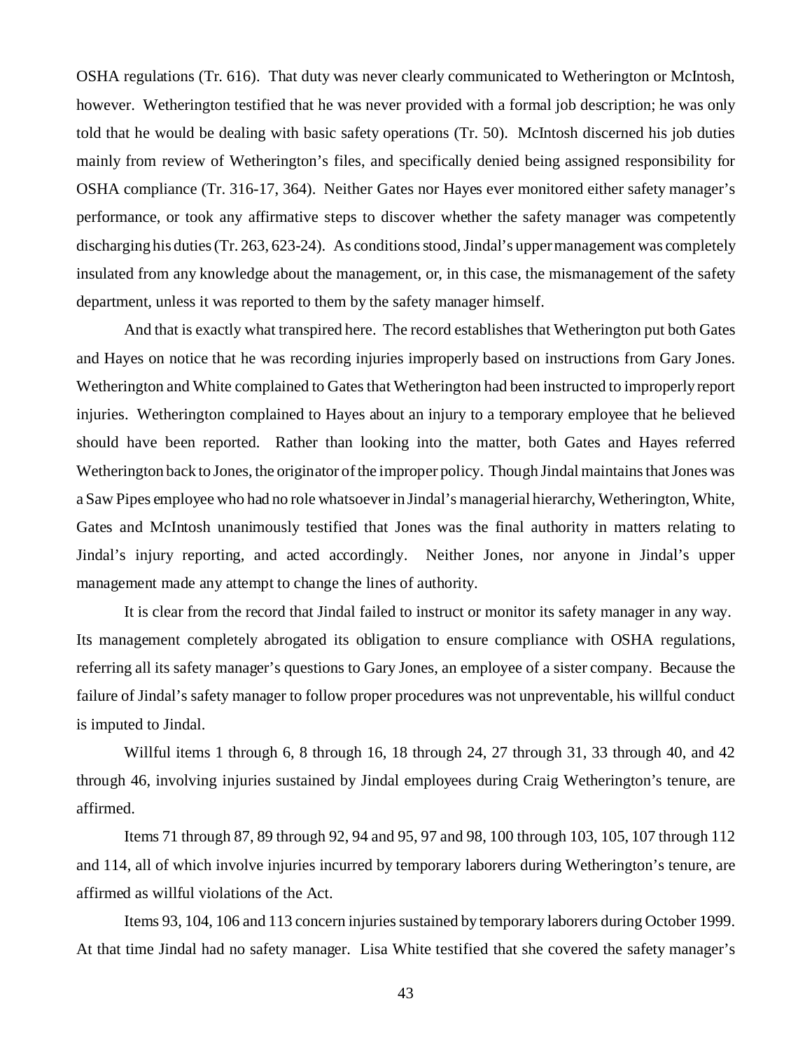OSHA regulations (Tr. 616). That duty was never clearly communicated to Wetherington or McIntosh, however. Wetherington testified that he was never provided with a formal job description; he was only told that he would be dealing with basic safety operations (Tr. 50). McIntosh discerned his job duties mainly from review of Wetherington's files, and specifically denied being assigned responsibility for OSHA compliance (Tr. 316-17, 364). Neither Gates nor Hayes ever monitored either safety manager's performance, or took any affirmative steps to discover whether the safety manager was competently discharging his duties (Tr. 263, 623-24). As conditions stood, Jindal's upper management was completely insulated from any knowledge about the management, or, in this case, the mismanagement of the safety department, unless it was reported to them by the safety manager himself.

And that is exactly what transpired here. The record establishes that Wetherington put both Gates and Hayes on notice that he was recording injuries improperly based on instructions from Gary Jones. Wetherington and White complained to Gates that Wetherington had been instructed to improperly report injuries. Wetherington complained to Hayes about an injury to a temporary employee that he believed should have been reported. Rather than looking into the matter, both Gates and Hayes referred Wetherington back to Jones, the originator of the improper policy. Though Jindal maintains that Jones was a Saw Pipes employee who had no role whatsoever in Jindal's managerial hierarchy, Wetherington, White, Gates and McIntosh unanimously testified that Jones was the final authority in matters relating to Jindal's injury reporting, and acted accordingly. Neither Jones, nor anyone in Jindal's upper management made any attempt to change the lines of authority.

It is clear from the record that Jindal failed to instruct or monitor its safety manager in any way. Its management completely abrogated its obligation to ensure compliance with OSHA regulations, referring all its safety manager's questions to Gary Jones, an employee of a sister company. Because the failure of Jindal's safety manager to follow proper procedures was not unpreventable, his willful conduct is imputed to Jindal.

Willful items 1 through 6, 8 through 16, 18 through 24, 27 through 31, 33 through 40, and 42 through 46, involving injuries sustained by Jindal employees during Craig Wetherington's tenure, are affirmed.

Items 71 through 87, 89 through 92, 94 and 95, 97 and 98, 100 through 103, 105, 107 through 112 and 114, all of which involve injuries incurred by temporary laborers during Wetherington's tenure, are affirmed as willful violations of the Act.

Items 93, 104, 106 and 113 concern injuries sustained by temporary laborers during October 1999. At that time Jindal had no safety manager. Lisa White testified that she covered the safety manager's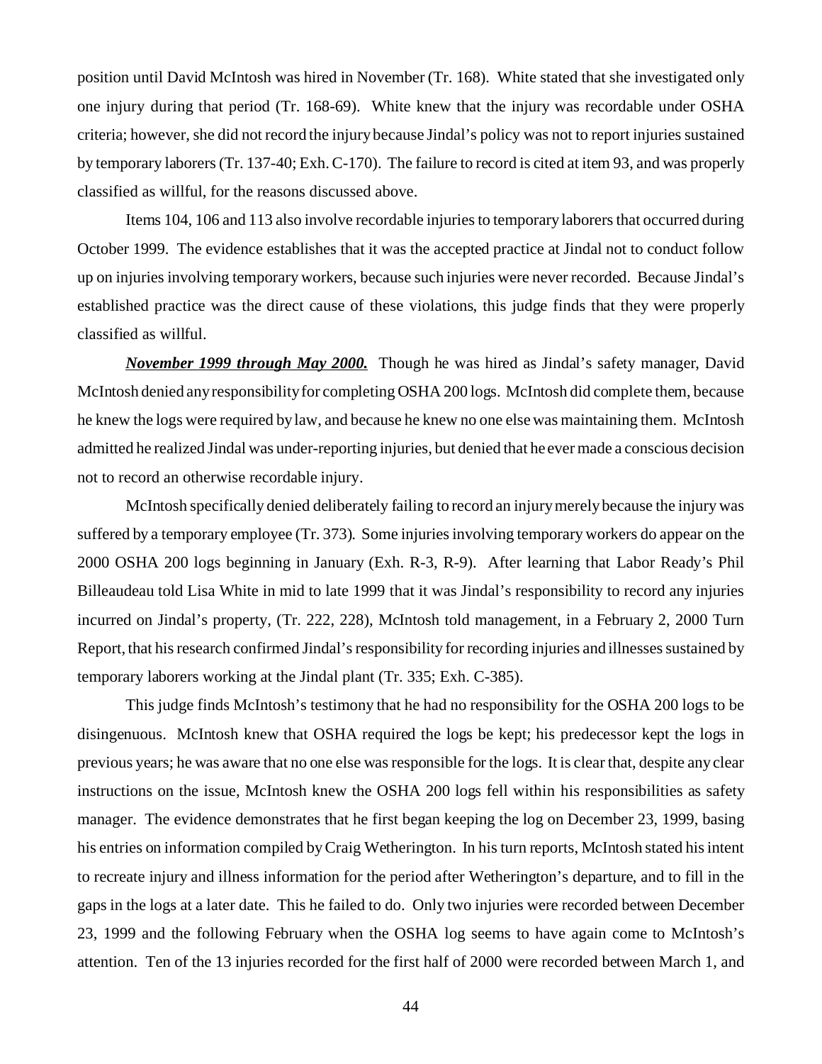position until David McIntosh was hired in November (Tr. 168). White stated that she investigated only one injury during that period (Tr. 168-69). White knew that the injury was recordable under OSHA criteria; however, she did not record the injury because Jindal's policy was not to report injuries sustained by temporary laborers (Tr. 137-40; Exh. C-170). The failure to record is cited at item 93, and was properly classified as willful, for the reasons discussed above.

Items 104, 106 and 113 also involve recordable injuries to temporary laborers that occurred during October 1999. The evidence establishes that it was the accepted practice at Jindal not to conduct follow up on injuries involving temporary workers, because such injuries were never recorded. Because Jindal's established practice was the direct cause of these violations, this judge finds that they were properly classified as willful.

***November 1999 through May 2000.*** Though he was hired as Jindal's safety manager, David McIntosh denied any responsibility for completing OSHA 200 logs. McIntosh did complete them, because he knew the logs were required by law, and because he knew no one else was maintaining them. McIntosh admitted he realized Jindal was under-reporting injuries, but denied that he ever made a conscious decision not to record an otherwise recordable injury.

McIntosh specifically denied deliberately failing to record an injury merely because the injury was suffered by a temporary employee (Tr. 373). Some injuries involving temporary workers do appear on the 2000 OSHA 200 logs beginning in January (Exh. R-3, R-9). After learning that Labor Ready's Phil Billeaudeau told Lisa White in mid to late 1999 that it was Jindal's responsibility to record any injuries incurred on Jindal's property, (Tr. 222, 228), McIntosh told management, in a February 2, 2000 Turn Report, that his research confirmed Jindal's responsibility for recording injuries and illnesses sustained by temporary laborers working at the Jindal plant (Tr. 335; Exh. C-385).

This judge finds McIntosh's testimony that he had no responsibility for the OSHA 200 logs to be disingenuous. McIntosh knew that OSHA required the logs be kept; his predecessor kept the logs in previous years; he was aware that no one else was responsible for the logs. It is clear that, despite any clear instructions on the issue, McIntosh knew the OSHA 200 logs fell within his responsibilities as safety manager. The evidence demonstrates that he first began keeping the log on December 23, 1999, basing his entries on information compiled by Craig Wetherington. In his turn reports, McIntosh stated his intent to recreate injury and illness information for the period after Wetherington's departure, and to fill in the gaps in the logs at a later date. This he failed to do. Only two injuries were recorded between December 23, 1999 and the following February when the OSHA log seems to have again come to McIntosh's attention. Ten of the 13 injuries recorded for the first half of 2000 were recorded between March 1, and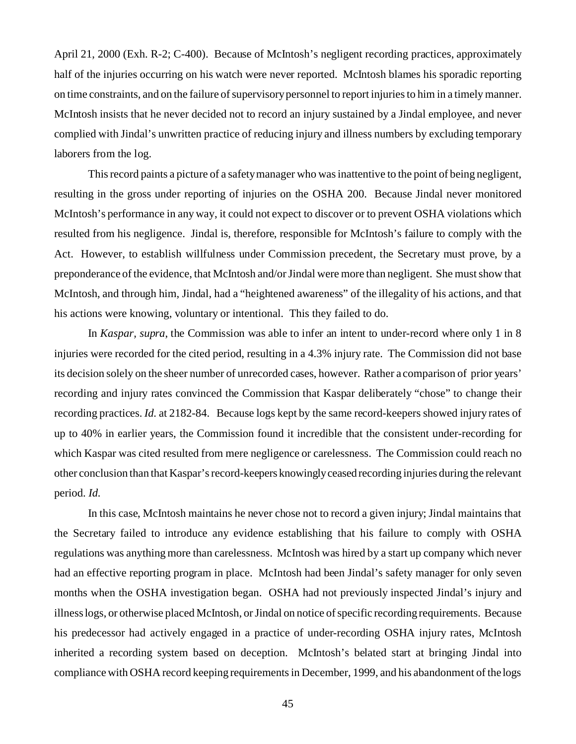April 21, 2000 (Exh. R-2; C-400). Because of McIntosh's negligent recording practices, approximately half of the injuries occurring on his watch were never reported. McIntosh blames his sporadic reporting on time constraints, and on the failure of supervisory personnel to report injuries to him in a timely manner. McIntosh insists that he never decided not to record an injury sustained by a Jindal employee, and never complied with Jindal's unwritten practice of reducing injury and illness numbers by excluding temporary laborers from the log.

This record paints a picture of a safety manager who was inattentive to the point of being negligent, resulting in the gross under reporting of injuries on the OSHA 200. Because Jindal never monitored McIntosh's performance in any way, it could not expect to discover or to prevent OSHA violations which resulted from his negligence. Jindal is, therefore, responsible for McIntosh's failure to comply with the Act. However, to establish willfulness under Commission precedent, the Secretary must prove, by a preponderance of the evidence, that McIntosh and/or Jindal were more than negligent. She must show that McIntosh, and through him, Jindal, had a "heightened awareness" of the illegality of his actions, and that his actions were knowing, voluntary or intentional. This they failed to do.

In *Kaspar, supra,* the Commission was able to infer an intent to under-record where only 1 in 8 injuries were recorded for the cited period, resulting in a 4.3% injury rate. The Commission did not base its decision solely on the sheer number of unrecorded cases, however. Rather a comparison of prior years' recording and injury rates convinced the Commission that Kaspar deliberately "chose" to change their recording practices. *Id.* at 2182-84. Because logs kept by the same record-keepers showed injury rates of up to 40% in earlier years, the Commission found it incredible that the consistent under-recording for which Kaspar was cited resulted from mere negligence or carelessness. The Commission could reach no other conclusion than that Kaspar's record-keepers knowingly ceased recording injuries during the relevant period. *Id.*

In this case, McIntosh maintains he never chose not to record a given injury; Jindal maintains that the Secretary failed to introduce any evidence establishing that his failure to comply with OSHA regulations was anything more than carelessness. McIntosh was hired by a start up company which never had an effective reporting program in place. McIntosh had been Jindal's safety manager for only seven months when the OSHA investigation began. OSHA had not previously inspected Jindal's injury and illness logs, or otherwise placed McIntosh, or Jindal on notice of specific recording requirements. Because his predecessor had actively engaged in a practice of under-recording OSHA injury rates, McIntosh inherited a recording system based on deception. McIntosh's belated start at bringing Jindal into compliance with OSHA record keeping requirements in December, 1999, and his abandonment of the logs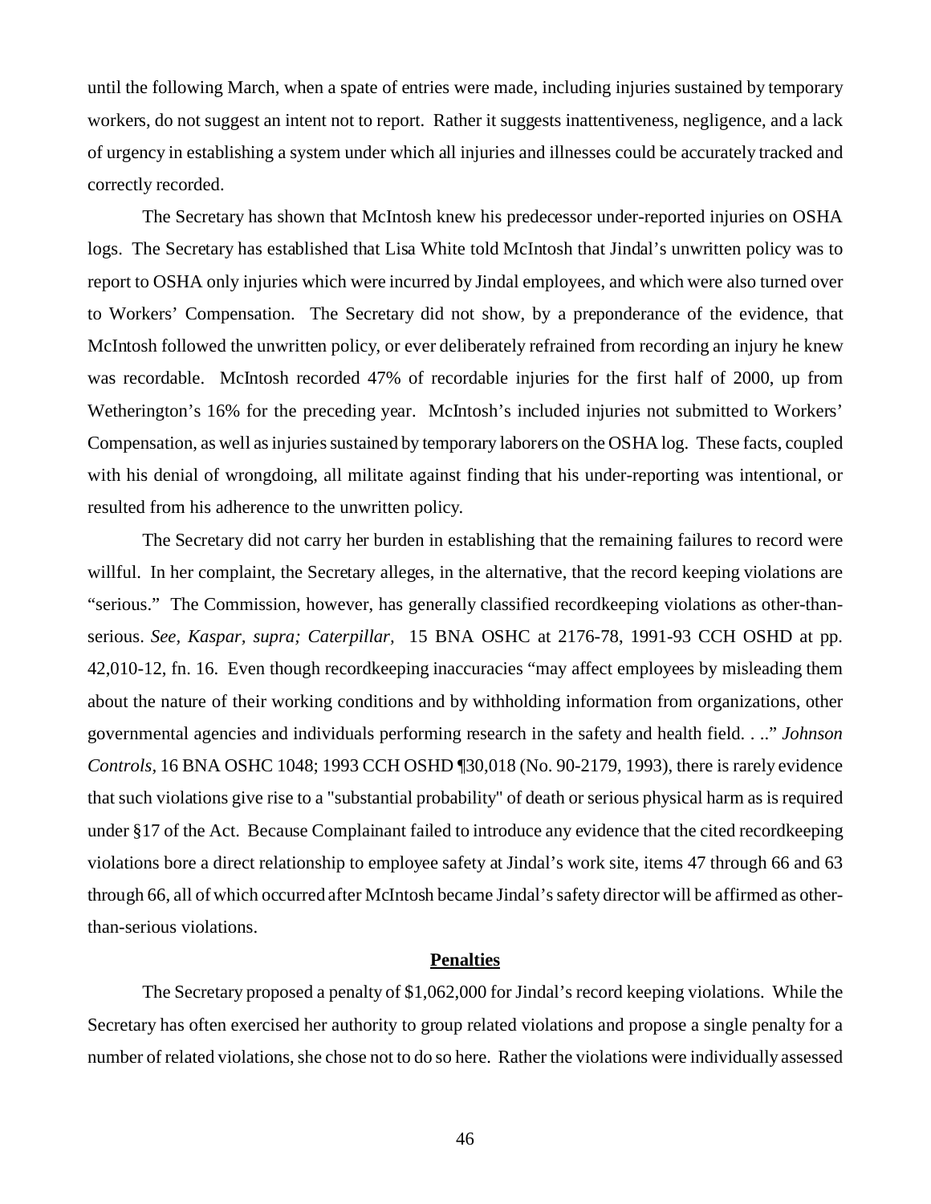until the following March, when a spate of entries were made, including injuries sustained by temporary workers, do not suggest an intent not to report. Rather it suggests inattentiveness, negligence, and a lack of urgency in establishing a system under which all injuries and illnesses could be accurately tracked and correctly recorded.

The Secretary has shown that McIntosh knew his predecessor under-reported injuries on OSHA logs. The Secretary has established that Lisa White told McIntosh that Jindal's unwritten policy was to report to OSHA only injuries which were incurred by Jindal employees, and which were also turned over to Workers' Compensation. The Secretary did not show, by a preponderance of the evidence, that McIntosh followed the unwritten policy, or ever deliberately refrained from recording an injury he knew was recordable. McIntosh recorded 47% of recordable injuries for the first half of 2000, up from Wetherington's 16% for the preceding year. McIntosh's included injuries not submitted to Workers' Compensation, as well as injuries sustained by temporary laborers on the OSHA log. These facts, coupled with his denial of wrongdoing, all militate against finding that his under-reporting was intentional, or resulted from his adherence to the unwritten policy.

The Secretary did not carry her burden in establishing that the remaining failures to record were willful. In her complaint, the Secretary alleges, in the alternative, that the record keeping violations are "serious." The Commission, however, has generally classified recordkeeping violations as other-than-serious. *See, Kaspar, supra; Caterpillar,* 15 BNA OSHC at 2176-78, 1991-93 CCH OSHD at pp. 42,010-12, fn. 16. Even though recordkeeping inaccuracies "may affect employees by misleading them about the nature of their working conditions and by withholding information from organizations, other governmental agencies and individuals performing research in the safety and health field. . .." *Johnson Controls*, 16 BNA OSHC 1048; 1993 CCH OSHD ¶30,018 (No. 90-2179, 1993), there is rarely evidence that such violations give rise to a "substantial probability" of death or serious physical harm as is required under §17 of the Act. Because Complainant failed to introduce any evidence that the cited recordkeeping violations bore a direct relationship to employee safety at Jindal's work site, items 47 through 66 and 63 through 66, all of which occurred after McIntosh became Jindal's safety director will be affirmed as other-than-serious violations.

## **Penalties**

The Secretary proposed a penalty of $1,062,000 for Jindal's record keeping violations. While the Secretary has often exercised her authority to group related violations and propose a single penalty for a number of related violations, she chose not to do so here. Rather the violations were individually assessed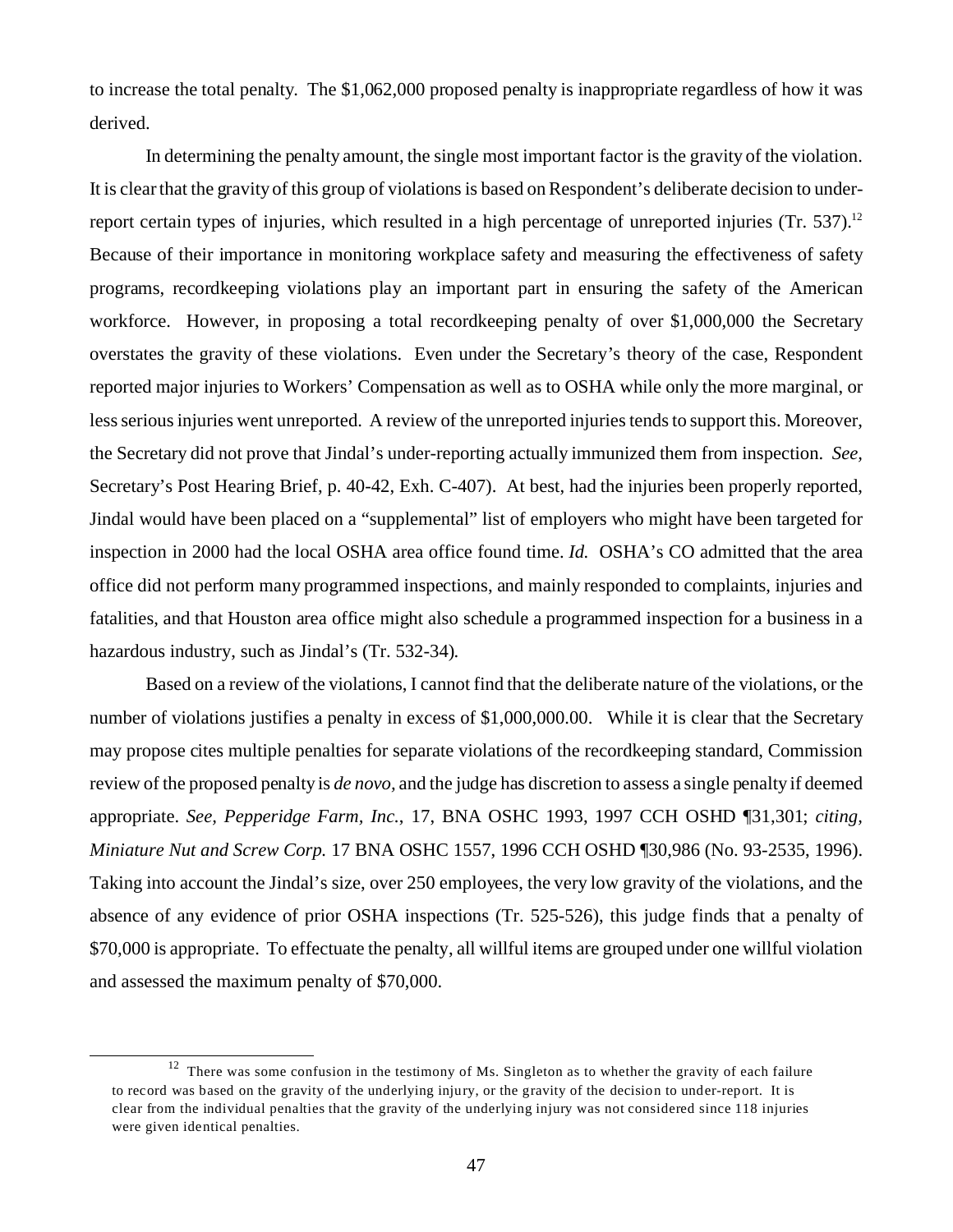to increase the total penalty. The $1,062,000 proposed penalty is inappropriate regardless of how it was derived.

In determining the penalty amount, the single most important factor is the gravity of the violation. It is clear that the gravity of this group of violations is based on Respondent's deliberate decision to under-report certain types of injuries, which resulted in a high percentage of unreported injuries (Tr. 537).[12] Because of their importance in monitoring workplace safety and measuring the effectiveness of safety programs, recordkeeping violations play an important part in ensuring the safety of the American workforce. However, in proposing a total recordkeeping penalty of over $1,000,000 the Secretary overstates the gravity of these violations. Even under the Secretary's theory of the case, Respondent reported major injuries to Workers' Compensation as well as to OSHA while only the more marginal, or less serious injuries went unreported. A review of the unreported injuries tends to support this. Moreover, the Secretary did not prove that Jindal's under-reporting actually immunized them from inspection. *See,* Secretary's Post Hearing Brief, p. 40-42, Exh. C-407). At best, had the injuries been properly reported, Jindal would have been placed on a "supplemental" list of employers who might have been targeted for inspection in 2000 had the local OSHA area office found time. *Id.* OSHA's CO admitted that the area office did not perform many programmed inspections, and mainly responded to complaints, injuries and fatalities, and that Houston area office might also schedule a programmed inspection for a business in a hazardous industry, such as Jindal's (Tr. 532-34).

Based on a review of the violations, I cannot find that the deliberate nature of the violations, or the number of violations justifies a penalty in excess of $1,000,000.00. While it is clear that the Secretary may propose cites multiple penalties for separate violations of the recordkeeping standard, Commission review of the proposed penalty is *de novo*, and the judge has discretion to assess a single penalty if deemed appropriate. *See, Pepperidge Farm, Inc.*, 17, BNA OSHC 1993, 1997 CCH OSHD ¶31,301; *citing, Miniature Nut and Screw Corp.* 17 BNA OSHC 1557, 1996 CCH OSHD ¶30,986 (No. 93-2535, 1996). Taking into account the Jindal's size, over 250 employees, the very low gravity of the violations, and the absence of any evidence of prior OSHA inspections (Tr. 525-526), this judge finds that a penalty of $70,000 is appropriate. To effectuate the penalty, all willful items are grouped under one willful violation and assessed the maximum penalty of $70,000.

---

[12] There was some confusion in the testimony of Ms. Singleton as to whether the gravity of each failure to record was based on the gravity of the underlying injury, or the gravity of the decision to under-report. It is clear from the individual penalties that the gravity of the underlying injury was not considered since 118 injuries were given identical penalties.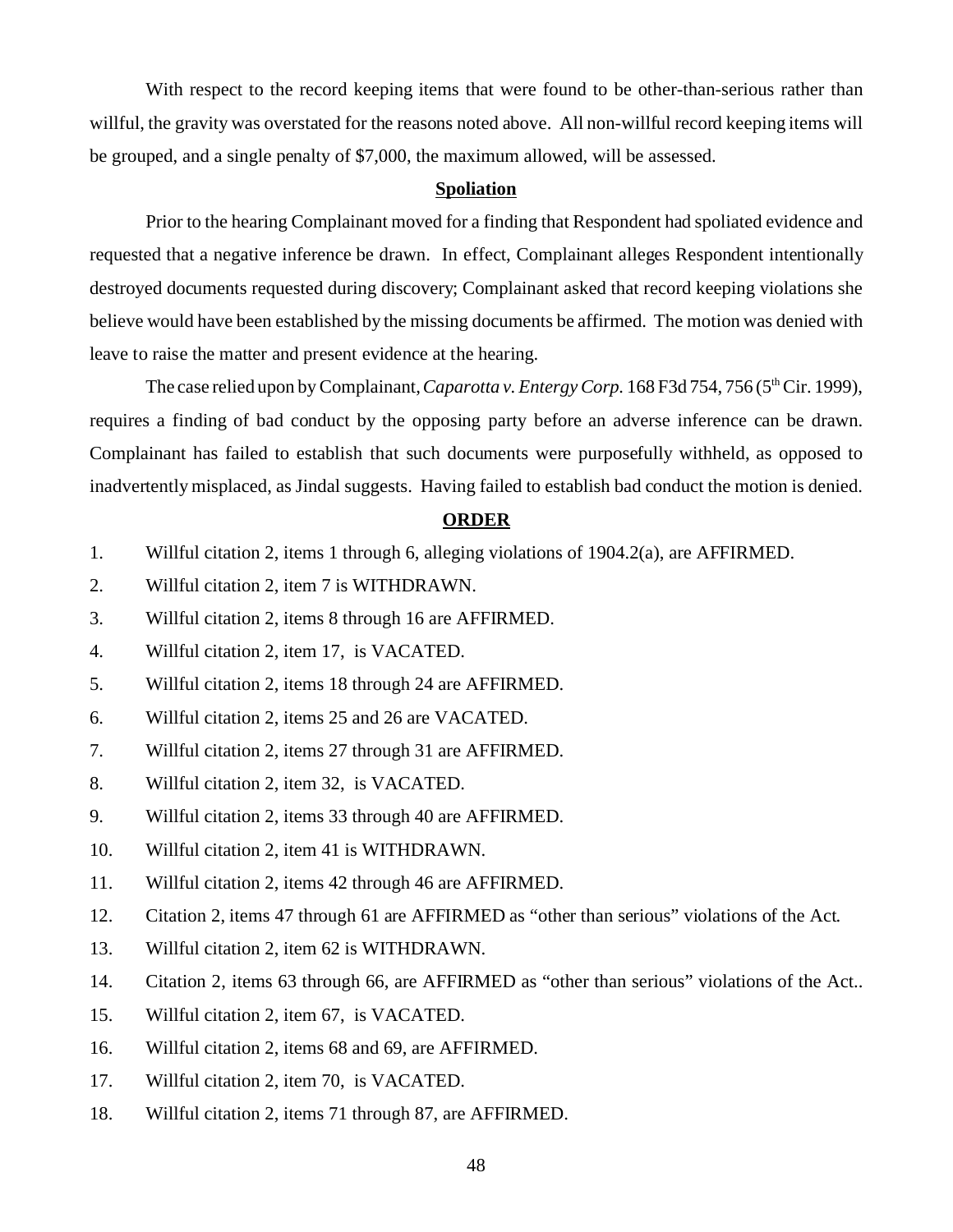With respect to the record keeping items that were found to be other-than-serious rather than willful, the gravity was overstated for the reasons noted above. All non-willful record keeping items will be grouped, and a single penalty of $7,000, the maximum allowed, will be assessed.

## Spoliation

Prior to the hearing Complainant moved for a finding that Respondent had spoliated evidence and requested that a negative inference be drawn. In effect, Complainant alleges Respondent intentionally destroyed documents requested during discovery; Complainant asked that record keeping violations she believe would have been established by the missing documents be affirmed. The motion was denied with leave to raise the matter and present evidence at the hearing.

The case relied upon by Complainant, *Caparotta v. Entergy Corp.* 168 F3d 754, 756 (5th Cir. 1999), requires a finding of bad conduct by the opposing party before an adverse inference can be drawn. Complainant has failed to establish that such documents were purposefully withheld, as opposed to inadvertently misplaced, as Jindal suggests. Having failed to establish bad conduct the motion is denied.

## ORDER

1. Willful citation 2, items 1 through 6, alleging violations of 1904.2(a), are AFFIRMED.
2. Willful citation 2, item 7 is WITHDRAWN.
3. Willful citation 2, items 8 through 16 are AFFIRMED.
4. Willful citation 2, item 17, is VACATED.
5. Willful citation 2, items 18 through 24 are AFFIRMED.
6. Willful citation 2, items 25 and 26 are VACATED.
7. Willful citation 2, items 27 through 31 are AFFIRMED.
8. Willful citation 2, item 32, is VACATED.
9. Willful citation 2, items 33 through 40 are AFFIRMED.
10. Willful citation 2, item 41 is WITHDRAWN.
11. Willful citation 2, items 42 through 46 are AFFIRMED.
12. Citation 2, items 47 through 61 are AFFIRMED as "other than serious" violations of the Act.
13. Willful citation 2, item 62 is WITHDRAWN.
14. Citation 2, items 63 through 66, are AFFIRMED as "other than serious" violations of the Act..
15. Willful citation 2, item 67, is VACATED.
16. Willful citation 2, items 68 and 69, are AFFIRMED.
17. Willful citation 2, item 70, is VACATED.
18. Willful citation 2, items 71 through 87, are AFFIRMED.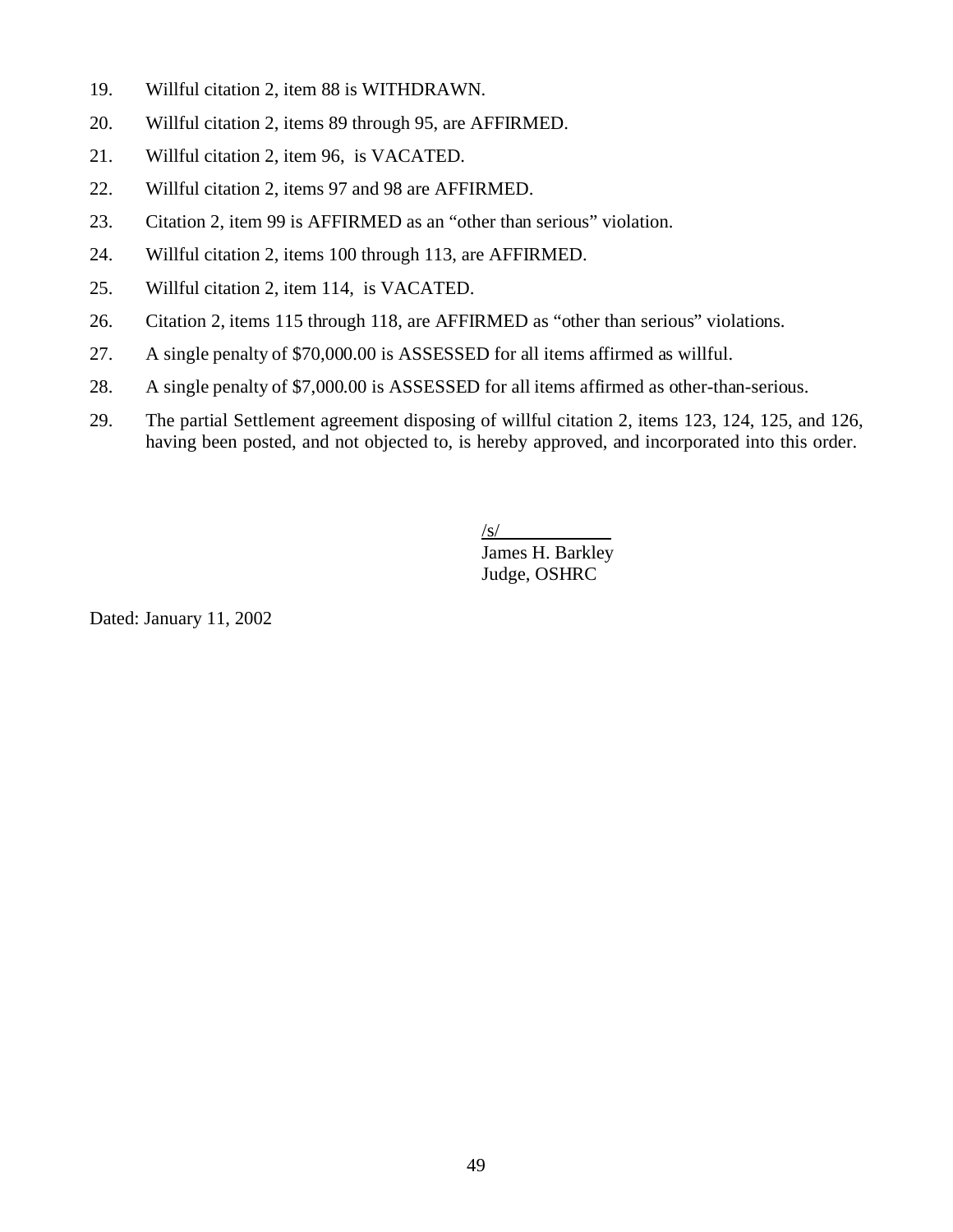19. Willful citation 2, item 88 is WITHDRAWN.

20. Willful citation 2, items 89 through 95, are AFFIRMED.

21. Willful citation 2, item 96, is VACATED.

22. Willful citation 2, items 97 and 98 are AFFIRMED.

23. Citation 2, item 99 is AFFIRMED as an "other than serious" violation.

24. Willful citation 2, items 100 through 113, are AFFIRMED.

25. Willful citation 2, item 114, is VACATED.

26. Citation 2, items 115 through 118, are AFFIRMED as "other than serious" violations.

27. A single penalty of $70,000.00 is ASSESSED for all items affirmed as willful.

28. A single penalty of $7,000.00 is ASSESSED for all items affirmed as other-than-serious.

29. The partial Settlement agreement disposing of willful citation 2, items 123, 124, 125, and 126, having been posted, and not objected to, is hereby approved, and incorporated into this order.

/s/
James H. Barkley
Judge, OSHRC

Dated: January 11, 2002